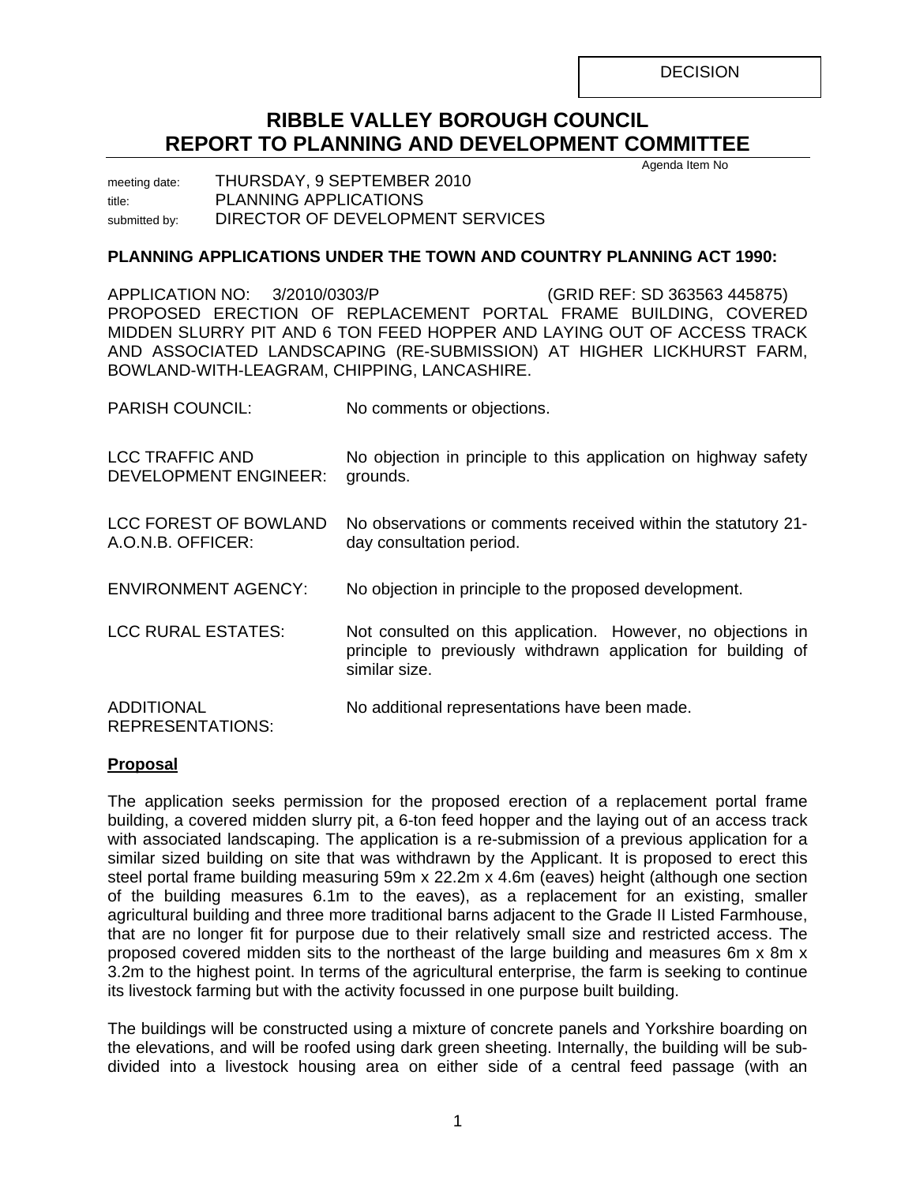DECISION

# RIBBLE VALLEY BOROUGH COUNCIL
## REPORT TO PLANNING AND DEVELOPMENT COMMITTEE

Agenda Item No

meeting date: THURSDAY, 9 SEPTEMBER 2010
title: PLANNING APPLICATIONS
submitted by: DIRECTOR OF DEVELOPMENT SERVICES

**PLANNING APPLICATIONS UNDER THE TOWN AND COUNTRY PLANNING ACT 1990:**

APPLICATION NO: 3/2010/0303/P (GRID REF: SD 363563 445875)
PROPOSED ERECTION OF REPLACEMENT PORTAL FRAME BUILDING, COVERED MIDDEN SLURRY PIT AND 6 TON FEED HOPPER AND LAYING OUT OF ACCESS TRACK AND ASSOCIATED LANDSCAPING (RE-SUBMISSION) AT HIGHER LICKHURST FARM, BOWLAND-WITH-LEAGRAM, CHIPPING, LANCASHIRE.

| | |
|---|---|
| PARISH COUNCIL: | No comments or objections. |
| LCC TRAFFIC AND DEVELOPMENT ENGINEER: | No objection in principle to this application on highway safety grounds. |
| LCC FOREST OF BOWLAND A.O.N.B. OFFICER: | No observations or comments received within the statutory 21-day consultation period. |
| ENVIRONMENT AGENCY: | No objection in principle to the proposed development. |
| LCC RURAL ESTATES: | Not consulted on this application. However, no objections in principle to previously withdrawn application for building of similar size. |
| ADDITIONAL REPRESENTATIONS: | No additional representations have been made. |

**Proposal**

The application seeks permission for the proposed erection of a replacement portal frame building, a covered midden slurry pit, a 6-ton feed hopper and the laying out of an access track with associated landscaping. The application is a re-submission of a previous application for a similar sized building on site that was withdrawn by the Applicant. It is proposed to erect this steel portal frame building measuring 59m x 22.2m x 4.6m (eaves) height (although one section of the building measures 6.1m to the eaves), as a replacement for an existing, smaller agricultural building and three more traditional barns adjacent to the Grade II Listed Farmhouse, that are no longer fit for purpose due to their relatively small size and restricted access. The proposed covered midden sits to the northeast of the large building and measures 6m x 8m x 3.2m to the highest point. In terms of the agricultural enterprise, the farm is seeking to continue its livestock farming but with the activity focussed in one purpose built building.

The buildings will be constructed using a mixture of concrete panels and Yorkshire boarding on the elevations, and will be roofed using dark green sheeting. Internally, the building will be sub-divided into a livestock housing area on either side of a central feed passage (with an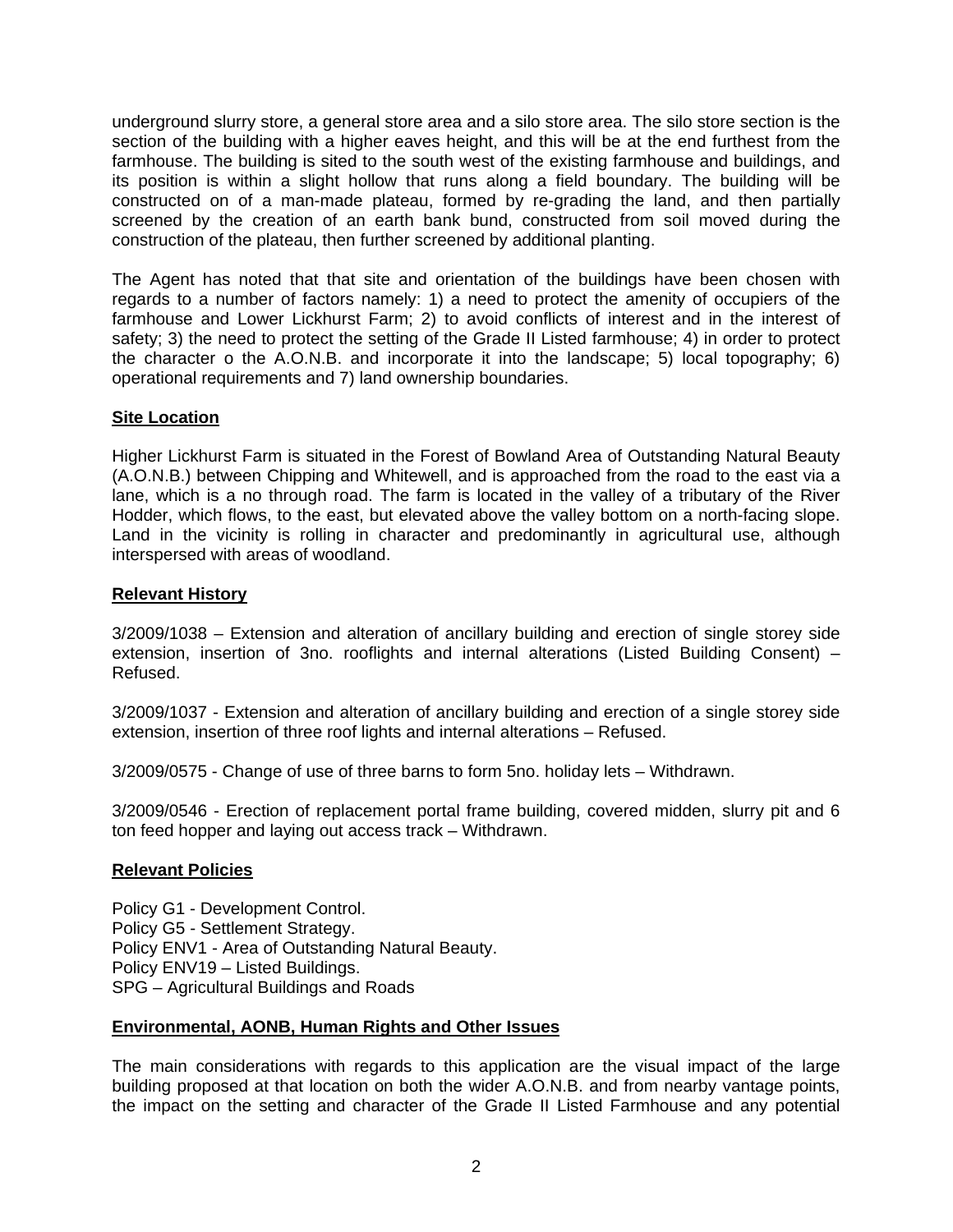underground slurry store, a general store area and a silo store area. The silo store section is the section of the building with a higher eaves height, and this will be at the end furthest from the farmhouse. The building is sited to the south west of the existing farmhouse and buildings, and its position is within a slight hollow that runs along a field boundary. The building will be constructed on of a man-made plateau, formed by re-grading the land, and then partially screened by the creation of an earth bank bund, constructed from soil moved during the construction of the plateau, then further screened by additional planting.

The Agent has noted that that site and orientation of the buildings have been chosen with regards to a number of factors namely: 1) a need to protect the amenity of occupiers of the farmhouse and Lower Lickhurst Farm; 2) to avoid conflicts of interest and in the interest of safety; 3) the need to protect the setting of the Grade II Listed farmhouse; 4) in order to protect the character o the A.O.N.B. and incorporate it into the landscape; 5) local topography; 6) operational requirements and 7) land ownership boundaries.

**Site Location**

Higher Lickhurst Farm is situated in the Forest of Bowland Area of Outstanding Natural Beauty (A.O.N.B.) between Chipping and Whitewell, and is approached from the road to the east via a lane, which is a no through road. The farm is located in the valley of a tributary of the River Hodder, which flows, to the east, but elevated above the valley bottom on a north-facing slope. Land in the vicinity is rolling in character and predominantly in agricultural use, although interspersed with areas of woodland.

**Relevant History**

3/2009/1038 – Extension and alteration of ancillary building and erection of single storey side extension, insertion of 3no. rooflights and internal alterations (Listed Building Consent) – Refused.

3/2009/1037 - Extension and alteration of ancillary building and erection of a single storey side extension, insertion of three roof lights and internal alterations – Refused.

3/2009/0575 - Change of use of three barns to form 5no. holiday lets – Withdrawn.

3/2009/0546 - Erection of replacement portal frame building, covered midden, slurry pit and 6 ton feed hopper and laying out access track – Withdrawn.

**Relevant Policies**

Policy G1 - Development Control.
Policy G5 - Settlement Strategy.
Policy ENV1 - Area of Outstanding Natural Beauty.
Policy ENV19 – Listed Buildings.
SPG – Agricultural Buildings and Roads

**Environmental, AONB, Human Rights and Other Issues**

The main considerations with regards to this application are the visual impact of the large building proposed at that location on both the wider A.O.N.B. and from nearby vantage points, the impact on the setting and character of the Grade II Listed Farmhouse and any potential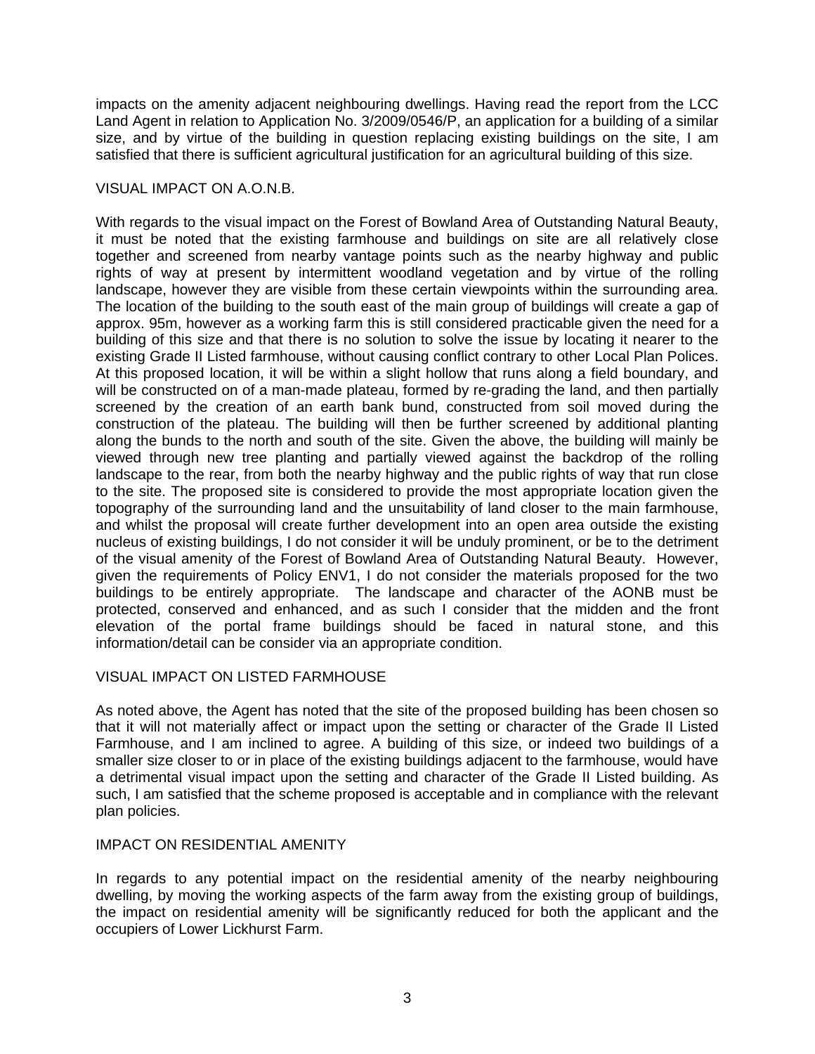impacts on the amenity adjacent neighbouring dwellings. Having read the report from the LCC Land Agent in relation to Application No. 3/2009/0546/P, an application for a building of a similar size, and by virtue of the building in question replacing existing buildings on the site, I am satisfied that there is sufficient agricultural justification for an agricultural building of this size.

VISUAL IMPACT ON A.O.N.B.

With regards to the visual impact on the Forest of Bowland Area of Outstanding Natural Beauty, it must be noted that the existing farmhouse and buildings on site are all relatively close together and screened from nearby vantage points such as the nearby highway and public rights of way at present by intermittent woodland vegetation and by virtue of the rolling landscape, however they are visible from these certain viewpoints within the surrounding area. The location of the building to the south east of the main group of buildings will create a gap of approx. 95m, however as a working farm this is still considered practicable given the need for a building of this size and that there is no solution to solve the issue by locating it nearer to the existing Grade II Listed farmhouse, without causing conflict contrary to other Local Plan Polices. At this proposed location, it will be within a slight hollow that runs along a field boundary, and will be constructed on of a man-made plateau, formed by re-grading the land, and then partially screened by the creation of an earth bank bund, constructed from soil moved during the construction of the plateau. The building will then be further screened by additional planting along the bunds to the north and south of the site. Given the above, the building will mainly be viewed through new tree planting and partially viewed against the backdrop of the rolling landscape to the rear, from both the nearby highway and the public rights of way that run close to the site. The proposed site is considered to provide the most appropriate location given the topography of the surrounding land and the unsuitability of land closer to the main farmhouse, and whilst the proposal will create further development into an open area outside the existing nucleus of existing buildings, I do not consider it will be unduly prominent, or be to the detriment of the visual amenity of the Forest of Bowland Area of Outstanding Natural Beauty. However, given the requirements of Policy ENV1, I do not consider the materials proposed for the two buildings to be entirely appropriate. The landscape and character of the AONB must be protected, conserved and enhanced, and as such I consider that the midden and the front elevation of the portal frame buildings should be faced in natural stone, and this information/detail can be consider via an appropriate condition.

VISUAL IMPACT ON LISTED FARMHOUSE

As noted above, the Agent has noted that the site of the proposed building has been chosen so that it will not materially affect or impact upon the setting or character of the Grade II Listed Farmhouse, and I am inclined to agree. A building of this size, or indeed two buildings of a smaller size closer to or in place of the existing buildings adjacent to the farmhouse, would have a detrimental visual impact upon the setting and character of the Grade II Listed building. As such, I am satisfied that the scheme proposed is acceptable and in compliance with the relevant plan policies.

IMPACT ON RESIDENTIAL AMENITY

In regards to any potential impact on the residential amenity of the nearby neighbouring dwelling, by moving the working aspects of the farm away from the existing group of buildings, the impact on residential amenity will be significantly reduced for both the applicant and the occupiers of Lower Lickhurst Farm.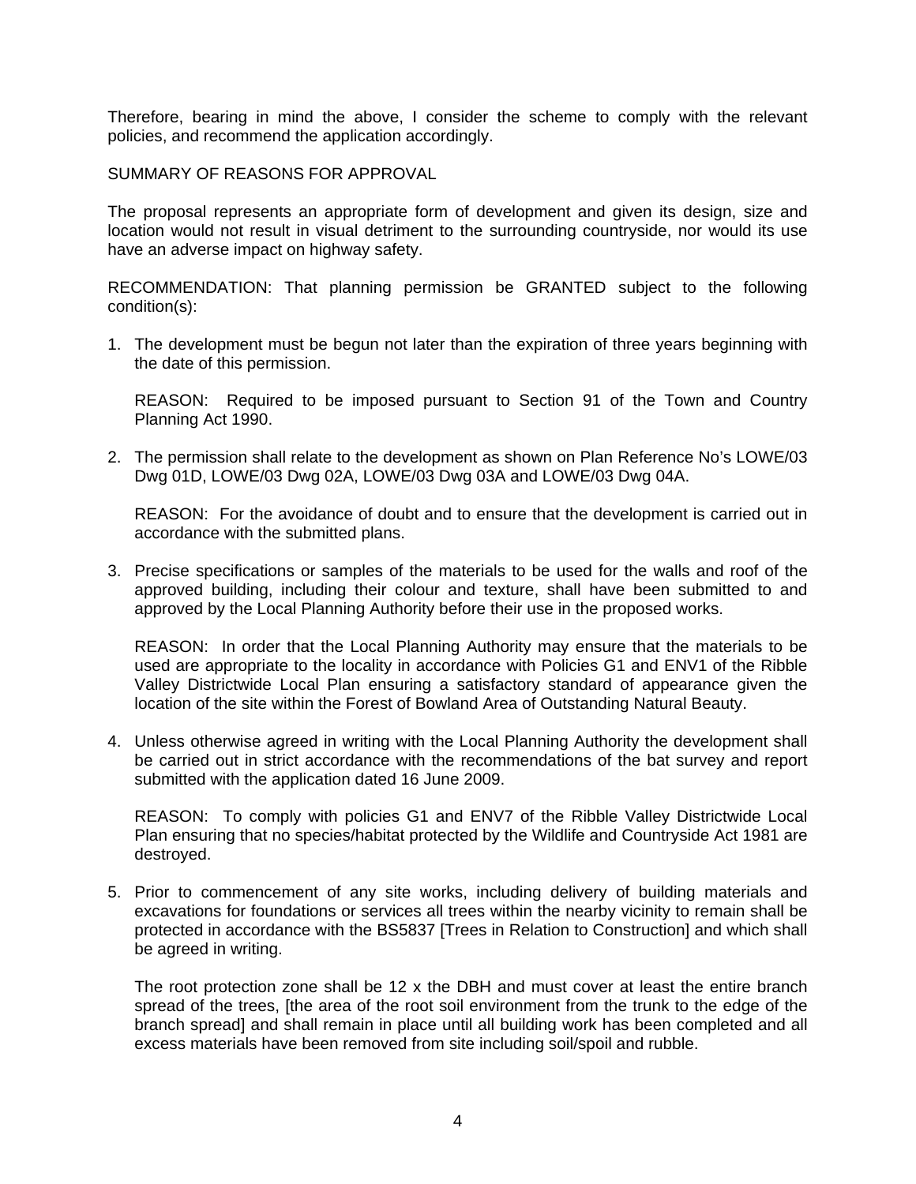Therefore, bearing in mind the above, I consider the scheme to comply with the relevant policies, and recommend the application accordingly.

SUMMARY OF REASONS FOR APPROVAL

The proposal represents an appropriate form of development and given its design, size and location would not result in visual detriment to the surrounding countryside, nor would its use have an adverse impact on highway safety.

RECOMMENDATION: That planning permission be GRANTED subject to the following condition(s):

1. The development must be begun not later than the expiration of three years beginning with the date of this permission.

   REASON: Required to be imposed pursuant to Section 91 of the Town and Country Planning Act 1990.

2. The permission shall relate to the development as shown on Plan Reference No's LOWE/03 Dwg 01D, LOWE/03 Dwg 02A, LOWE/03 Dwg 03A and LOWE/03 Dwg 04A.

   REASON: For the avoidance of doubt and to ensure that the development is carried out in accordance with the submitted plans.

3. Precise specifications or samples of the materials to be used for the walls and roof of the approved building, including their colour and texture, shall have been submitted to and approved by the Local Planning Authority before their use in the proposed works.

   REASON: In order that the Local Planning Authority may ensure that the materials to be used are appropriate to the locality in accordance with Policies G1 and ENV1 of the Ribble Valley Districtwide Local Plan ensuring a satisfactory standard of appearance given the location of the site within the Forest of Bowland Area of Outstanding Natural Beauty.

4. Unless otherwise agreed in writing with the Local Planning Authority the development shall be carried out in strict accordance with the recommendations of the bat survey and report submitted with the application dated 16 June 2009.

   REASON: To comply with policies G1 and ENV7 of the Ribble Valley Districtwide Local Plan ensuring that no species/habitat protected by the Wildlife and Countryside Act 1981 are destroyed.

5. Prior to commencement of any site works, including delivery of building materials and excavations for foundations or services all trees within the nearby vicinity to remain shall be protected in accordance with the BS5837 [Trees in Relation to Construction] and which shall be agreed in writing.

   The root protection zone shall be 12 x the DBH and must cover at least the entire branch spread of the trees, [the area of the root soil environment from the trunk to the edge of the branch spread] and shall remain in place until all building work has been completed and all excess materials have been removed from site including soil/spoil and rubble.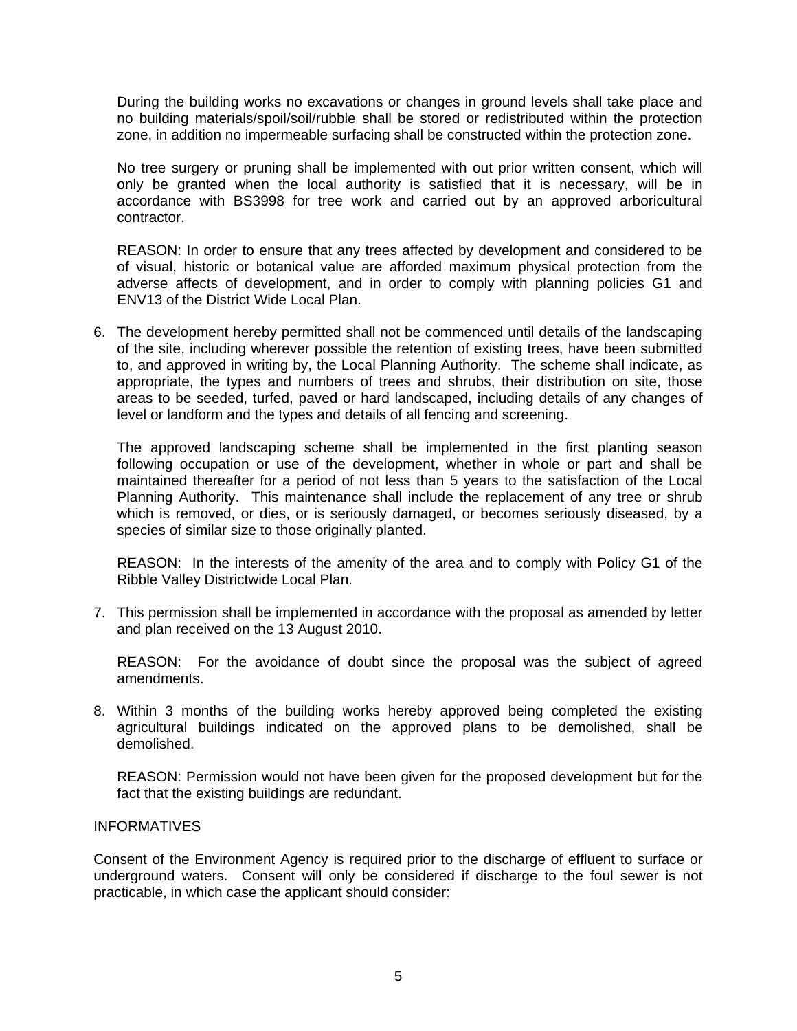During the building works no excavations or changes in ground levels shall take place and no building materials/spoil/soil/rubble shall be stored or redistributed within the protection zone, in addition no impermeable surfacing shall be constructed within the protection zone.

No tree surgery or pruning shall be implemented with out prior written consent, which will only be granted when the local authority is satisfied that it is necessary, will be in accordance with BS3998 for tree work and carried out by an approved arboricultural contractor.

REASON: In order to ensure that any trees affected by development and considered to be of visual, historic or botanical value are afforded maximum physical protection from the adverse affects of development, and in order to comply with planning policies G1 and ENV13 of the District Wide Local Plan.

6. The development hereby permitted shall not be commenced until details of the landscaping of the site, including wherever possible the retention of existing trees, have been submitted to, and approved in writing by, the Local Planning Authority. The scheme shall indicate, as appropriate, the types and numbers of trees and shrubs, their distribution on site, those areas to be seeded, turfed, paved or hard landscaped, including details of any changes of level or landform and the types and details of all fencing and screening.

   The approved landscaping scheme shall be implemented in the first planting season following occupation or use of the development, whether in whole or part and shall be maintained thereafter for a period of not less than 5 years to the satisfaction of the Local Planning Authority. This maintenance shall include the replacement of any tree or shrub which is removed, or dies, or is seriously damaged, or becomes seriously diseased, by a species of similar size to those originally planted.

   REASON: In the interests of the amenity of the area and to comply with Policy G1 of the Ribble Valley Districtwide Local Plan.

7. This permission shall be implemented in accordance with the proposal as amended by letter and plan received on the 13 August 2010.

   REASON: For the avoidance of doubt since the proposal was the subject of agreed amendments.

8. Within 3 months of the building works hereby approved being completed the existing agricultural buildings indicated on the approved plans to be demolished, shall be demolished.

   REASON: Permission would not have been given for the proposed development but for the fact that the existing buildings are redundant.

INFORMATIVES

Consent of the Environment Agency is required prior to the discharge of effluent to surface or underground waters. Consent will only be considered if discharge to the foul sewer is not practicable, in which case the applicant should consider: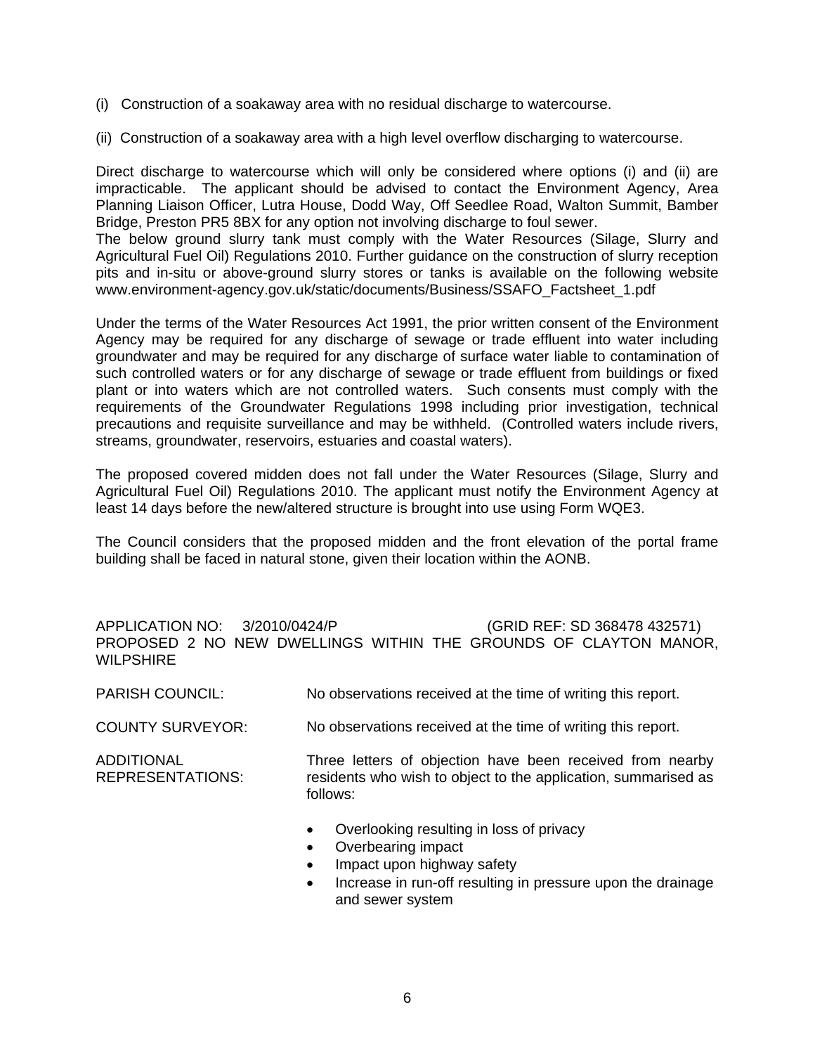(i) Construction of a soakaway area with no residual discharge to watercourse.

(ii) Construction of a soakaway area with a high level overflow discharging to watercourse.

Direct discharge to watercourse which will only be considered where options (i) and (ii) are impracticable. The applicant should be advised to contact the Environment Agency, Area Planning Liaison Officer, Lutra House, Dodd Way, Off Seedlee Road, Walton Summit, Bamber Bridge, Preston PR5 8BX for any option not involving discharge to foul sewer.
The below ground slurry tank must comply with the Water Resources (Silage, Slurry and Agricultural Fuel Oil) Regulations 2010. Further guidance on the construction of slurry reception pits and in-situ or above-ground slurry stores or tanks is available on the following website www.environment-agency.gov.uk/static/documents/Business/SSAFO_Factsheet_1.pdf

Under the terms of the Water Resources Act 1991, the prior written consent of the Environment Agency may be required for any discharge of sewage or trade effluent into water including groundwater and may be required for any discharge of surface water liable to contamination of such controlled waters or for any discharge of sewage or trade effluent from buildings or fixed plant or into waters which are not controlled waters. Such consents must comply with the requirements of the Groundwater Regulations 1998 including prior investigation, technical precautions and requisite surveillance and may be withheld. (Controlled waters include rivers, streams, groundwater, reservoirs, estuaries and coastal waters).

The proposed covered midden does not fall under the Water Resources (Silage, Slurry and Agricultural Fuel Oil) Regulations 2010. The applicant must notify the Environment Agency at least 14 days before the new/altered structure is brought into use using Form WQE3.

The Council considers that the proposed midden and the front elevation of the portal frame building shall be faced in natural stone, given their location within the AONB.

APPLICATION NO: 3/2010/0424/P (GRID REF: SD 368478 432571)
PROPOSED 2 NO NEW DWELLINGS WITHIN THE GROUNDS OF CLAYTON MANOR, WILPSHIRE

PARISH COUNCIL: No observations received at the time of writing this report.

COUNTY SURVEYOR: No observations received at the time of writing this report.

ADDITIONAL REPRESENTATIONS: Three letters of objection have been received from nearby residents who wish to object to the application, summarised as follows:

- Overlooking resulting in loss of privacy
- Overbearing impact
- Impact upon highway safety
- Increase in run-off resulting in pressure upon the drainage and sewer system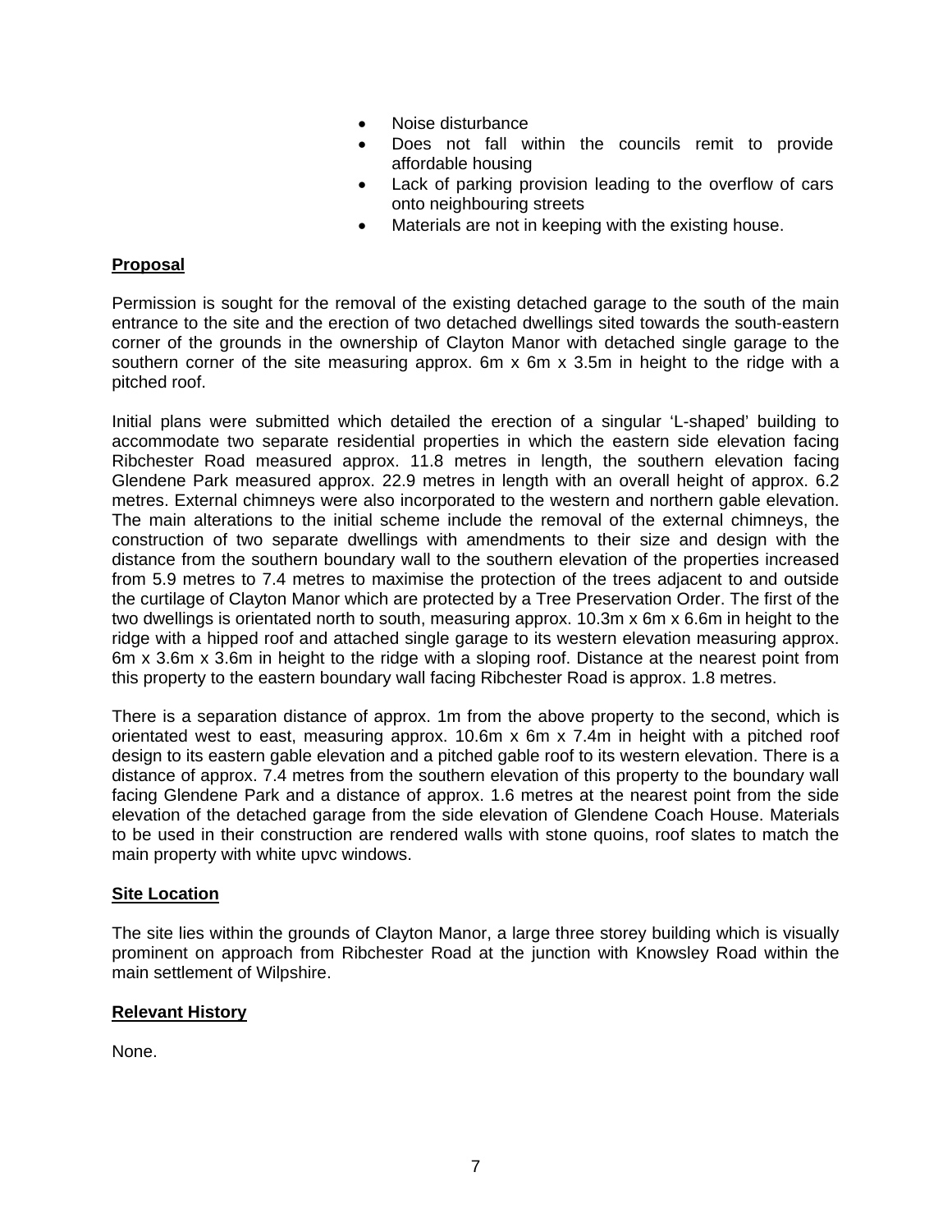- Noise disturbance
- Does not fall within the councils remit to provide affordable housing
- Lack of parking provision leading to the overflow of cars onto neighbouring streets
- Materials are not in keeping with the existing house.

**Proposal**

Permission is sought for the removal of the existing detached garage to the south of the main entrance to the site and the erection of two detached dwellings sited towards the south-eastern corner of the grounds in the ownership of Clayton Manor with detached single garage to the southern corner of the site measuring approx. 6m x 6m x 3.5m in height to the ridge with a pitched roof.

Initial plans were submitted which detailed the erection of a singular 'L-shaped' building to accommodate two separate residential properties in which the eastern side elevation facing Ribchester Road measured approx. 11.8 metres in length, the southern elevation facing Glendene Park measured approx. 22.9 metres in length with an overall height of approx. 6.2 metres. External chimneys were also incorporated to the western and northern gable elevation. The main alterations to the initial scheme include the removal of the external chimneys, the construction of two separate dwellings with amendments to their size and design with the distance from the southern boundary wall to the southern elevation of the properties increased from 5.9 metres to 7.4 metres to maximise the protection of the trees adjacent to and outside the curtilage of Clayton Manor which are protected by a Tree Preservation Order. The first of the two dwellings is orientated north to south, measuring approx. 10.3m x 6m x 6.6m in height to the ridge with a hipped roof and attached single garage to its western elevation measuring approx. 6m x 3.6m x 3.6m in height to the ridge with a sloping roof. Distance at the nearest point from this property to the eastern boundary wall facing Ribchester Road is approx. 1.8 metres.

There is a separation distance of approx. 1m from the above property to the second, which is orientated west to east, measuring approx. 10.6m x 6m x 7.4m in height with a pitched roof design to its eastern gable elevation and a pitched gable roof to its western elevation. There is a distance of approx. 7.4 metres from the southern elevation of this property to the boundary wall facing Glendene Park and a distance of approx. 1.6 metres at the nearest point from the side elevation of the detached garage from the side elevation of Glendene Coach House. Materials to be used in their construction are rendered walls with stone quoins, roof slates to match the main property with white upvc windows.

**Site Location**

The site lies within the grounds of Clayton Manor, a large three storey building which is visually prominent on approach from Ribchester Road at the junction with Knowsley Road within the main settlement of Wilpshire.

**Relevant History**

None.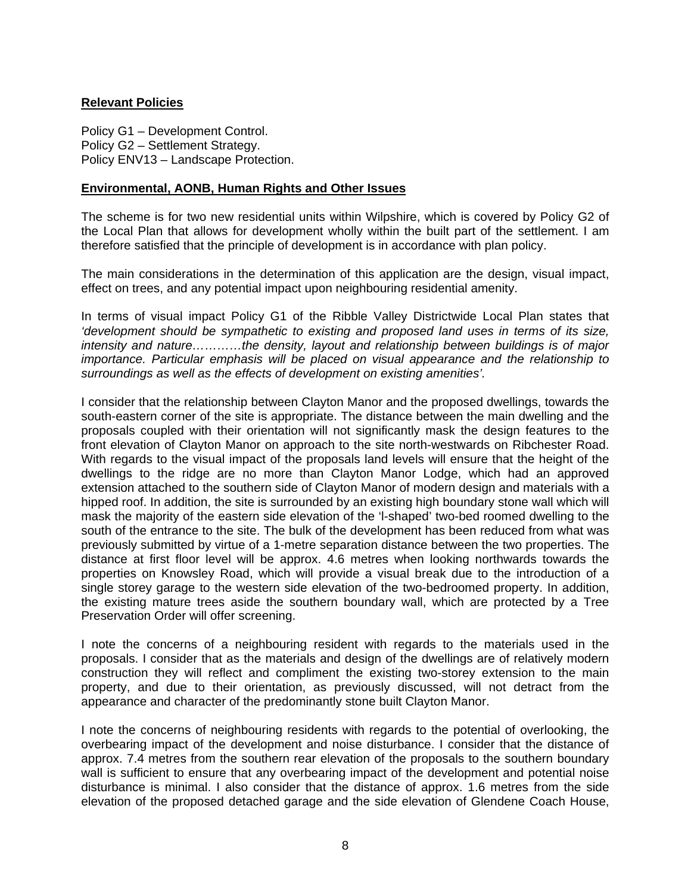**Relevant Policies**

Policy G1 – Development Control.
Policy G2 – Settlement Strategy.
Policy ENV13 – Landscape Protection.

**Environmental, AONB, Human Rights and Other Issues**

The scheme is for two new residential units within Wilpshire, which is covered by Policy G2 of the Local Plan that allows for development wholly within the built part of the settlement. I am therefore satisfied that the principle of development is in accordance with plan policy.

The main considerations in the determination of this application are the design, visual impact, effect on trees, and any potential impact upon neighbouring residential amenity.

In terms of visual impact Policy G1 of the Ribble Valley Districtwide Local Plan states that *'development should be sympathetic to existing and proposed land uses in terms of its size, intensity and nature…………the density, layout and relationship between buildings is of major importance. Particular emphasis will be placed on visual appearance and the relationship to surroundings as well as the effects of development on existing amenities'*.

I consider that the relationship between Clayton Manor and the proposed dwellings, towards the south-eastern corner of the site is appropriate. The distance between the main dwelling and the proposals coupled with their orientation will not significantly mask the design features to the front elevation of Clayton Manor on approach to the site north-westwards on Ribchester Road. With regards to the visual impact of the proposals land levels will ensure that the height of the dwellings to the ridge are no more than Clayton Manor Lodge, which had an approved extension attached to the southern side of Clayton Manor of modern design and materials with a hipped roof. In addition, the site is surrounded by an existing high boundary stone wall which will mask the majority of the eastern side elevation of the 'l-shaped' two-bed roomed dwelling to the south of the entrance to the site. The bulk of the development has been reduced from what was previously submitted by virtue of a 1-metre separation distance between the two properties. The distance at first floor level will be approx. 4.6 metres when looking northwards towards the properties on Knowsley Road, which will provide a visual break due to the introduction of a single storey garage to the western side elevation of the two-bedroomed property. In addition, the existing mature trees aside the southern boundary wall, which are protected by a Tree Preservation Order will offer screening.

I note the concerns of a neighbouring resident with regards to the materials used in the proposals. I consider that as the materials and design of the dwellings are of relatively modern construction they will reflect and compliment the existing two-storey extension to the main property, and due to their orientation, as previously discussed, will not detract from the appearance and character of the predominantly stone built Clayton Manor.

I note the concerns of neighbouring residents with regards to the potential of overlooking, the overbearing impact of the development and noise disturbance. I consider that the distance of approx. 7.4 metres from the southern rear elevation of the proposals to the southern boundary wall is sufficient to ensure that any overbearing impact of the development and potential noise disturbance is minimal. I also consider that the distance of approx. 1.6 metres from the side elevation of the proposed detached garage and the side elevation of Glendene Coach House,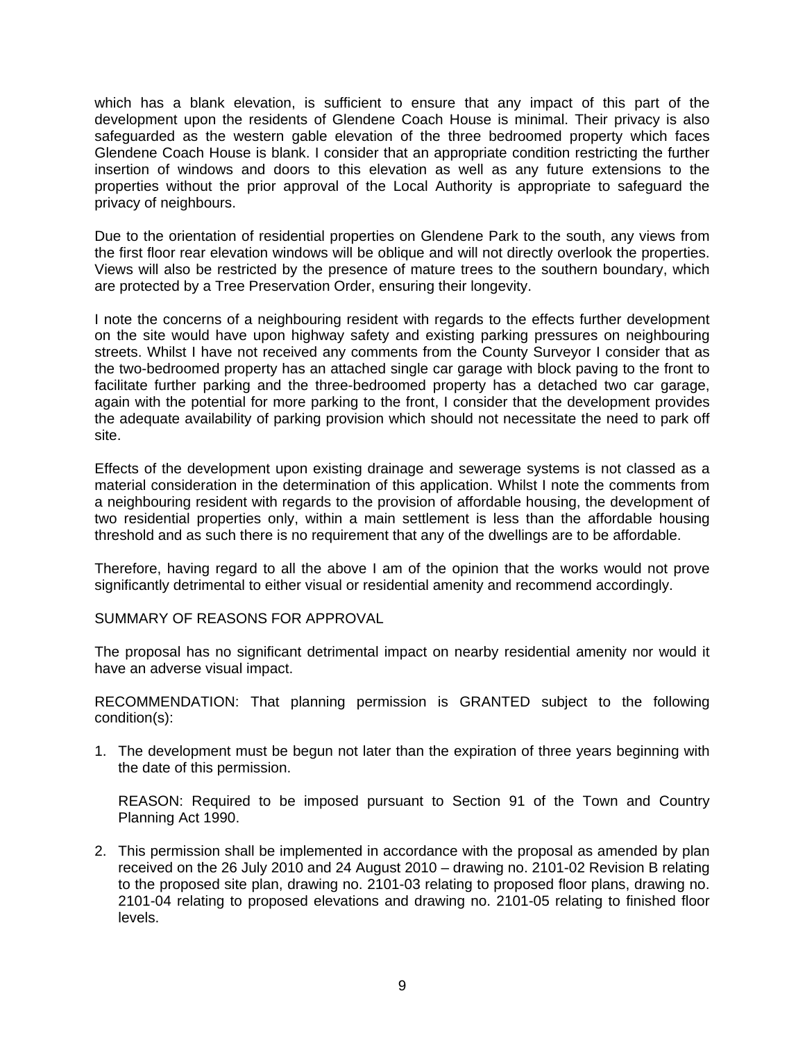which has a blank elevation, is sufficient to ensure that any impact of this part of the development upon the residents of Glendene Coach House is minimal. Their privacy is also safeguarded as the western gable elevation of the three bedroomed property which faces Glendene Coach House is blank. I consider that an appropriate condition restricting the further insertion of windows and doors to this elevation as well as any future extensions to the properties without the prior approval of the Local Authority is appropriate to safeguard the privacy of neighbours.

Due to the orientation of residential properties on Glendene Park to the south, any views from the first floor rear elevation windows will be oblique and will not directly overlook the properties. Views will also be restricted by the presence of mature trees to the southern boundary, which are protected by a Tree Preservation Order, ensuring their longevity.

I note the concerns of a neighbouring resident with regards to the effects further development on the site would have upon highway safety and existing parking pressures on neighbouring streets. Whilst I have not received any comments from the County Surveyor I consider that as the two-bedroomed property has an attached single car garage with block paving to the front to facilitate further parking and the three-bedroomed property has a detached two car garage, again with the potential for more parking to the front, I consider that the development provides the adequate availability of parking provision which should not necessitate the need to park off site.

Effects of the development upon existing drainage and sewerage systems is not classed as a material consideration in the determination of this application. Whilst I note the comments from a neighbouring resident with regards to the provision of affordable housing, the development of two residential properties only, within a main settlement is less than the affordable housing threshold and as such there is no requirement that any of the dwellings are to be affordable.

Therefore, having regard to all the above I am of the opinion that the works would not prove significantly detrimental to either visual or residential amenity and recommend accordingly.

SUMMARY OF REASONS FOR APPROVAL

The proposal has no significant detrimental impact on nearby residential amenity nor would it have an adverse visual impact.

RECOMMENDATION: That planning permission is GRANTED subject to the following condition(s):

1. The development must be begun not later than the expiration of three years beginning with the date of this permission.

   REASON: Required to be imposed pursuant to Section 91 of the Town and Country Planning Act 1990.

2. This permission shall be implemented in accordance with the proposal as amended by plan received on the 26 July 2010 and 24 August 2010 – drawing no. 2101-02 Revision B relating to the proposed site plan, drawing no. 2101-03 relating to proposed floor plans, drawing no. 2101-04 relating to proposed elevations and drawing no. 2101-05 relating to finished floor levels.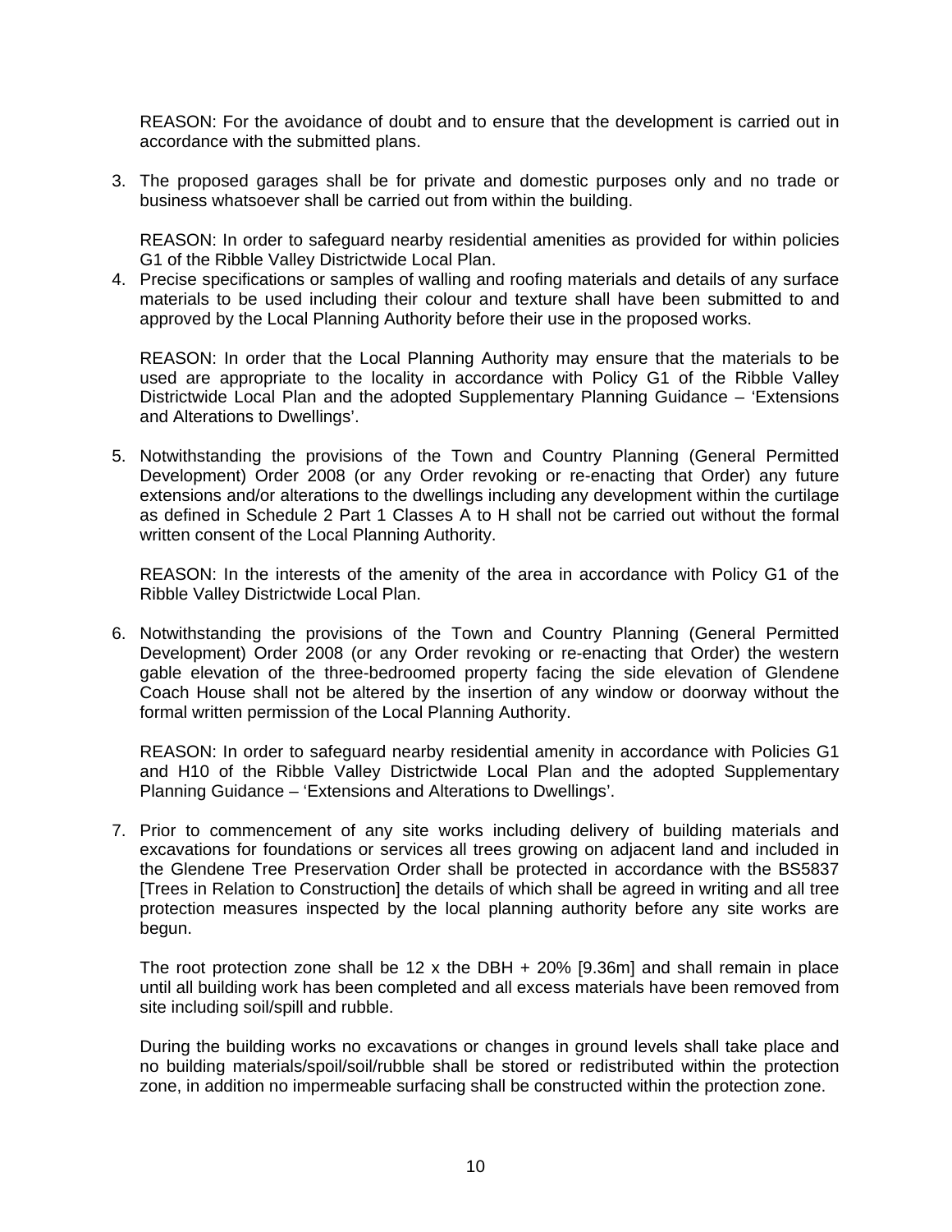REASON: For the avoidance of doubt and to ensure that the development is carried out in accordance with the submitted plans.

3. The proposed garages shall be for private and domestic purposes only and no trade or business whatsoever shall be carried out from within the building.

   REASON: In order to safeguard nearby residential amenities as provided for within policies G1 of the Ribble Valley Districtwide Local Plan.

4. Precise specifications or samples of walling and roofing materials and details of any surface materials to be used including their colour and texture shall have been submitted to and approved by the Local Planning Authority before their use in the proposed works.

   REASON: In order that the Local Planning Authority may ensure that the materials to be used are appropriate to the locality in accordance with Policy G1 of the Ribble Valley Districtwide Local Plan and the adopted Supplementary Planning Guidance – 'Extensions and Alterations to Dwellings'.

5. Notwithstanding the provisions of the Town and Country Planning (General Permitted Development) Order 2008 (or any Order revoking or re-enacting that Order) any future extensions and/or alterations to the dwellings including any development within the curtilage as defined in Schedule 2 Part 1 Classes A to H shall not be carried out without the formal written consent of the Local Planning Authority.

   REASON: In the interests of the amenity of the area in accordance with Policy G1 of the Ribble Valley Districtwide Local Plan.

6. Notwithstanding the provisions of the Town and Country Planning (General Permitted Development) Order 2008 (or any Order revoking or re-enacting that Order) the western gable elevation of the three-bedroomed property facing the side elevation of Glendene Coach House shall not be altered by the insertion of any window or doorway without the formal written permission of the Local Planning Authority.

   REASON: In order to safeguard nearby residential amenity in accordance with Policies G1 and H10 of the Ribble Valley Districtwide Local Plan and the adopted Supplementary Planning Guidance – 'Extensions and Alterations to Dwellings'.

7. Prior to commencement of any site works including delivery of building materials and excavations for foundations or services all trees growing on adjacent land and included in the Glendene Tree Preservation Order shall be protected in accordance with the BS5837 [Trees in Relation to Construction] the details of which shall be agreed in writing and all tree protection measures inspected by the local planning authority before any site works are begun.

   The root protection zone shall be 12 x the DBH + 20% [9.36m] and shall remain in place until all building work has been completed and all excess materials have been removed from site including soil/spill and rubble.

   During the building works no excavations or changes in ground levels shall take place and no building materials/spoil/soil/rubble shall be stored or redistributed within the protection zone, in addition no impermeable surfacing shall be constructed within the protection zone.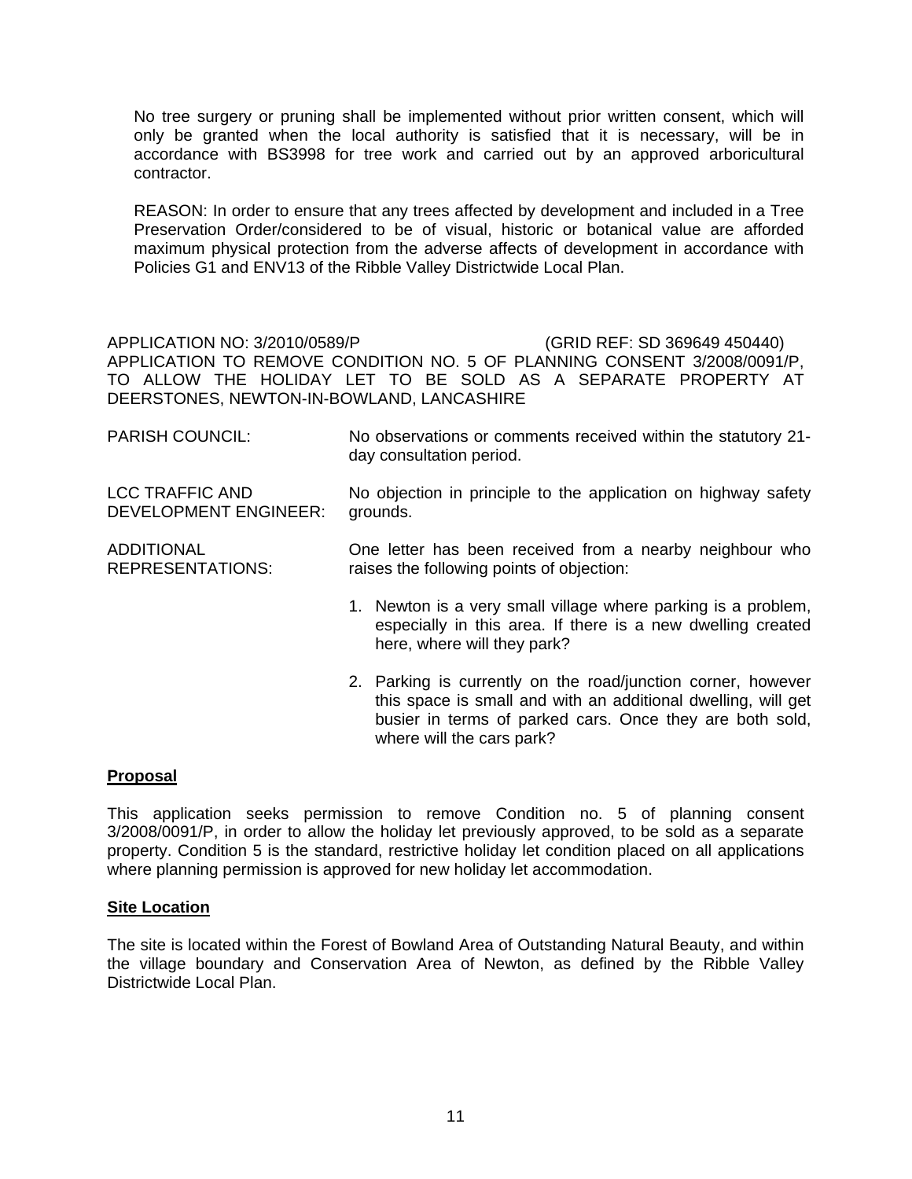No tree surgery or pruning shall be implemented without prior written consent, which will only be granted when the local authority is satisfied that it is necessary, will be in accordance with BS3998 for tree work and carried out by an approved arboricultural contractor.

REASON: In order to ensure that any trees affected by development and included in a Tree Preservation Order/considered to be of visual, historic or botanical value are afforded maximum physical protection from the adverse affects of development in accordance with Policies G1 and ENV13 of the Ribble Valley Districtwide Local Plan.

APPLICATION NO: 3/2010/0589/P (GRID REF: SD 369649 450440)
APPLICATION TO REMOVE CONDITION NO. 5 OF PLANNING CONSENT 3/2008/0091/P, TO ALLOW THE HOLIDAY LET TO BE SOLD AS A SEPARATE PROPERTY AT DEERSTONES, NEWTON-IN-BOWLAND, LANCASHIRE

PARISH COUNCIL: No observations or comments received within the statutory 21-day consultation period.

LCC TRAFFIC AND DEVELOPMENT ENGINEER: No objection in principle to the application on highway safety grounds.

ADDITIONAL REPRESENTATIONS: One letter has been received from a nearby neighbour who raises the following points of objection:

1. Newton is a very small village where parking is a problem, especially in this area. If there is a new dwelling created here, where will they park?
2. Parking is currently on the road/junction corner, however this space is small and with an additional dwelling, will get busier in terms of parked cars. Once they are both sold, where will the cars park?

**Proposal**

This application seeks permission to remove Condition no. 5 of planning consent 3/2008/0091/P, in order to allow the holiday let previously approved, to be sold as a separate property. Condition 5 is the standard, restrictive holiday let condition placed on all applications where planning permission is approved for new holiday let accommodation.

**Site Location**

The site is located within the Forest of Bowland Area of Outstanding Natural Beauty, and within the village boundary and Conservation Area of Newton, as defined by the Ribble Valley Districtwide Local Plan.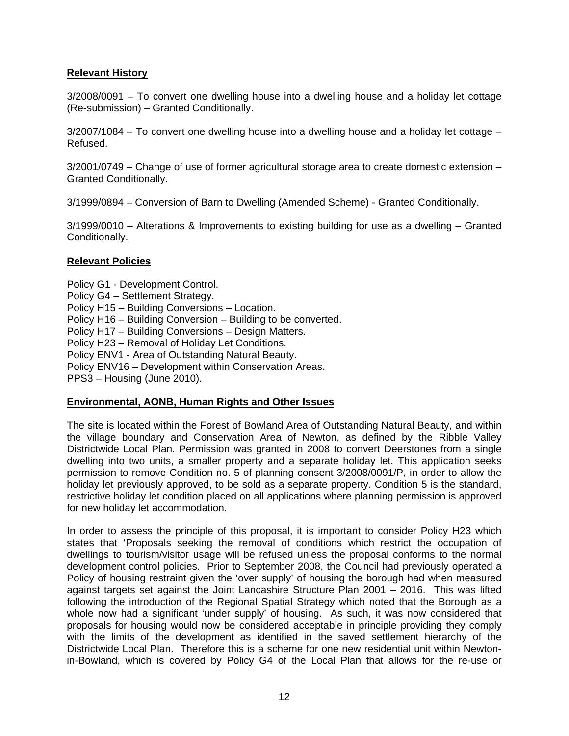**Relevant History**

3/2008/0091 – To convert one dwelling house into a dwelling house and a holiday let cottage (Re-submission) – Granted Conditionally.

3/2007/1084 – To convert one dwelling house into a dwelling house and a holiday let cottage – Refused.

3/2001/0749 – Change of use of former agricultural storage area to create domestic extension – Granted Conditionally.

3/1999/0894 – Conversion of Barn to Dwelling (Amended Scheme) - Granted Conditionally.

3/1999/0010 – Alterations & Improvements to existing building for use as a dwelling – Granted Conditionally.

**Relevant Policies**

Policy G1 - Development Control.
Policy G4 – Settlement Strategy.
Policy H15 – Building Conversions – Location.
Policy H16 – Building Conversion – Building to be converted.
Policy H17 – Building Conversions – Design Matters.
Policy H23 – Removal of Holiday Let Conditions.
Policy ENV1 - Area of Outstanding Natural Beauty.
Policy ENV16 – Development within Conservation Areas.
PPS3 – Housing (June 2010).

**Environmental, AONB, Human Rights and Other Issues**

The site is located within the Forest of Bowland Area of Outstanding Natural Beauty, and within the village boundary and Conservation Area of Newton, as defined by the Ribble Valley Districtwide Local Plan. Permission was granted in 2008 to convert Deerstones from a single dwelling into two units, a smaller property and a separate holiday let. This application seeks permission to remove Condition no. 5 of planning consent 3/2008/0091/P, in order to allow the holiday let previously approved, to be sold as a separate property. Condition 5 is the standard, restrictive holiday let condition placed on all applications where planning permission is approved for new holiday let accommodation.

In order to assess the principle of this proposal, it is important to consider Policy H23 which states that 'Proposals seeking the removal of conditions which restrict the occupation of dwellings to tourism/visitor usage will be refused unless the proposal conforms to the normal development control policies. Prior to September 2008, the Council had previously operated a Policy of housing restraint given the 'over supply' of housing the borough had when measured against targets set against the Joint Lancashire Structure Plan 2001 – 2016. This was lifted following the introduction of the Regional Spatial Strategy which noted that the Borough as a whole now had a significant 'under supply' of housing. As such, it was now considered that proposals for housing would now be considered acceptable in principle providing they comply with the limits of the development as identified in the saved settlement hierarchy of the Districtwide Local Plan. Therefore this is a scheme for one new residential unit within Newton-in-Bowland, which is covered by Policy G4 of the Local Plan that allows for the re-use or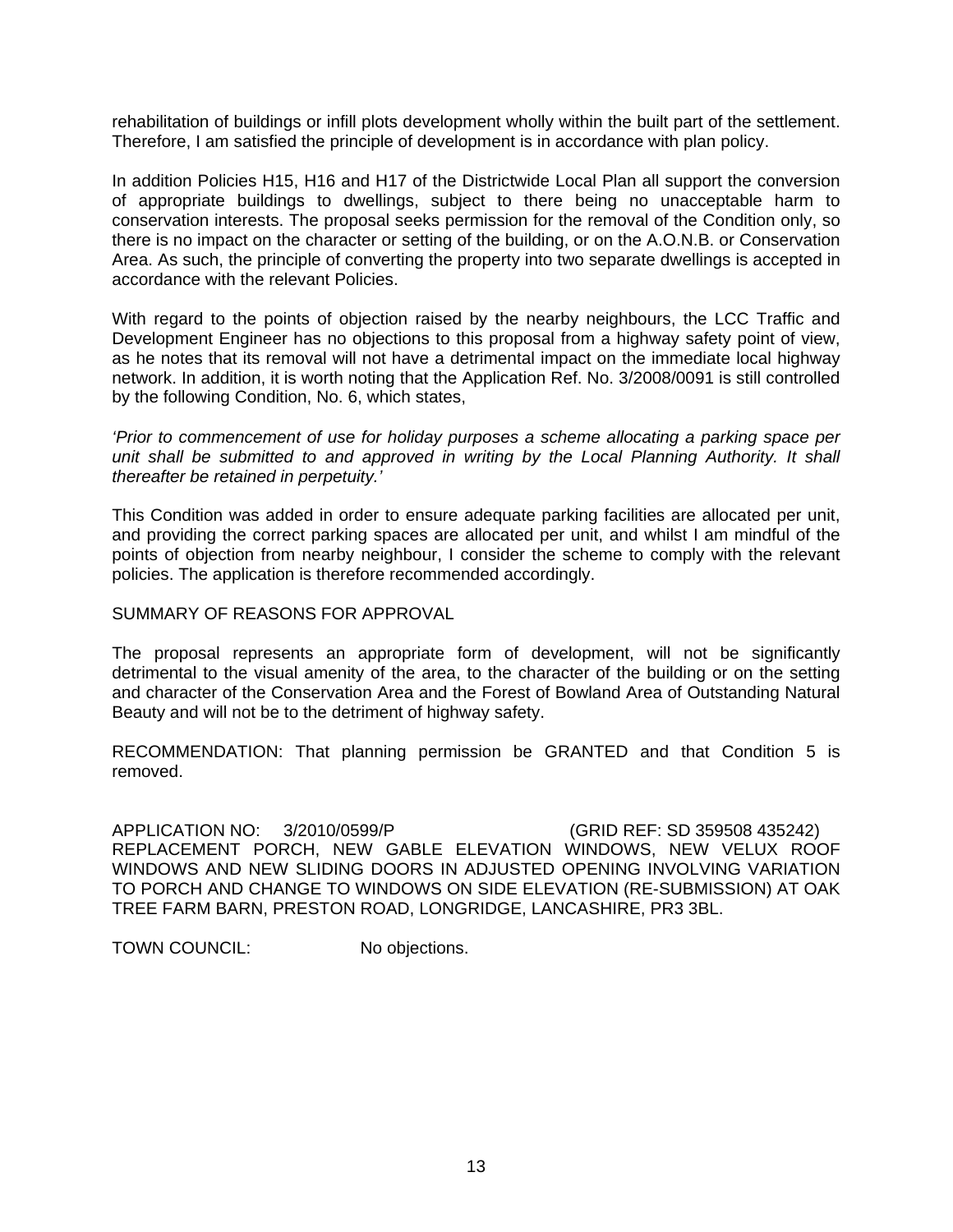rehabilitation of buildings or infill plots development wholly within the built part of the settlement. Therefore, I am satisfied the principle of development is in accordance with plan policy.

In addition Policies H15, H16 and H17 of the Districtwide Local Plan all support the conversion of appropriate buildings to dwellings, subject to there being no unacceptable harm to conservation interests. The proposal seeks permission for the removal of the Condition only, so there is no impact on the character or setting of the building, or on the A.O.N.B. or Conservation Area. As such, the principle of converting the property into two separate dwellings is accepted in accordance with the relevant Policies.

With regard to the points of objection raised by the nearby neighbours, the LCC Traffic and Development Engineer has no objections to this proposal from a highway safety point of view, as he notes that its removal will not have a detrimental impact on the immediate local highway network. In addition, it is worth noting that the Application Ref. No. 3/2008/0091 is still controlled by the following Condition, No. 6, which states,

*'Prior to commencement of use for holiday purposes a scheme allocating a parking space per unit shall be submitted to and approved in writing by the Local Planning Authority. It shall thereafter be retained in perpetuity.'*

This Condition was added in order to ensure adequate parking facilities are allocated per unit, and providing the correct parking spaces are allocated per unit, and whilst I am mindful of the points of objection from nearby neighbour, I consider the scheme to comply with the relevant policies. The application is therefore recommended accordingly.

SUMMARY OF REASONS FOR APPROVAL

The proposal represents an appropriate form of development, will not be significantly detrimental to the visual amenity of the area, to the character of the building or on the setting and character of the Conservation Area and the Forest of Bowland Area of Outstanding Natural Beauty and will not be to the detriment of highway safety.

RECOMMENDATION: That planning permission be GRANTED and that Condition 5 is removed.

APPLICATION NO: 3/2010/0599/P (GRID REF: SD 359508 435242)
REPLACEMENT PORCH, NEW GABLE ELEVATION WINDOWS, NEW VELUX ROOF WINDOWS AND NEW SLIDING DOORS IN ADJUSTED OPENING INVOLVING VARIATION TO PORCH AND CHANGE TO WINDOWS ON SIDE ELEVATION (RE-SUBMISSION) AT OAK TREE FARM BARN, PRESTON ROAD, LONGRIDGE, LANCASHIRE, PR3 3BL.

TOWN COUNCIL: No objections.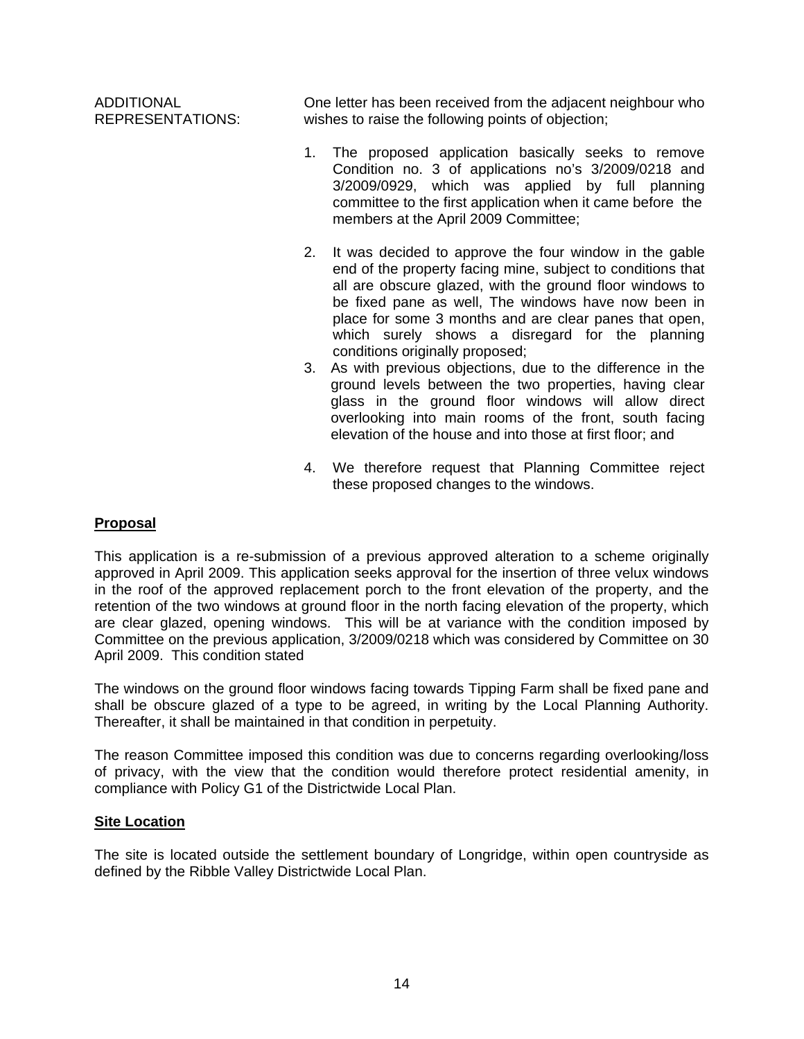ADDITIONAL REPRESENTATIONS: One letter has been received from the adjacent neighbour who wishes to raise the following points of objection;

1. The proposed application basically seeks to remove Condition no. 3 of applications no's 3/2009/0218 and 3/2009/0929, which was applied by full planning committee to the first application when it came before the members at the April 2009 Committee;

2. It was decided to approve the four window in the gable end of the property facing mine, subject to conditions that all are obscure glazed, with the ground floor windows to be fixed pane as well, The windows have now been in place for some 3 months and are clear panes that open, which surely shows a disregard for the planning conditions originally proposed;

3. As with previous objections, due to the difference in the ground levels between the two properties, having clear glass in the ground floor windows will allow direct overlooking into main rooms of the front, south facing elevation of the house and into those at first floor; and

4. We therefore request that Planning Committee reject these proposed changes to the windows.

## Proposal

This application is a re-submission of a previous approved alteration to a scheme originally approved in April 2009. This application seeks approval for the insertion of three velux windows in the roof of the approved replacement porch to the front elevation of the property, and the retention of the two windows at ground floor in the north facing elevation of the property, which are clear glazed, opening windows. This will be at variance with the condition imposed by Committee on the previous application, 3/2009/0218 which was considered by Committee on 30 April 2009. This condition stated

The windows on the ground floor windows facing towards Tipping Farm shall be fixed pane and shall be obscure glazed of a type to be agreed, in writing by the Local Planning Authority. Thereafter, it shall be maintained in that condition in perpetuity.

The reason Committee imposed this condition was due to concerns regarding overlooking/loss of privacy, with the view that the condition would therefore protect residential amenity, in compliance with Policy G1 of the Districtwide Local Plan.

## Site Location

The site is located outside the settlement boundary of Longridge, within open countryside as defined by the Ribble Valley Districtwide Local Plan.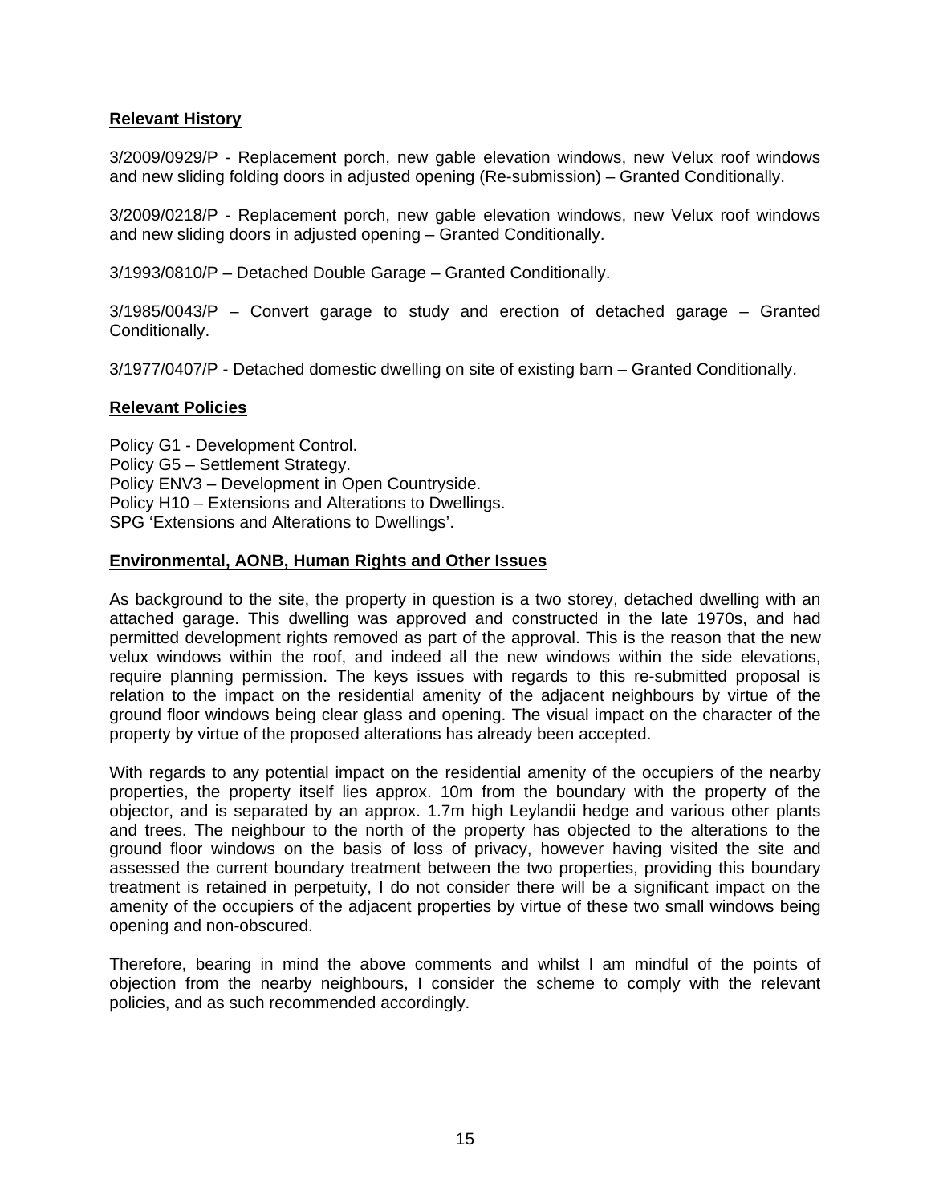**Relevant History**

3/2009/0929/P - Replacement porch, new gable elevation windows, new Velux roof windows and new sliding folding doors in adjusted opening (Re-submission) – Granted Conditionally.

3/2009/0218/P - Replacement porch, new gable elevation windows, new Velux roof windows and new sliding doors in adjusted opening – Granted Conditionally.

3/1993/0810/P – Detached Double Garage – Granted Conditionally.

3/1985/0043/P – Convert garage to study and erection of detached garage – Granted Conditionally.

3/1977/0407/P - Detached domestic dwelling on site of existing barn – Granted Conditionally.

**Relevant Policies**

Policy G1 - Development Control.
Policy G5 – Settlement Strategy.
Policy ENV3 – Development in Open Countryside.
Policy H10 – Extensions and Alterations to Dwellings.
SPG 'Extensions and Alterations to Dwellings'.

**Environmental, AONB, Human Rights and Other Issues**

As background to the site, the property in question is a two storey, detached dwelling with an attached garage. This dwelling was approved and constructed in the late 1970s, and had permitted development rights removed as part of the approval. This is the reason that the new velux windows within the roof, and indeed all the new windows within the side elevations, require planning permission. The keys issues with regards to this re-submitted proposal is relation to the impact on the residential amenity of the adjacent neighbours by virtue of the ground floor windows being clear glass and opening. The visual impact on the character of the property by virtue of the proposed alterations has already been accepted.

With regards to any potential impact on the residential amenity of the occupiers of the nearby properties, the property itself lies approx. 10m from the boundary with the property of the objector, and is separated by an approx. 1.7m high Leylandii hedge and various other plants and trees. The neighbour to the north of the property has objected to the alterations to the ground floor windows on the basis of loss of privacy, however having visited the site and assessed the current boundary treatment between the two properties, providing this boundary treatment is retained in perpetuity, I do not consider there will be a significant impact on the amenity of the occupiers of the adjacent properties by virtue of these two small windows being opening and non-obscured.

Therefore, bearing in mind the above comments and whilst I am mindful of the points of objection from the nearby neighbours, I consider the scheme to comply with the relevant policies, and as such recommended accordingly.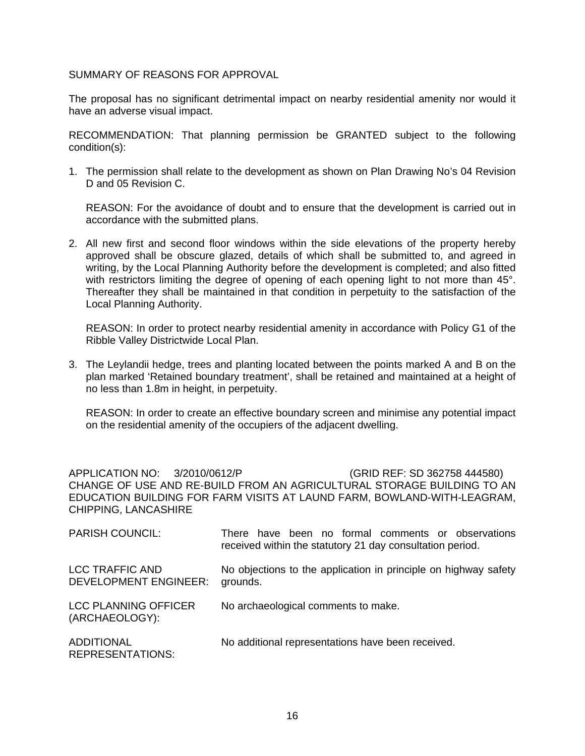SUMMARY OF REASONS FOR APPROVAL

The proposal has no significant detrimental impact on nearby residential amenity nor would it have an adverse visual impact.

RECOMMENDATION: That planning permission be GRANTED subject to the following condition(s):

1. The permission shall relate to the development as shown on Plan Drawing No's 04 Revision D and 05 Revision C.

   REASON: For the avoidance of doubt and to ensure that the development is carried out in accordance with the submitted plans.

2. All new first and second floor windows within the side elevations of the property hereby approved shall be obscure glazed, details of which shall be submitted to, and agreed in writing, by the Local Planning Authority before the development is completed; and also fitted with restrictors limiting the degree of opening of each opening light to not more than 45°. Thereafter they shall be maintained in that condition in perpetuity to the satisfaction of the Local Planning Authority.

   REASON: In order to protect nearby residential amenity in accordance with Policy G1 of the Ribble Valley Districtwide Local Plan.

3. The Leylandii hedge, trees and planting located between the points marked A and B on the plan marked 'Retained boundary treatment', shall be retained and maintained at a height of no less than 1.8m in height, in perpetuity.

   REASON: In order to create an effective boundary screen and minimise any potential impact on the residential amenity of the occupiers of the adjacent dwelling.

APPLICATION NO: 3/2010/0612/P (GRID REF: SD 362758 444580)
CHANGE OF USE AND RE-BUILD FROM AN AGRICULTURAL STORAGE BUILDING TO AN EDUCATION BUILDING FOR FARM VISITS AT LAUND FARM, BOWLAND-WITH-LEAGRAM, CHIPPING, LANCASHIRE

| | |
|---|---|
| PARISH COUNCIL: | There have been no formal comments or observations received within the statutory 21 day consultation period. |
| LCC TRAFFIC AND DEVELOPMENT ENGINEER: | No objections to the application in principle on highway safety grounds. |
| LCC PLANNING OFFICER (ARCHAEOLOGY): | No archaeological comments to make. |
| ADDITIONAL REPRESENTATIONS: | No additional representations have been received. |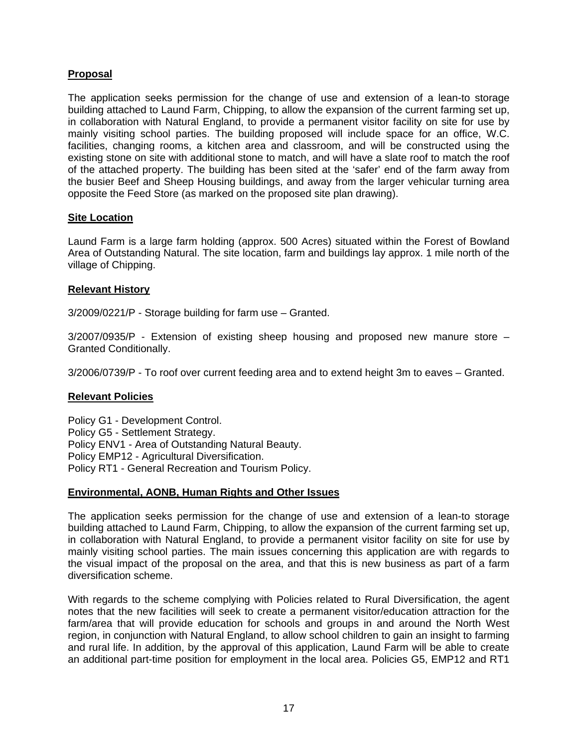## Proposal

The application seeks permission for the change of use and extension of a lean-to storage building attached to Laund Farm, Chipping, to allow the expansion of the current farming set up, in collaboration with Natural England, to provide a permanent visitor facility on site for use by mainly visiting school parties. The building proposed will include space for an office, W.C. facilities, changing rooms, a kitchen area and classroom, and will be constructed using the existing stone on site with additional stone to match, and will have a slate roof to match the roof of the attached property. The building has been sited at the 'safer' end of the farm away from the busier Beef and Sheep Housing buildings, and away from the larger vehicular turning area opposite the Feed Store (as marked on the proposed site plan drawing).

## Site Location

Laund Farm is a large farm holding (approx. 500 Acres) situated within the Forest of Bowland Area of Outstanding Natural. The site location, farm and buildings lay approx. 1 mile north of the village of Chipping.

## Relevant History

3/2009/0221/P - Storage building for farm use – Granted.

3/2007/0935/P - Extension of existing sheep housing and proposed new manure store – Granted Conditionally.

3/2006/0739/P - To roof over current feeding area and to extend height 3m to eaves – Granted.

## Relevant Policies

Policy G1 - Development Control.
Policy G5 - Settlement Strategy.
Policy ENV1 - Area of Outstanding Natural Beauty.
Policy EMP12 - Agricultural Diversification.
Policy RT1 - General Recreation and Tourism Policy.

## Environmental, AONB, Human Rights and Other Issues

The application seeks permission for the change of use and extension of a lean-to storage building attached to Laund Farm, Chipping, to allow the expansion of the current farming set up, in collaboration with Natural England, to provide a permanent visitor facility on site for use by mainly visiting school parties. The main issues concerning this application are with regards to the visual impact of the proposal on the area, and that this is new business as part of a farm diversification scheme.

With regards to the scheme complying with Policies related to Rural Diversification, the agent notes that the new facilities will seek to create a permanent visitor/education attraction for the farm/area that will provide education for schools and groups in and around the North West region, in conjunction with Natural England, to allow school children to gain an insight to farming and rural life. In addition, by the approval of this application, Laund Farm will be able to create an additional part-time position for employment in the local area. Policies G5, EMP12 and RT1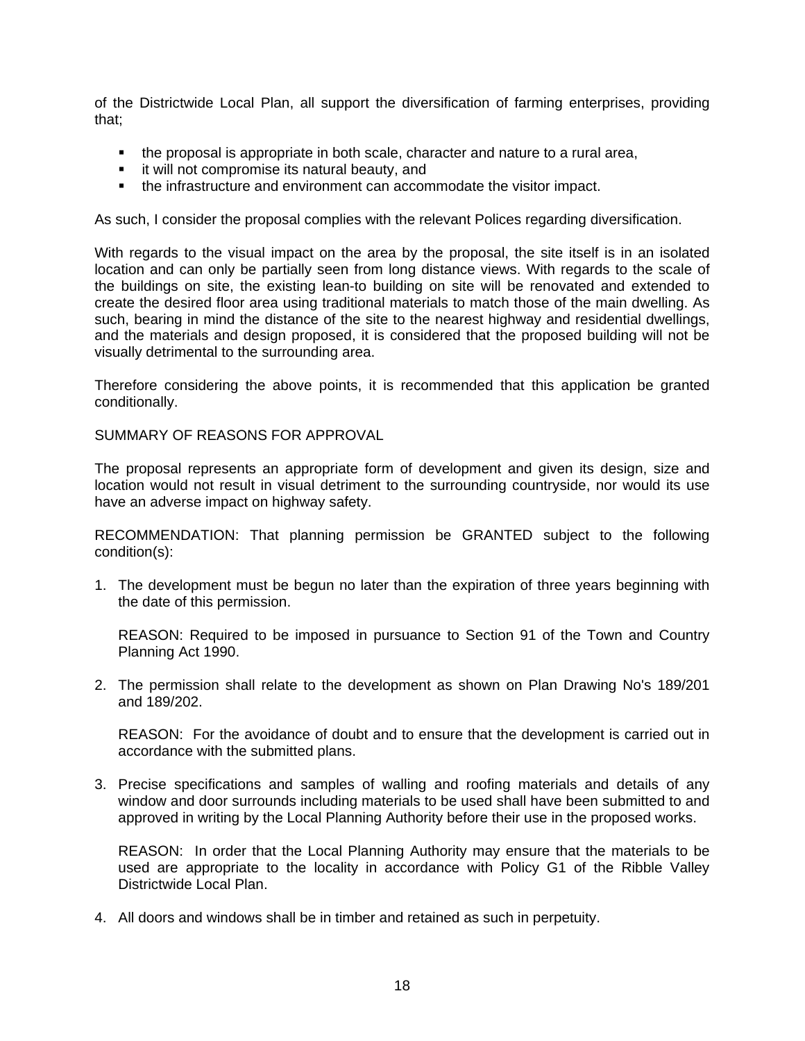of the Districtwide Local Plan, all support the diversification of farming enterprises, providing that;

- the proposal is appropriate in both scale, character and nature to a rural area,
- it will not compromise its natural beauty, and
- the infrastructure and environment can accommodate the visitor impact.

As such, I consider the proposal complies with the relevant Polices regarding diversification.

With regards to the visual impact on the area by the proposal, the site itself is in an isolated location and can only be partially seen from long distance views. With regards to the scale of the buildings on site, the existing lean-to building on site will be renovated and extended to create the desired floor area using traditional materials to match those of the main dwelling. As such, bearing in mind the distance of the site to the nearest highway and residential dwellings, and the materials and design proposed, it is considered that the proposed building will not be visually detrimental to the surrounding area.

Therefore considering the above points, it is recommended that this application be granted conditionally.

SUMMARY OF REASONS FOR APPROVAL

The proposal represents an appropriate form of development and given its design, size and location would not result in visual detriment to the surrounding countryside, nor would its use have an adverse impact on highway safety.

RECOMMENDATION: That planning permission be GRANTED subject to the following condition(s):

1. The development must be begun no later than the expiration of three years beginning with the date of this permission.

   REASON: Required to be imposed in pursuance to Section 91 of the Town and Country Planning Act 1990.

2. The permission shall relate to the development as shown on Plan Drawing No's 189/201 and 189/202.

   REASON: For the avoidance of doubt and to ensure that the development is carried out in accordance with the submitted plans.

3. Precise specifications and samples of walling and roofing materials and details of any window and door surrounds including materials to be used shall have been submitted to and approved in writing by the Local Planning Authority before their use in the proposed works.

   REASON: In order that the Local Planning Authority may ensure that the materials to be used are appropriate to the locality in accordance with Policy G1 of the Ribble Valley Districtwide Local Plan.

4. All doors and windows shall be in timber and retained as such in perpetuity.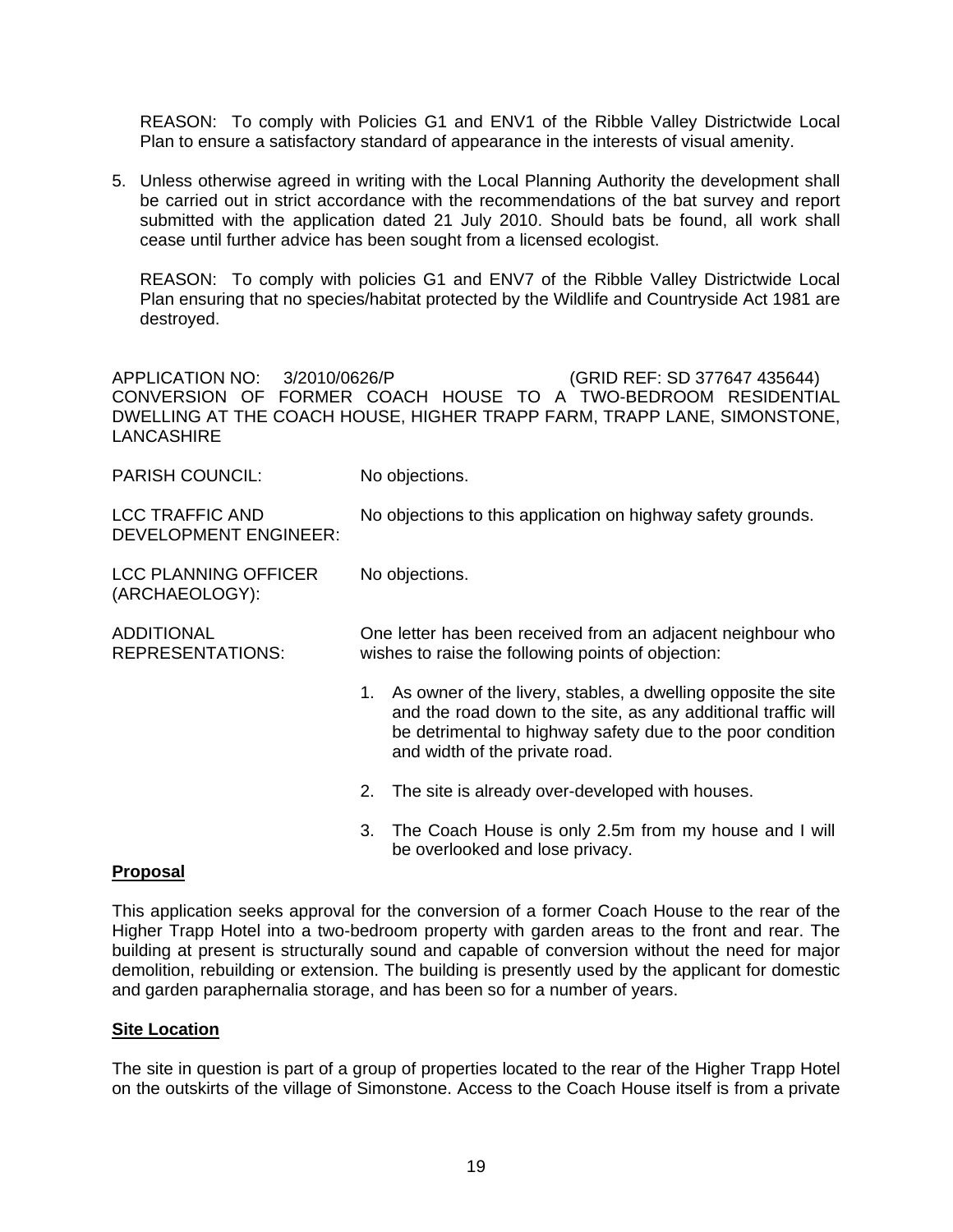REASON: To comply with Policies G1 and ENV1 of the Ribble Valley Districtwide Local Plan to ensure a satisfactory standard of appearance in the interests of visual amenity.

5. Unless otherwise agreed in writing with the Local Planning Authority the development shall be carried out in strict accordance with the recommendations of the bat survey and report submitted with the application dated 21 July 2010. Should bats be found, all work shall cease until further advice has been sought from a licensed ecologist.

   REASON: To comply with policies G1 and ENV7 of the Ribble Valley Districtwide Local Plan ensuring that no species/habitat protected by the Wildlife and Countryside Act 1981 are destroyed.

APPLICATION NO: 3/2010/0626/P (GRID REF: SD 377647 435644)
CONVERSION OF FORMER COACH HOUSE TO A TWO-BEDROOM RESIDENTIAL DWELLING AT THE COACH HOUSE, HIGHER TRAPP FARM, TRAPP LANE, SIMONSTONE, LANCASHIRE

PARISH COUNCIL: No objections.

LCC TRAFFIC AND DEVELOPMENT ENGINEER: No objections to this application on highway safety grounds.

LCC PLANNING OFFICER (ARCHAEOLOGY): No objections.

ADDITIONAL REPRESENTATIONS: One letter has been received from an adjacent neighbour who wishes to raise the following points of objection:

1. As owner of the livery, stables, a dwelling opposite the site and the road down to the site, as any additional traffic will be detrimental to highway safety due to the poor condition and width of the private road.
2. The site is already over-developed with houses.
3. The Coach House is only 2.5m from my house and I will be overlooked and lose privacy.

**Proposal**

This application seeks approval for the conversion of a former Coach House to the rear of the Higher Trapp Hotel into a two-bedroom property with garden areas to the front and rear. The building at present is structurally sound and capable of conversion without the need for major demolition, rebuilding or extension. The building is presently used by the applicant for domestic and garden paraphernalia storage, and has been so for a number of years.

**Site Location**

The site in question is part of a group of properties located to the rear of the Higher Trapp Hotel on the outskirts of the village of Simonstone. Access to the Coach House itself is from a private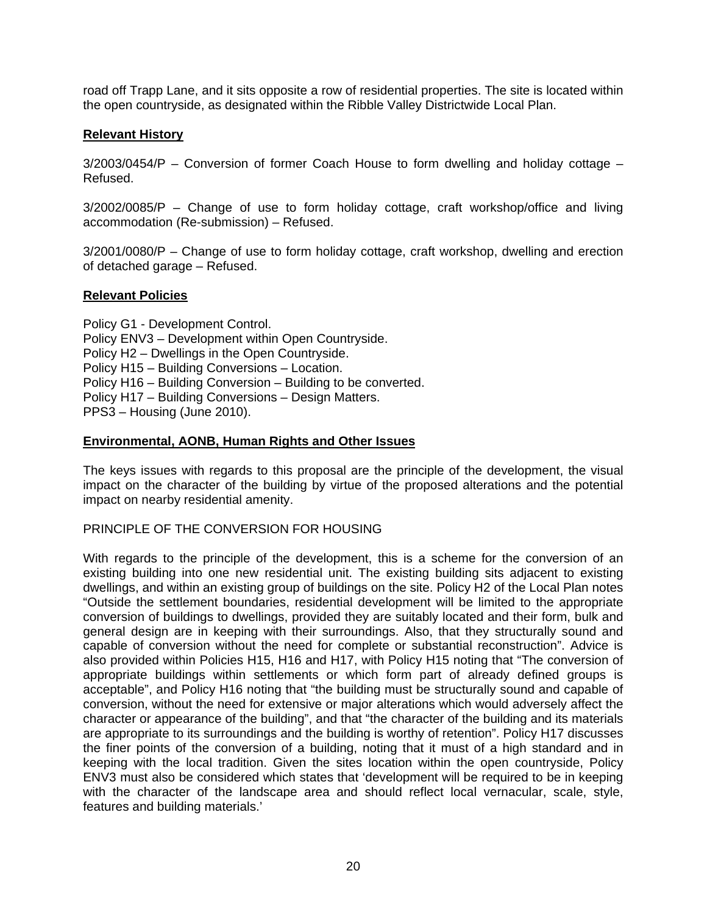road off Trapp Lane, and it sits opposite a row of residential properties. The site is located within the open countryside, as designated within the Ribble Valley Districtwide Local Plan.

**Relevant History**

3/2003/0454/P – Conversion of former Coach House to form dwelling and holiday cottage – Refused.

3/2002/0085/P – Change of use to form holiday cottage, craft workshop/office and living accommodation (Re-submission) – Refused.

3/2001/0080/P – Change of use to form holiday cottage, craft workshop, dwelling and erection of detached garage – Refused.

**Relevant Policies**

Policy G1 - Development Control.
Policy ENV3 – Development within Open Countryside.
Policy H2 – Dwellings in the Open Countryside.
Policy H15 – Building Conversions – Location.
Policy H16 – Building Conversion – Building to be converted.
Policy H17 – Building Conversions – Design Matters.
PPS3 – Housing (June 2010).

**Environmental, AONB, Human Rights and Other Issues**

The keys issues with regards to this proposal are the principle of the development, the visual impact on the character of the building by virtue of the proposed alterations and the potential impact on nearby residential amenity.

PRINCIPLE OF THE CONVERSION FOR HOUSING

With regards to the principle of the development, this is a scheme for the conversion of an existing building into one new residential unit. The existing building sits adjacent to existing dwellings, and within an existing group of buildings on the site. Policy H2 of the Local Plan notes "Outside the settlement boundaries, residential development will be limited to the appropriate conversion of buildings to dwellings, provided they are suitably located and their form, bulk and general design are in keeping with their surroundings. Also, that they structurally sound and capable of conversion without the need for complete or substantial reconstruction". Advice is also provided within Policies H15, H16 and H17, with Policy H15 noting that "The conversion of appropriate buildings within settlements or which form part of already defined groups is acceptable", and Policy H16 noting that "the building must be structurally sound and capable of conversion, without the need for extensive or major alterations which would adversely affect the character or appearance of the building", and that "the character of the building and its materials are appropriate to its surroundings and the building is worthy of retention". Policy H17 discusses the finer points of the conversion of a building, noting that it must of a high standard and in keeping with the local tradition. Given the sites location within the open countryside, Policy ENV3 must also be considered which states that 'development will be required to be in keeping with the character of the landscape area and should reflect local vernacular, scale, style, features and building materials.'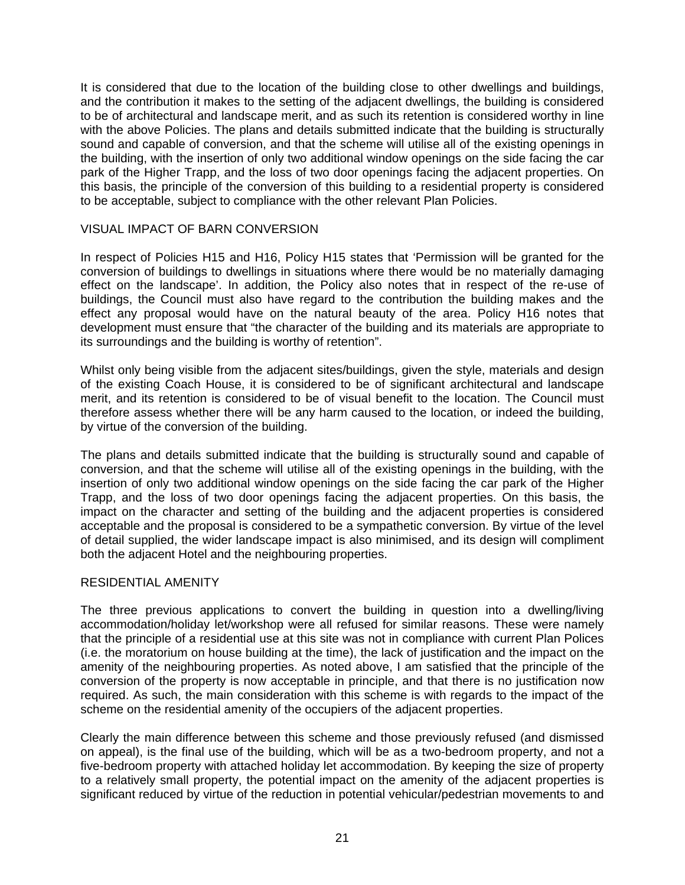It is considered that due to the location of the building close to other dwellings and buildings, and the contribution it makes to the setting of the adjacent dwellings, the building is considered to be of architectural and landscape merit, and as such its retention is considered worthy in line with the above Policies. The plans and details submitted indicate that the building is structurally sound and capable of conversion, and that the scheme will utilise all of the existing openings in the building, with the insertion of only two additional window openings on the side facing the car park of the Higher Trapp, and the loss of two door openings facing the adjacent properties. On this basis, the principle of the conversion of this building to a residential property is considered to be acceptable, subject to compliance with the other relevant Plan Policies.

VISUAL IMPACT OF BARN CONVERSION

In respect of Policies H15 and H16, Policy H15 states that 'Permission will be granted for the conversion of buildings to dwellings in situations where there would be no materially damaging effect on the landscape'. In addition, the Policy also notes that in respect of the re-use of buildings, the Council must also have regard to the contribution the building makes and the effect any proposal would have on the natural beauty of the area. Policy H16 notes that development must ensure that "the character of the building and its materials are appropriate to its surroundings and the building is worthy of retention".

Whilst only being visible from the adjacent sites/buildings, given the style, materials and design of the existing Coach House, it is considered to be of significant architectural and landscape merit, and its retention is considered to be of visual benefit to the location. The Council must therefore assess whether there will be any harm caused to the location, or indeed the building, by virtue of the conversion of the building.

The plans and details submitted indicate that the building is structurally sound and capable of conversion, and that the scheme will utilise all of the existing openings in the building, with the insertion of only two additional window openings on the side facing the car park of the Higher Trapp, and the loss of two door openings facing the adjacent properties. On this basis, the impact on the character and setting of the building and the adjacent properties is considered acceptable and the proposal is considered to be a sympathetic conversion. By virtue of the level of detail supplied, the wider landscape impact is also minimised, and its design will compliment both the adjacent Hotel and the neighbouring properties.

RESIDENTIAL AMENITY

The three previous applications to convert the building in question into a dwelling/living accommodation/holiday let/workshop were all refused for similar reasons. These were namely that the principle of a residential use at this site was not in compliance with current Plan Polices (i.e. the moratorium on house building at the time), the lack of justification and the impact on the amenity of the neighbouring properties. As noted above, I am satisfied that the principle of the conversion of the property is now acceptable in principle, and that there is no justification now required. As such, the main consideration with this scheme is with regards to the impact of the scheme on the residential amenity of the occupiers of the adjacent properties.

Clearly the main difference between this scheme and those previously refused (and dismissed on appeal), is the final use of the building, which will be as a two-bedroom property, and not a five-bedroom property with attached holiday let accommodation. By keeping the size of property to a relatively small property, the potential impact on the amenity of the adjacent properties is significant reduced by virtue of the reduction in potential vehicular/pedestrian movements to and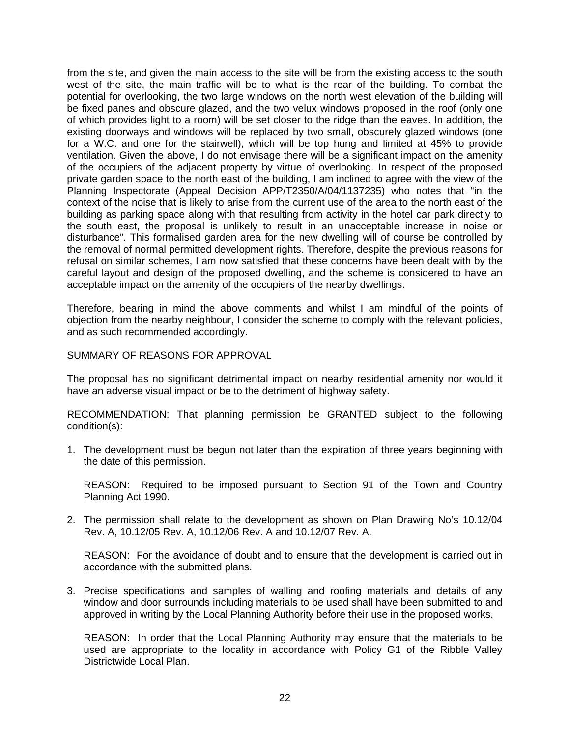from the site, and given the main access to the site will be from the existing access to the south west of the site, the main traffic will be to what is the rear of the building. To combat the potential for overlooking, the two large windows on the north west elevation of the building will be fixed panes and obscure glazed, and the two velux windows proposed in the roof (only one of which provides light to a room) will be set closer to the ridge than the eaves. In addition, the existing doorways and windows will be replaced by two small, obscurely glazed windows (one for a W.C. and one for the stairwell), which will be top hung and limited at 45% to provide ventilation. Given the above, I do not envisage there will be a significant impact on the amenity of the occupiers of the adjacent property by virtue of overlooking. In respect of the proposed private garden space to the north east of the building, I am inclined to agree with the view of the Planning Inspectorate (Appeal Decision APP/T2350/A/04/1137235) who notes that "in the context of the noise that is likely to arise from the current use of the area to the north east of the building as parking space along with that resulting from activity in the hotel car park directly to the south east, the proposal is unlikely to result in an unacceptable increase in noise or disturbance". This formalised garden area for the new dwelling will of course be controlled by the removal of normal permitted development rights. Therefore, despite the previous reasons for refusal on similar schemes, I am now satisfied that these concerns have been dealt with by the careful layout and design of the proposed dwelling, and the scheme is considered to have an acceptable impact on the amenity of the occupiers of the nearby dwellings.

Therefore, bearing in mind the above comments and whilst I am mindful of the points of objection from the nearby neighbour, I consider the scheme to comply with the relevant policies, and as such recommended accordingly.

SUMMARY OF REASONS FOR APPROVAL

The proposal has no significant detrimental impact on nearby residential amenity nor would it have an adverse visual impact or be to the detriment of highway safety.

RECOMMENDATION: That planning permission be GRANTED subject to the following condition(s):

1. The development must be begun not later than the expiration of three years beginning with the date of this permission.

   REASON: Required to be imposed pursuant to Section 91 of the Town and Country Planning Act 1990.

2. The permission shall relate to the development as shown on Plan Drawing No's 10.12/04 Rev. A, 10.12/05 Rev. A, 10.12/06 Rev. A and 10.12/07 Rev. A.

   REASON: For the avoidance of doubt and to ensure that the development is carried out in accordance with the submitted plans.

3. Precise specifications and samples of walling and roofing materials and details of any window and door surrounds including materials to be used shall have been submitted to and approved in writing by the Local Planning Authority before their use in the proposed works.

   REASON: In order that the Local Planning Authority may ensure that the materials to be used are appropriate to the locality in accordance with Policy G1 of the Ribble Valley Districtwide Local Plan.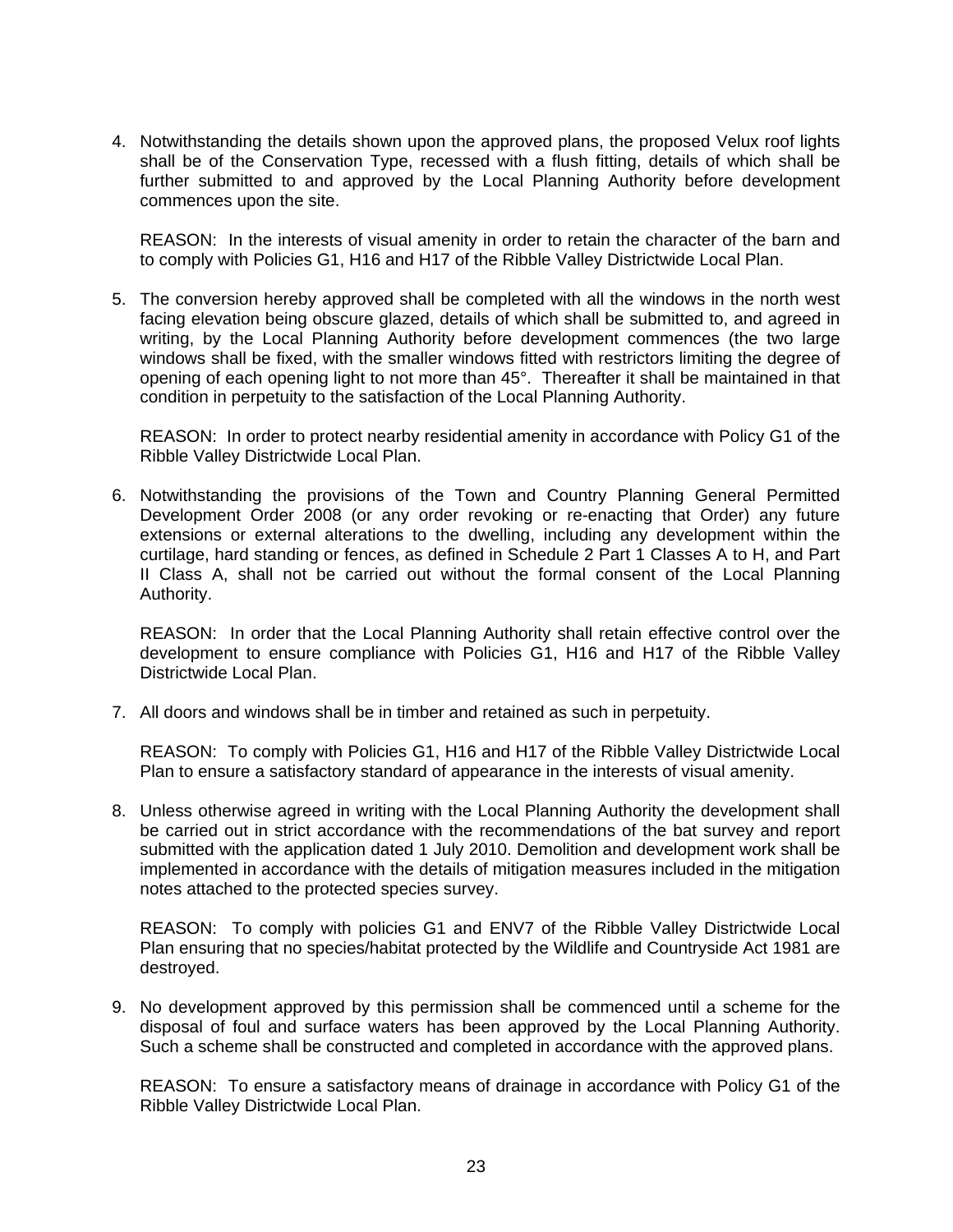4. Notwithstanding the details shown upon the approved plans, the proposed Velux roof lights shall be of the Conservation Type, recessed with a flush fitting, details of which shall be further submitted to and approved by the Local Planning Authority before development commences upon the site.

   REASON: In the interests of visual amenity in order to retain the character of the barn and to comply with Policies G1, H16 and H17 of the Ribble Valley Districtwide Local Plan.

5. The conversion hereby approved shall be completed with all the windows in the north west facing elevation being obscure glazed, details of which shall be submitted to, and agreed in writing, by the Local Planning Authority before development commences (the two large windows shall be fixed, with the smaller windows fitted with restrictors limiting the degree of opening of each opening light to not more than 45°. Thereafter it shall be maintained in that condition in perpetuity to the satisfaction of the Local Planning Authority.

   REASON: In order to protect nearby residential amenity in accordance with Policy G1 of the Ribble Valley Districtwide Local Plan.

6. Notwithstanding the provisions of the Town and Country Planning General Permitted Development Order 2008 (or any order revoking or re-enacting that Order) any future extensions or external alterations to the dwelling, including any development within the curtilage, hard standing or fences, as defined in Schedule 2 Part 1 Classes A to H, and Part II Class A, shall not be carried out without the formal consent of the Local Planning Authority.

   REASON: In order that the Local Planning Authority shall retain effective control over the development to ensure compliance with Policies G1, H16 and H17 of the Ribble Valley Districtwide Local Plan.

7. All doors and windows shall be in timber and retained as such in perpetuity.

   REASON: To comply with Policies G1, H16 and H17 of the Ribble Valley Districtwide Local Plan to ensure a satisfactory standard of appearance in the interests of visual amenity.

8. Unless otherwise agreed in writing with the Local Planning Authority the development shall be carried out in strict accordance with the recommendations of the bat survey and report submitted with the application dated 1 July 2010. Demolition and development work shall be implemented in accordance with the details of mitigation measures included in the mitigation notes attached to the protected species survey.

   REASON: To comply with policies G1 and ENV7 of the Ribble Valley Districtwide Local Plan ensuring that no species/habitat protected by the Wildlife and Countryside Act 1981 are destroyed.

9. No development approved by this permission shall be commenced until a scheme for the disposal of foul and surface waters has been approved by the Local Planning Authority. Such a scheme shall be constructed and completed in accordance with the approved plans.

   REASON: To ensure a satisfactory means of drainage in accordance with Policy G1 of the Ribble Valley Districtwide Local Plan.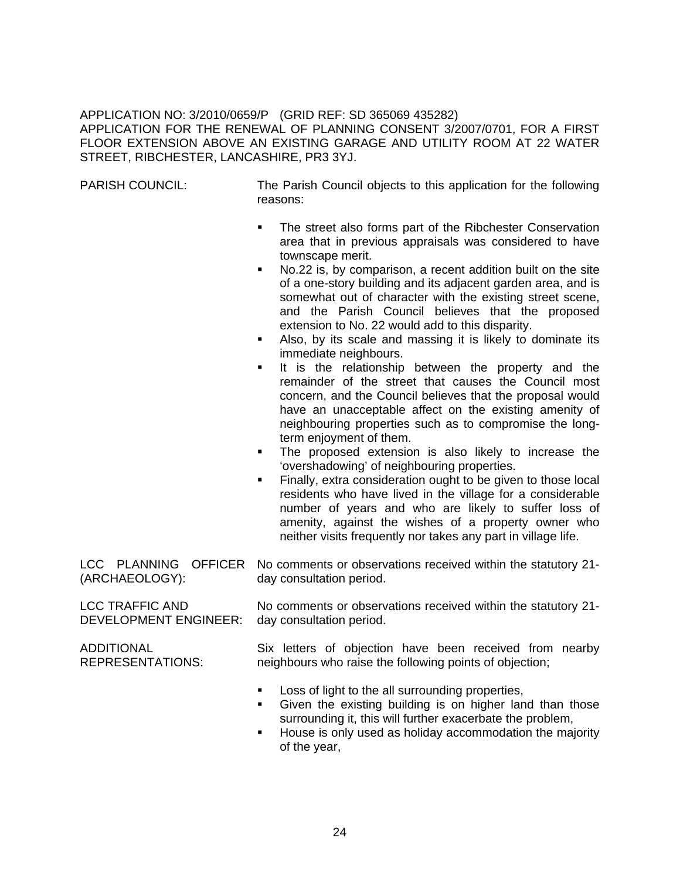APPLICATION NO: 3/2010/0659/P (GRID REF: SD 365069 435282)
APPLICATION FOR THE RENEWAL OF PLANNING CONSENT 3/2007/0701, FOR A FIRST FLOOR EXTENSION ABOVE AN EXISTING GARAGE AND UTILITY ROOM AT 22 WATER STREET, RIBCHESTER, LANCASHIRE, PR3 3YJ.

PARISH COUNCIL: The Parish Council objects to this application for the following reasons:

- The street also forms part of the Ribchester Conservation area that in previous appraisals was considered to have townscape merit.
- No.22 is, by comparison, a recent addition built on the site of a one-story building and its adjacent garden area, and is somewhat out of character with the existing street scene, and the Parish Council believes that the proposed extension to No. 22 would add to this disparity.
- Also, by its scale and massing it is likely to dominate its immediate neighbours.
- It is the relationship between the property and the remainder of the street that causes the Council most concern, and the Council believes that the proposal would have an unacceptable affect on the existing amenity of neighbouring properties such as to compromise the long-term enjoyment of them.
- The proposed extension is also likely to increase the 'overshadowing' of neighbouring properties.
- Finally, extra consideration ought to be given to those local residents who have lived in the village for a considerable number of years and who are likely to suffer loss of amenity, against the wishes of a property owner who neither visits frequently nor takes any part in village life.

LCC PLANNING OFFICER (ARCHAEOLOGY): No comments or observations received within the statutory 21-day consultation period.

LCC TRAFFIC AND DEVELOPMENT ENGINEER: No comments or observations received within the statutory 21-day consultation period.

ADDITIONAL REPRESENTATIONS: Six letters of objection have been received from nearby neighbours who raise the following points of objection;

- Loss of light to the all surrounding properties,
- Given the existing building is on higher land than those surrounding it, this will further exacerbate the problem,
- House is only used as holiday accommodation the majority of the year,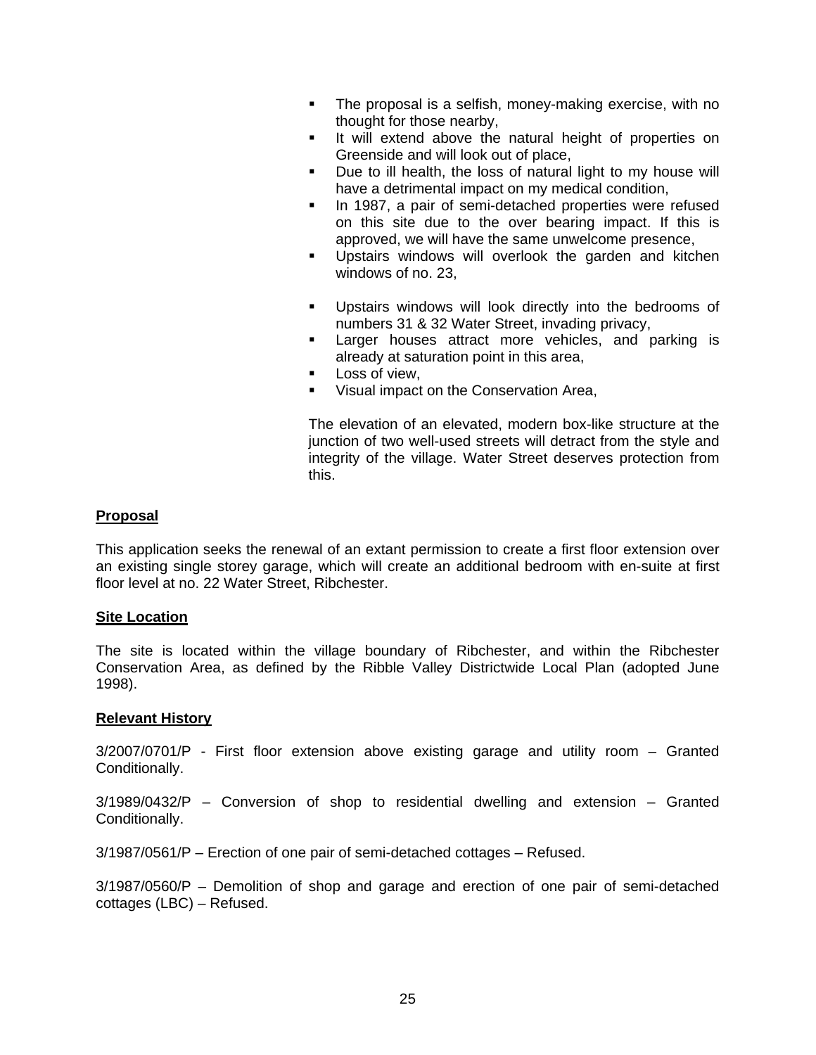- The proposal is a selfish, money-making exercise, with no thought for those nearby,
- It will extend above the natural height of properties on Greenside and will look out of place,
- Due to ill health, the loss of natural light to my house will have a detrimental impact on my medical condition,
- In 1987, a pair of semi-detached properties were refused on this site due to the over bearing impact. If this is approved, we will have the same unwelcome presence,
- Upstairs windows will overlook the garden and kitchen windows of no. 23,
- Upstairs windows will look directly into the bedrooms of numbers 31 & 32 Water Street, invading privacy,
- Larger houses attract more vehicles, and parking is already at saturation point in this area,
- Loss of view,
- Visual impact on the Conservation Area,

The elevation of an elevated, modern box-like structure at the junction of two well-used streets will detract from the style and integrity of the village. Water Street deserves protection from this.

**Proposal**

This application seeks the renewal of an extant permission to create a first floor extension over an existing single storey garage, which will create an additional bedroom with en-suite at first floor level at no. 22 Water Street, Ribchester.

**Site Location**

The site is located within the village boundary of Ribchester, and within the Ribchester Conservation Area, as defined by the Ribble Valley Districtwide Local Plan (adopted June 1998).

**Relevant History**

3/2007/0701/P - First floor extension above existing garage and utility room – Granted Conditionally.

3/1989/0432/P – Conversion of shop to residential dwelling and extension – Granted Conditionally.

3/1987/0561/P – Erection of one pair of semi-detached cottages – Refused.

3/1987/0560/P – Demolition of shop and garage and erection of one pair of semi-detached cottages (LBC) – Refused.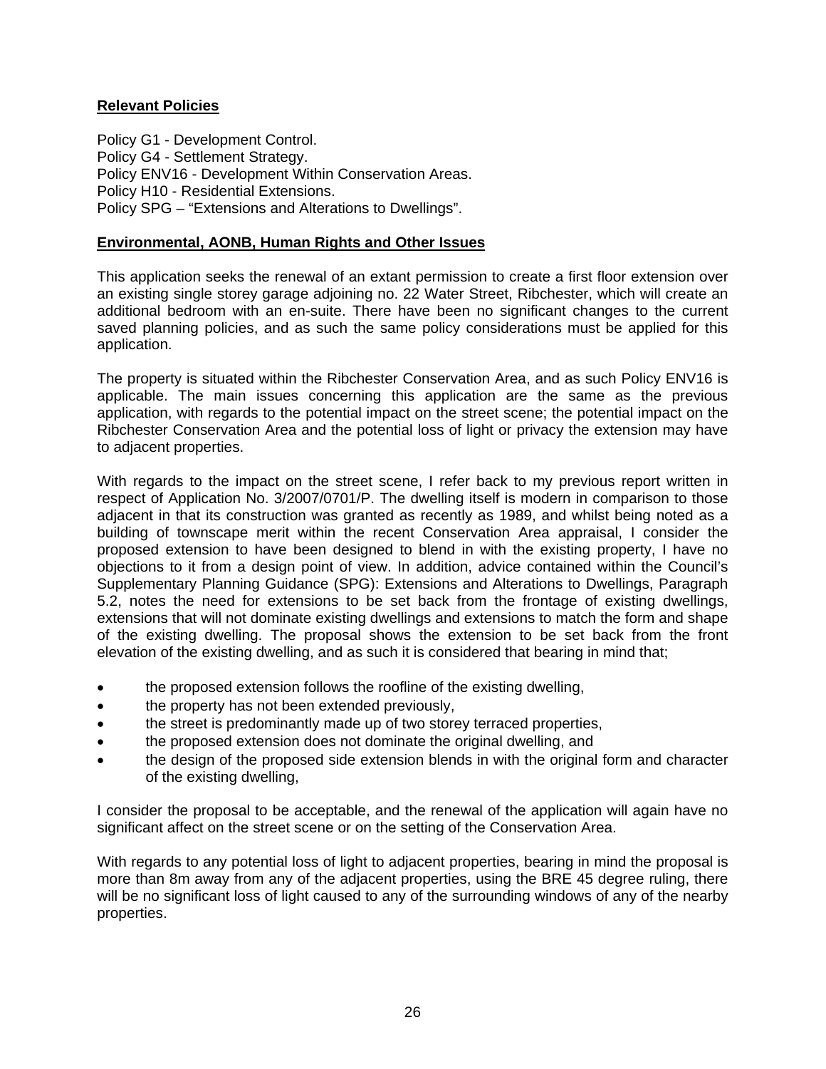**Relevant Policies**

Policy G1 - Development Control.
Policy G4 - Settlement Strategy.
Policy ENV16 - Development Within Conservation Areas.
Policy H10 - Residential Extensions.
Policy SPG – "Extensions and Alterations to Dwellings".

**Environmental, AONB, Human Rights and Other Issues**

This application seeks the renewal of an extant permission to create a first floor extension over an existing single storey garage adjoining no. 22 Water Street, Ribchester, which will create an additional bedroom with an en-suite. There have been no significant changes to the current saved planning policies, and as such the same policy considerations must be applied for this application.

The property is situated within the Ribchester Conservation Area, and as such Policy ENV16 is applicable. The main issues concerning this application are the same as the previous application, with regards to the potential impact on the street scene; the potential impact on the Ribchester Conservation Area and the potential loss of light or privacy the extension may have to adjacent properties.

With regards to the impact on the street scene, I refer back to my previous report written in respect of Application No. 3/2007/0701/P. The dwelling itself is modern in comparison to those adjacent in that its construction was granted as recently as 1989, and whilst being noted as a building of townscape merit within the recent Conservation Area appraisal, I consider the proposed extension to have been designed to blend in with the existing property, I have no objections to it from a design point of view. In addition, advice contained within the Council's Supplementary Planning Guidance (SPG): Extensions and Alterations to Dwellings, Paragraph 5.2, notes the need for extensions to be set back from the frontage of existing dwellings, extensions that will not dominate existing dwellings and extensions to match the form and shape of the existing dwelling. The proposal shows the extension to be set back from the front elevation of the existing dwelling, and as such it is considered that bearing in mind that;

- the proposed extension follows the roofline of the existing dwelling,
- the property has not been extended previously,
- the street is predominantly made up of two storey terraced properties,
- the proposed extension does not dominate the original dwelling, and
- the design of the proposed side extension blends in with the original form and character of the existing dwelling,

I consider the proposal to be acceptable, and the renewal of the application will again have no significant affect on the street scene or on the setting of the Conservation Area.

With regards to any potential loss of light to adjacent properties, bearing in mind the proposal is more than 8m away from any of the adjacent properties, using the BRE 45 degree ruling, there will be no significant loss of light caused to any of the surrounding windows of any of the nearby properties.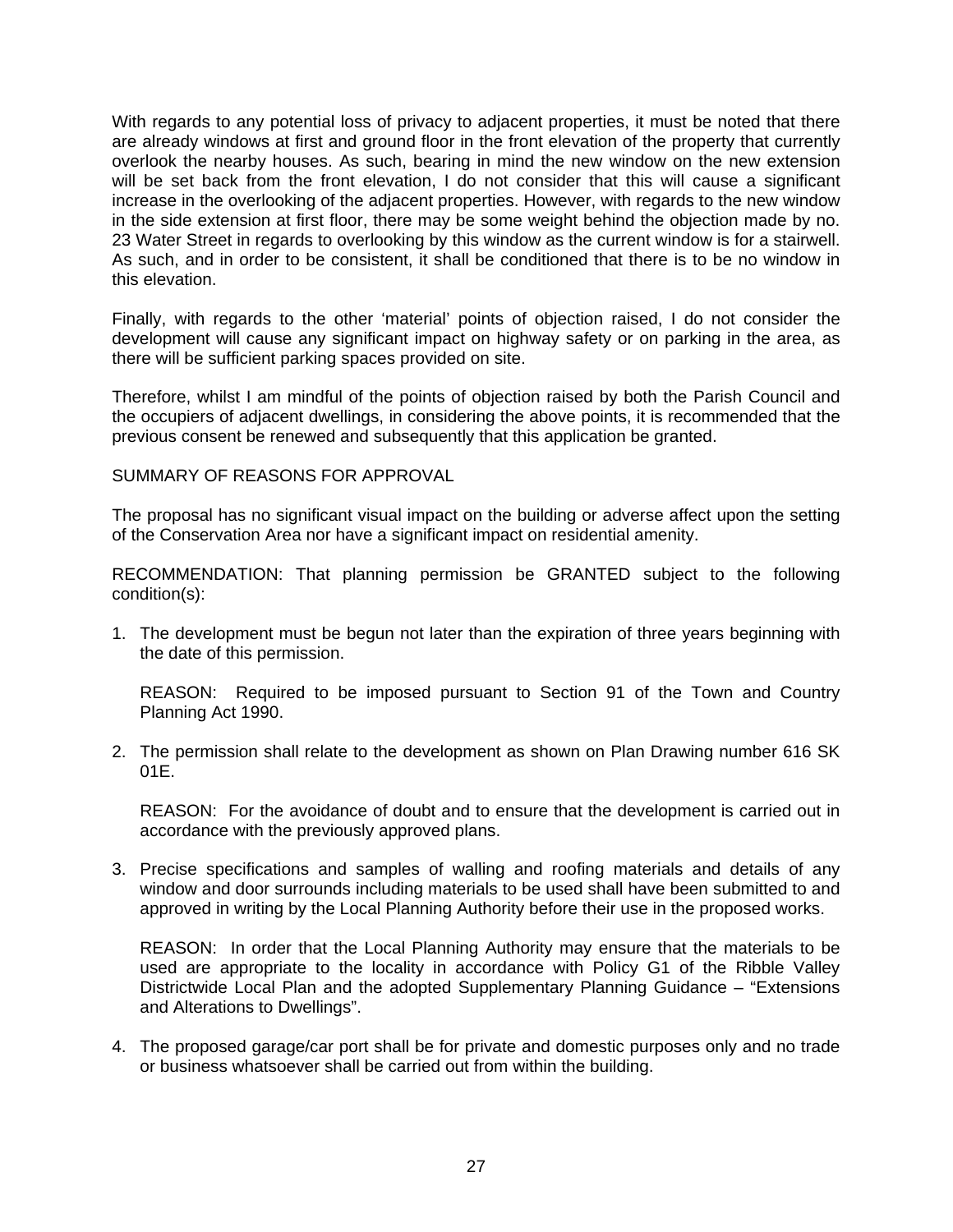With regards to any potential loss of privacy to adjacent properties, it must be noted that there are already windows at first and ground floor in the front elevation of the property that currently overlook the nearby houses. As such, bearing in mind the new window on the new extension will be set back from the front elevation, I do not consider that this will cause a significant increase in the overlooking of the adjacent properties. However, with regards to the new window in the side extension at first floor, there may be some weight behind the objection made by no. 23 Water Street in regards to overlooking by this window as the current window is for a stairwell. As such, and in order to be consistent, it shall be conditioned that there is to be no window in this elevation.

Finally, with regards to the other 'material' points of objection raised, I do not consider the development will cause any significant impact on highway safety or on parking in the area, as there will be sufficient parking spaces provided on site.

Therefore, whilst I am mindful of the points of objection raised by both the Parish Council and the occupiers of adjacent dwellings, in considering the above points, it is recommended that the previous consent be renewed and subsequently that this application be granted.

SUMMARY OF REASONS FOR APPROVAL

The proposal has no significant visual impact on the building or adverse affect upon the setting of the Conservation Area nor have a significant impact on residential amenity.

RECOMMENDATION: That planning permission be GRANTED subject to the following condition(s):

1. The development must be begun not later than the expiration of three years beginning with the date of this permission.

   REASON: Required to be imposed pursuant to Section 91 of the Town and Country Planning Act 1990.

2. The permission shall relate to the development as shown on Plan Drawing number 616 SK 01E.

   REASON: For the avoidance of doubt and to ensure that the development is carried out in accordance with the previously approved plans.

3. Precise specifications and samples of walling and roofing materials and details of any window and door surrounds including materials to be used shall have been submitted to and approved in writing by the Local Planning Authority before their use in the proposed works.

   REASON: In order that the Local Planning Authority may ensure that the materials to be used are appropriate to the locality in accordance with Policy G1 of the Ribble Valley Districtwide Local Plan and the adopted Supplementary Planning Guidance – "Extensions and Alterations to Dwellings".

4. The proposed garage/car port shall be for private and domestic purposes only and no trade or business whatsoever shall be carried out from within the building.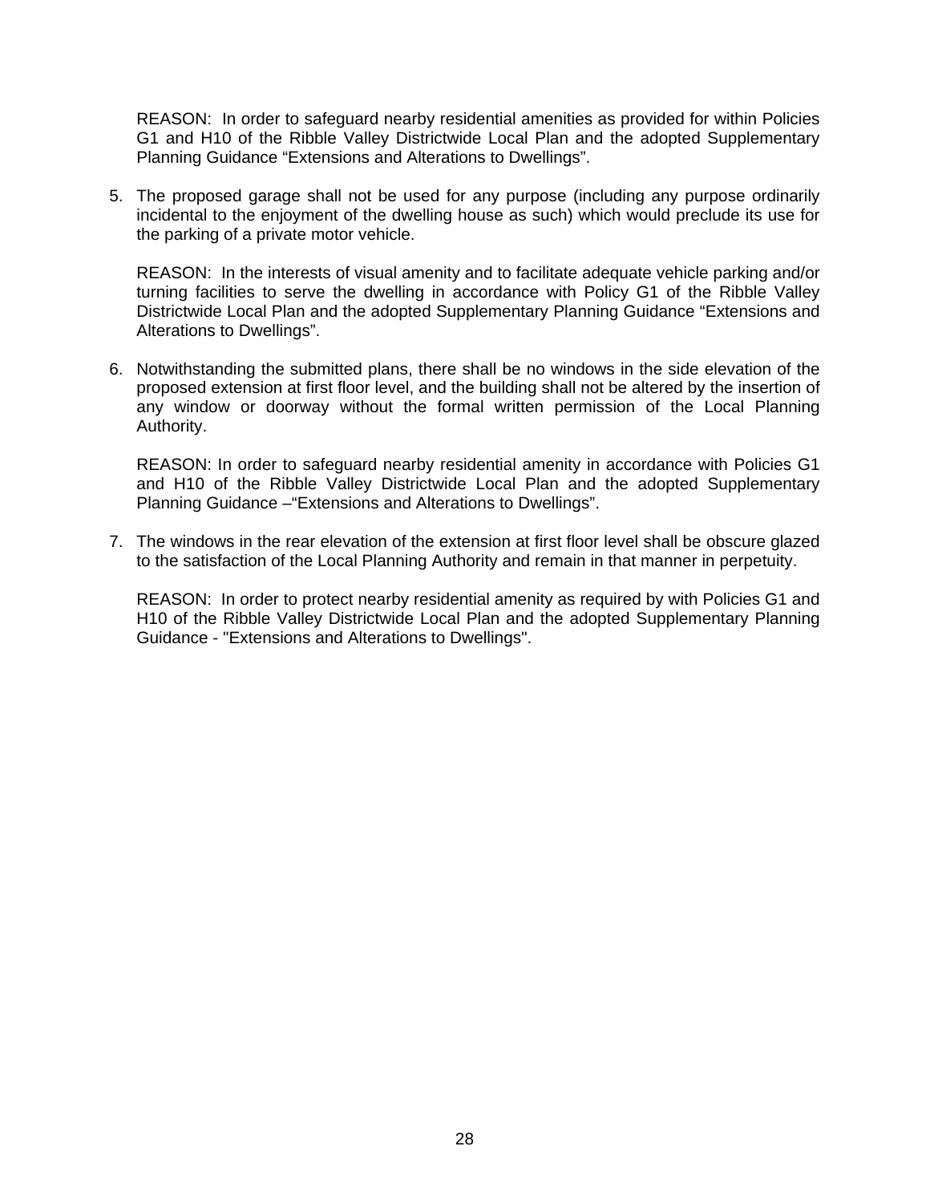REASON: In order to safeguard nearby residential amenities as provided for within Policies G1 and H10 of the Ribble Valley Districtwide Local Plan and the adopted Supplementary Planning Guidance “Extensions and Alterations to Dwellings”.

5. The proposed garage shall not be used for any purpose (including any purpose ordinarily incidental to the enjoyment of the dwelling house as such) which would preclude its use for the parking of a private motor vehicle.

   REASON: In the interests of visual amenity and to facilitate adequate vehicle parking and/or turning facilities to serve the dwelling in accordance with Policy G1 of the Ribble Valley Districtwide Local Plan and the adopted Supplementary Planning Guidance “Extensions and Alterations to Dwellings”.

6. Notwithstanding the submitted plans, there shall be no windows in the side elevation of the proposed extension at first floor level, and the building shall not be altered by the insertion of any window or doorway without the formal written permission of the Local Planning Authority.

   REASON: In order to safeguard nearby residential amenity in accordance with Policies G1 and H10 of the Ribble Valley Districtwide Local Plan and the adopted Supplementary Planning Guidance –“Extensions and Alterations to Dwellings”.

7. The windows in the rear elevation of the extension at first floor level shall be obscure glazed to the satisfaction of the Local Planning Authority and remain in that manner in perpetuity.

   REASON: In order to protect nearby residential amenity as required by with Policies G1 and H10 of the Ribble Valley Districtwide Local Plan and the adopted Supplementary Planning Guidance - "Extensions and Alterations to Dwellings".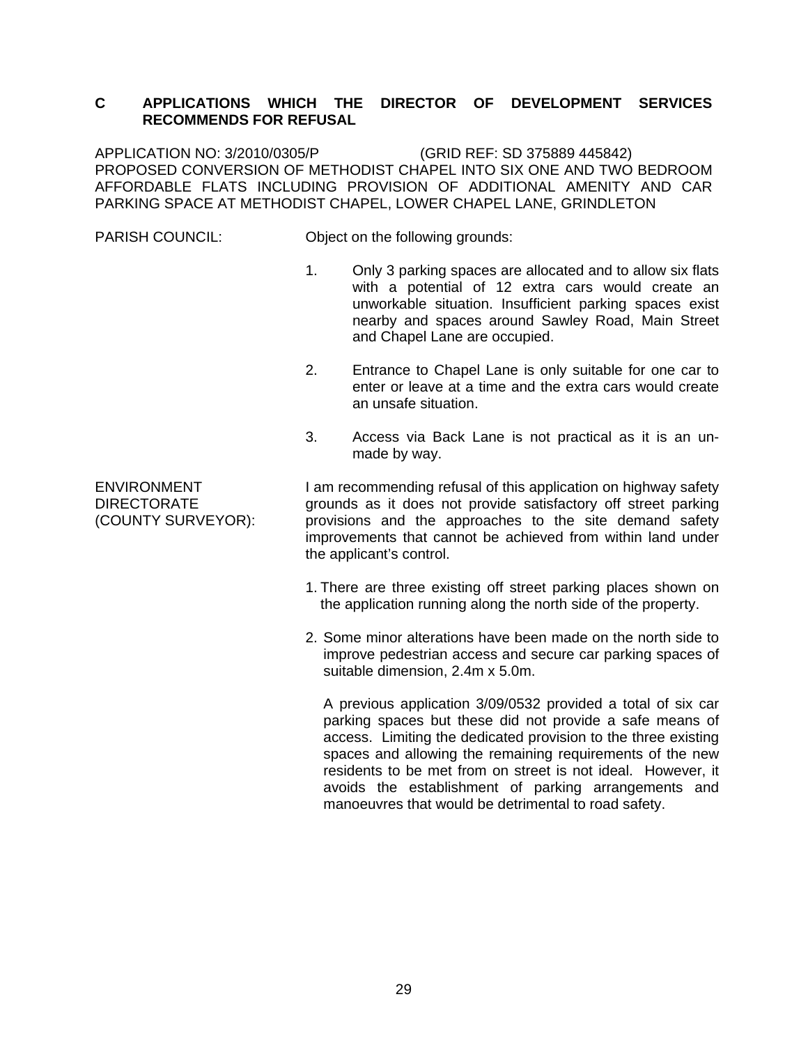## C APPLICATIONS WHICH THE DIRECTOR OF DEVELOPMENT SERVICES RECOMMENDS FOR REFUSAL

APPLICATION NO: 3/2010/0305/P (GRID REF: SD 375889 445842)
PROPOSED CONVERSION OF METHODIST CHAPEL INTO SIX ONE AND TWO BEDROOM AFFORDABLE FLATS INCLUDING PROVISION OF ADDITIONAL AMENITY AND CAR PARKING SPACE AT METHODIST CHAPEL, LOWER CHAPEL LANE, GRINDLETON

PARISH COUNCIL: Object on the following grounds:

1. Only 3 parking spaces are allocated and to allow six flats with a potential of 12 extra cars would create an unworkable situation. Insufficient parking spaces exist nearby and spaces around Sawley Road, Main Street and Chapel Lane are occupied.

2. Entrance to Chapel Lane is only suitable for one car to enter or leave at a time and the extra cars would create an unsafe situation.

3. Access via Back Lane is not practical as it is an un-made by way.

ENVIRONMENT DIRECTORATE (COUNTY SURVEYOR): I am recommending refusal of this application on highway safety grounds as it does not provide satisfactory off street parking provisions and the approaches to the site demand safety improvements that cannot be achieved from within land under the applicant's control.

1. There are three existing off street parking places shown on the application running along the north side of the property.

2. Some minor alterations have been made on the north side to improve pedestrian access and secure car parking spaces of suitable dimension, 2.4m x 5.0m.

   A previous application 3/09/0532 provided a total of six car parking spaces but these did not provide a safe means of access. Limiting the dedicated provision to the three existing spaces and allowing the remaining requirements of the new residents to be met from on street is not ideal. However, it avoids the establishment of parking arrangements and manoeuvres that would be detrimental to road safety.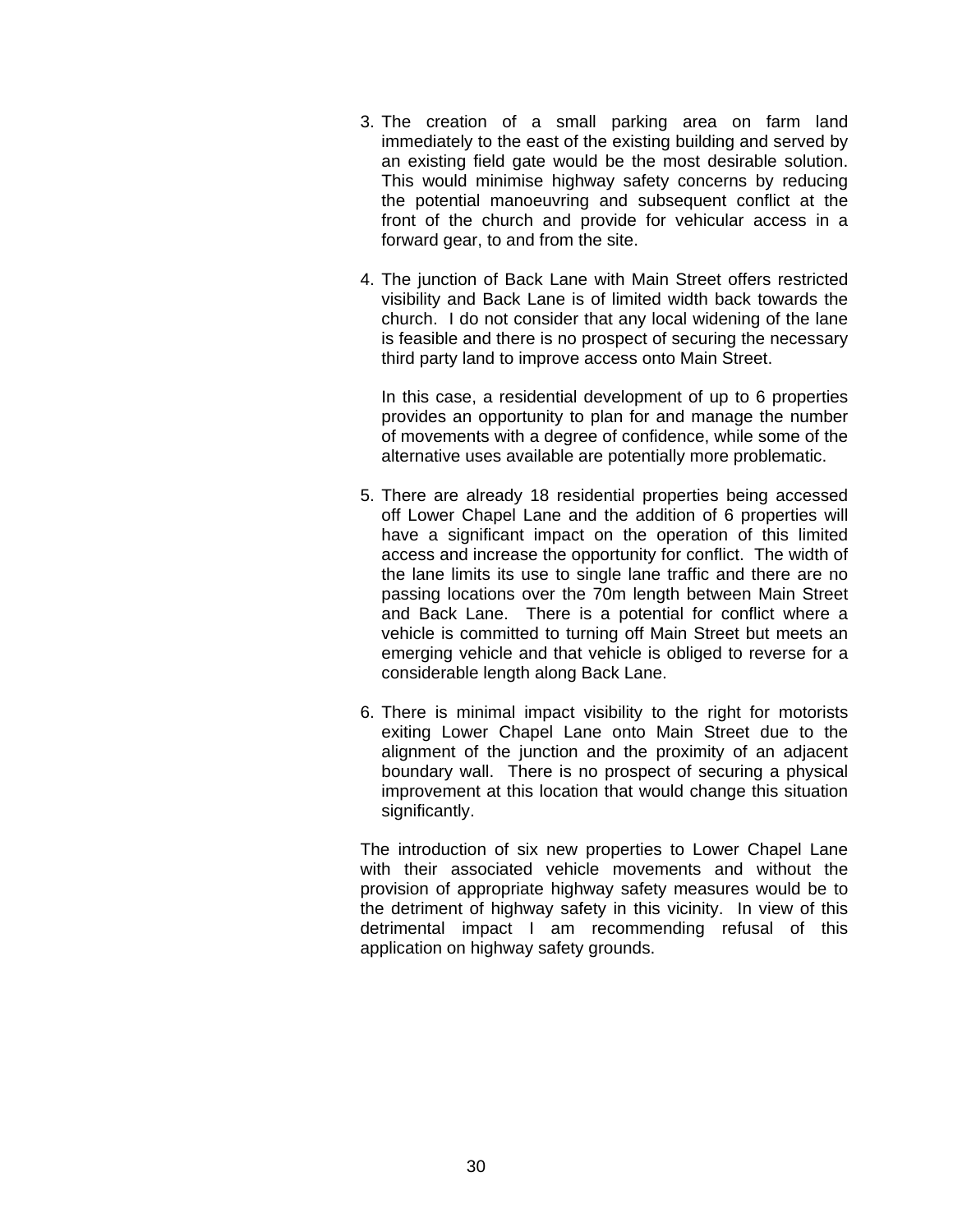3. The creation of a small parking area on farm land immediately to the east of the existing building and served by an existing field gate would be the most desirable solution. This would minimise highway safety concerns by reducing the potential manoeuvring and subsequent conflict at the front of the church and provide for vehicular access in a forward gear, to and from the site.

4. The junction of Back Lane with Main Street offers restricted visibility and Back Lane is of limited width back towards the church. I do not consider that any local widening of the lane is feasible and there is no prospect of securing the necessary third party land to improve access onto Main Street.

   In this case, a residential development of up to 6 properties provides an opportunity to plan for and manage the number of movements with a degree of confidence, while some of the alternative uses available are potentially more problematic.

5. There are already 18 residential properties being accessed off Lower Chapel Lane and the addition of 6 properties will have a significant impact on the operation of this limited access and increase the opportunity for conflict. The width of the lane limits its use to single lane traffic and there are no passing locations over the 70m length between Main Street and Back Lane. There is a potential for conflict where a vehicle is committed to turning off Main Street but meets an emerging vehicle and that vehicle is obliged to reverse for a considerable length along Back Lane.

6. There is minimal impact visibility to the right for motorists exiting Lower Chapel Lane onto Main Street due to the alignment of the junction and the proximity of an adjacent boundary wall. There is no prospect of securing a physical improvement at this location that would change this situation significantly.

The introduction of six new properties to Lower Chapel Lane with their associated vehicle movements and without the provision of appropriate highway safety measures would be to the detriment of highway safety in this vicinity. In view of this detrimental impact I am recommending refusal of this application on highway safety grounds.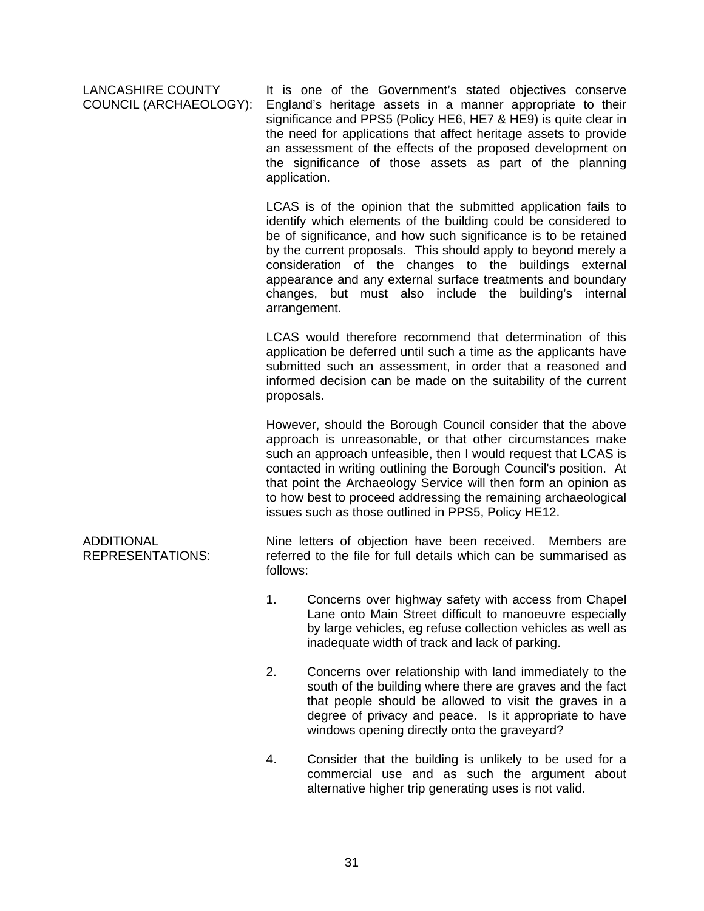LANCASHIRE COUNTY COUNCIL (ARCHAEOLOGY):

It is one of the Government's stated objectives conserve England's heritage assets in a manner appropriate to their significance and PPS5 (Policy HE6, HE7 & HE9) is quite clear in the need for applications that affect heritage assets to provide an assessment of the effects of the proposed development on the significance of those assets as part of the planning application.

LCAS is of the opinion that the submitted application fails to identify which elements of the building could be considered to be of significance, and how such significance is to be retained by the current proposals. This should apply to beyond merely a consideration of the changes to the buildings external appearance and any external surface treatments and boundary changes, but must also include the building's internal arrangement.

LCAS would therefore recommend that determination of this application be deferred until such a time as the applicants have submitted such an assessment, in order that a reasoned and informed decision can be made on the suitability of the current proposals.

However, should the Borough Council consider that the above approach is unreasonable, or that other circumstances make such an approach unfeasible, then I would request that LCAS is contacted in writing outlining the Borough Council's position. At that point the Archaeology Service will then form an opinion as to how best to proceed addressing the remaining archaeological issues such as those outlined in PPS5, Policy HE12.

ADDITIONAL REPRESENTATIONS:

Nine letters of objection have been received. Members are referred to the file for full details which can be summarised as follows:

1. Concerns over highway safety with access from Chapel Lane onto Main Street difficult to manoeuvre especially by large vehicles, eg refuse collection vehicles as well as inadequate width of track and lack of parking.

2. Concerns over relationship with land immediately to the south of the building where there are graves and the fact that people should be allowed to visit the graves in a degree of privacy and peace. Is it appropriate to have windows opening directly onto the graveyard?

4. Consider that the building is unlikely to be used for a commercial use and as such the argument about alternative higher trip generating uses is not valid.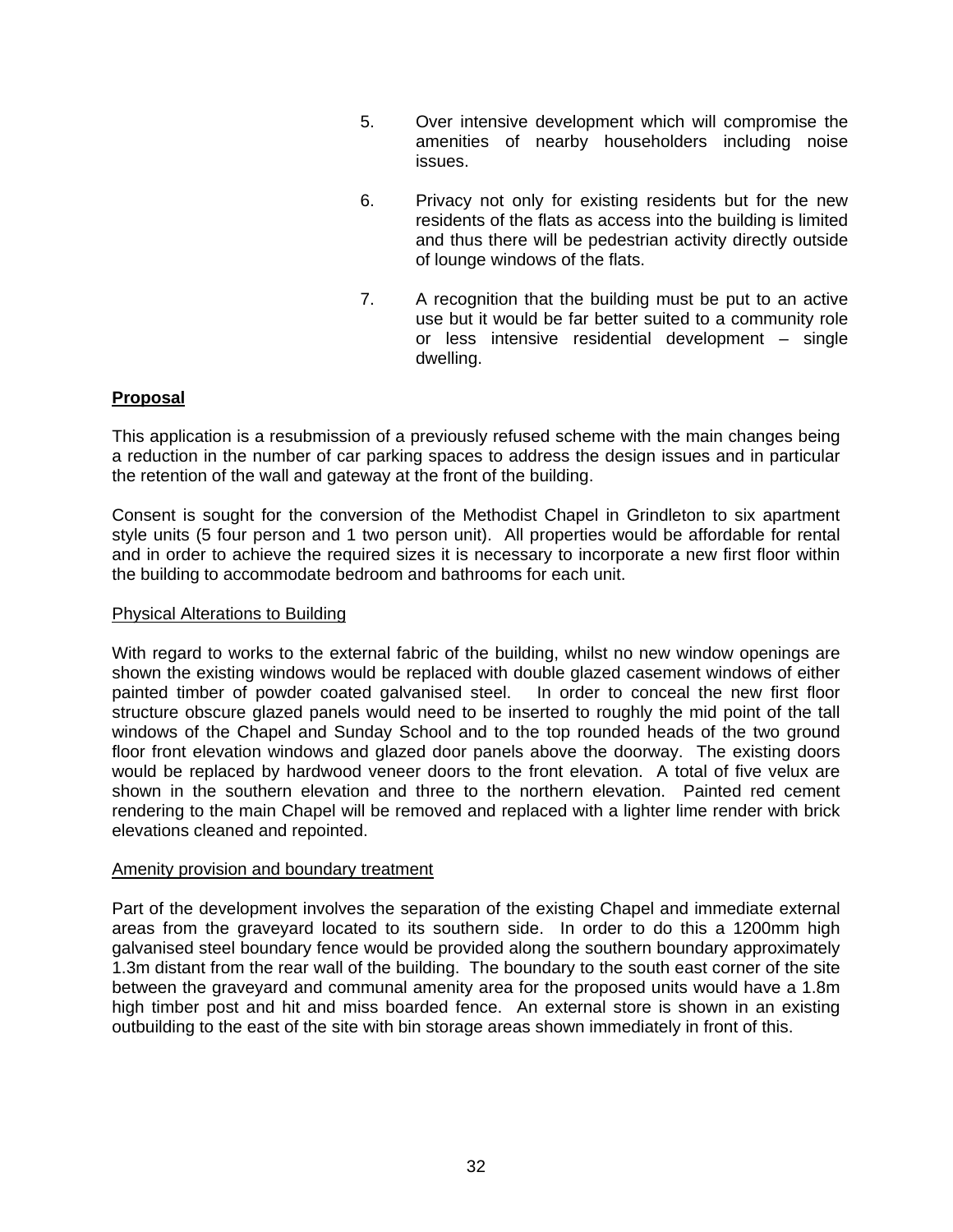5. Over intensive development which will compromise the amenities of nearby householders including noise issues.

6. Privacy not only for existing residents but for the new residents of the flats as access into the building is limited and thus there will be pedestrian activity directly outside of lounge windows of the flats.

7. A recognition that the building must be put to an active use but it would be far better suited to a community role or less intensive residential development – single dwelling.

**Proposal**

This application is a resubmission of a previously refused scheme with the main changes being a reduction in the number of car parking spaces to address the design issues and in particular the retention of the wall and gateway at the front of the building.

Consent is sought for the conversion of the Methodist Chapel in Grindleton to six apartment style units (5 four person and 1 two person unit). All properties would be affordable for rental and in order to achieve the required sizes it is necessary to incorporate a new first floor within the building to accommodate bedroom and bathrooms for each unit.

Physical Alterations to Building

With regard to works to the external fabric of the building, whilst no new window openings are shown the existing windows would be replaced with double glazed casement windows of either painted timber of powder coated galvanised steel. In order to conceal the new first floor structure obscure glazed panels would need to be inserted to roughly the mid point of the tall windows of the Chapel and Sunday School and to the top rounded heads of the two ground floor front elevation windows and glazed door panels above the doorway. The existing doors would be replaced by hardwood veneer doors to the front elevation. A total of five velux are shown in the southern elevation and three to the northern elevation. Painted red cement rendering to the main Chapel will be removed and replaced with a lighter lime render with brick elevations cleaned and repointed.

Amenity provision and boundary treatment

Part of the development involves the separation of the existing Chapel and immediate external areas from the graveyard located to its southern side. In order to do this a 1200mm high galvanised steel boundary fence would be provided along the southern boundary approximately 1.3m distant from the rear wall of the building. The boundary to the south east corner of the site between the graveyard and communal amenity area for the proposed units would have a 1.8m high timber post and hit and miss boarded fence. An external store is shown in an existing outbuilding to the east of the site with bin storage areas shown immediately in front of this.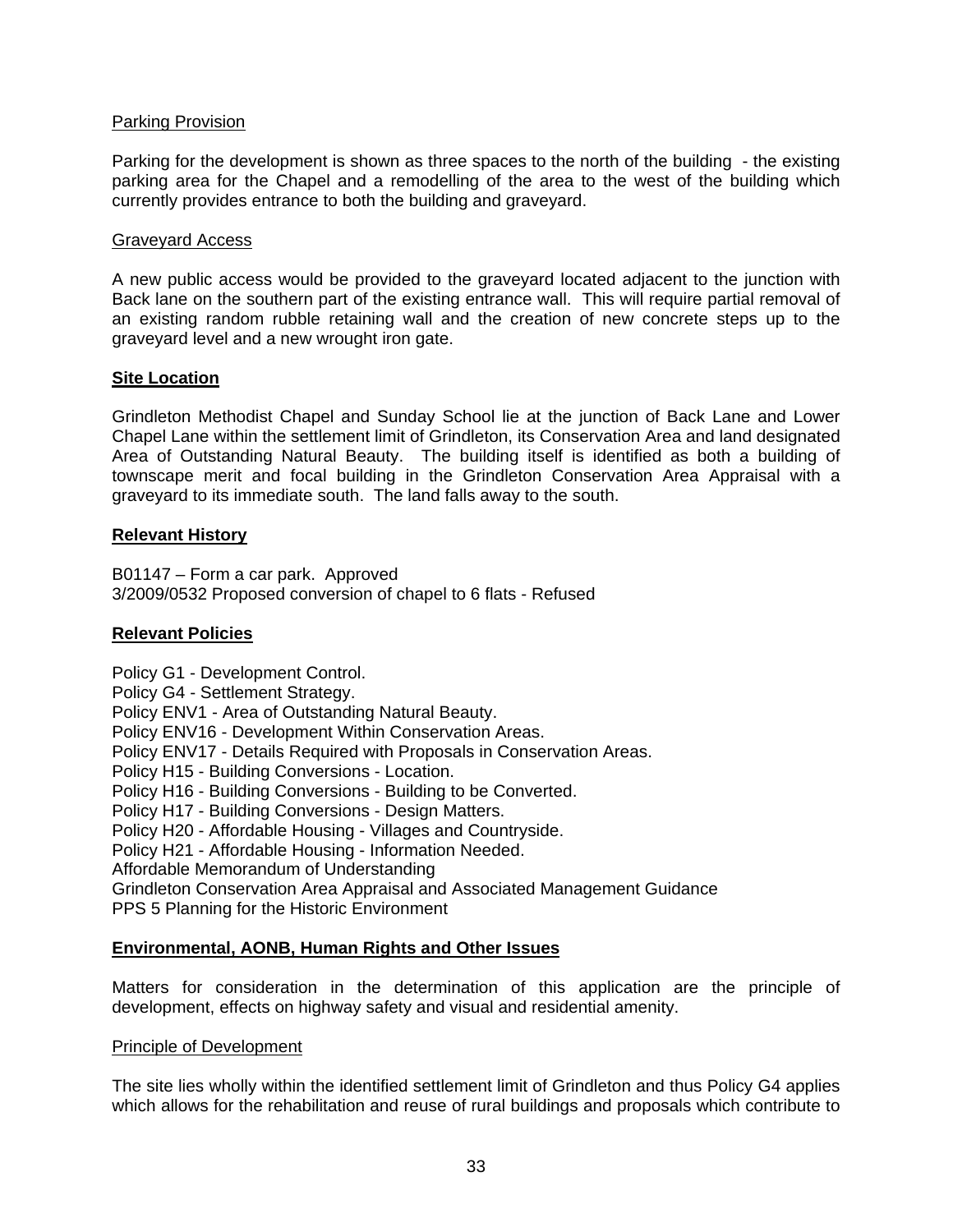Parking Provision

Parking for the development is shown as three spaces to the north of the building - the existing parking area for the Chapel and a remodelling of the area to the west of the building which currently provides entrance to both the building and graveyard.

Graveyard Access

A new public access would be provided to the graveyard located adjacent to the junction with Back lane on the southern part of the existing entrance wall. This will require partial removal of an existing random rubble retaining wall and the creation of new concrete steps up to the graveyard level and a new wrought iron gate.

**Site Location**

Grindleton Methodist Chapel and Sunday School lie at the junction of Back Lane and Lower Chapel Lane within the settlement limit of Grindleton, its Conservation Area and land designated Area of Outstanding Natural Beauty. The building itself is identified as both a building of townscape merit and focal building in the Grindleton Conservation Area Appraisal with a graveyard to its immediate south. The land falls away to the south.

**Relevant History**

B01147 – Form a car park. Approved
3/2009/0532 Proposed conversion of chapel to 6 flats - Refused

**Relevant Policies**

Policy G1 - Development Control.
Policy G4 - Settlement Strategy.
Policy ENV1 - Area of Outstanding Natural Beauty.
Policy ENV16 - Development Within Conservation Areas.
Policy ENV17 - Details Required with Proposals in Conservation Areas.
Policy H15 - Building Conversions - Location.
Policy H16 - Building Conversions - Building to be Converted.
Policy H17 - Building Conversions - Design Matters.
Policy H20 - Affordable Housing - Villages and Countryside.
Policy H21 - Affordable Housing - Information Needed.
Affordable Memorandum of Understanding
Grindleton Conservation Area Appraisal and Associated Management Guidance
PPS 5 Planning for the Historic Environment

**Environmental, AONB, Human Rights and Other Issues**

Matters for consideration in the determination of this application are the principle of development, effects on highway safety and visual and residential amenity.

Principle of Development

The site lies wholly within the identified settlement limit of Grindleton and thus Policy G4 applies which allows for the rehabilitation and reuse of rural buildings and proposals which contribute to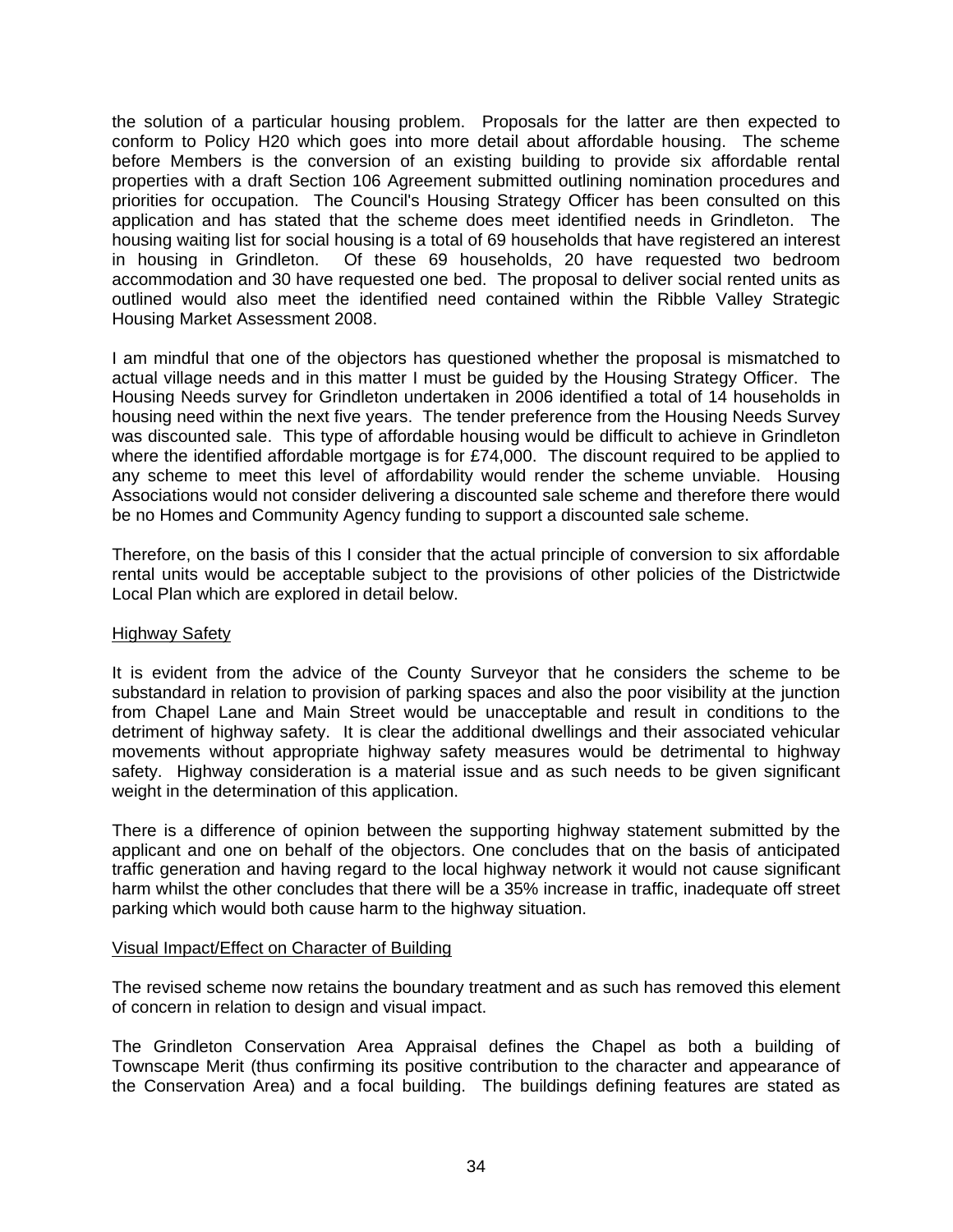the solution of a particular housing problem. Proposals for the latter are then expected to conform to Policy H20 which goes into more detail about affordable housing. The scheme before Members is the conversion of an existing building to provide six affordable rental properties with a draft Section 106 Agreement submitted outlining nomination procedures and priorities for occupation. The Council's Housing Strategy Officer has been consulted on this application and has stated that the scheme does meet identified needs in Grindleton. The housing waiting list for social housing is a total of 69 households that have registered an interest in housing in Grindleton. Of these 69 households, 20 have requested two bedroom accommodation and 30 have requested one bed. The proposal to deliver social rented units as outlined would also meet the identified need contained within the Ribble Valley Strategic Housing Market Assessment 2008.

I am mindful that one of the objectors has questioned whether the proposal is mismatched to actual village needs and in this matter I must be guided by the Housing Strategy Officer. The Housing Needs survey for Grindleton undertaken in 2006 identified a total of 14 households in housing need within the next five years. The tender preference from the Housing Needs Survey was discounted sale. This type of affordable housing would be difficult to achieve in Grindleton where the identified affordable mortgage is for £74,000. The discount required to be applied to any scheme to meet this level of affordability would render the scheme unviable. Housing Associations would not consider delivering a discounted sale scheme and therefore there would be no Homes and Community Agency funding to support a discounted sale scheme.

Therefore, on the basis of this I consider that the actual principle of conversion to six affordable rental units would be acceptable subject to the provisions of other policies of the Districtwide Local Plan which are explored in detail below.

<u>Highway Safety</u>

It is evident from the advice of the County Surveyor that he considers the scheme to be substandard in relation to provision of parking spaces and also the poor visibility at the junction from Chapel Lane and Main Street would be unacceptable and result in conditions to the detriment of highway safety. It is clear the additional dwellings and their associated vehicular movements without appropriate highway safety measures would be detrimental to highway safety. Highway consideration is a material issue and as such needs to be given significant weight in the determination of this application.

There is a difference of opinion between the supporting highway statement submitted by the applicant and one on behalf of the objectors. One concludes that on the basis of anticipated traffic generation and having regard to the local highway network it would not cause significant harm whilst the other concludes that there will be a 35% increase in traffic, inadequate off street parking which would both cause harm to the highway situation.

<u>Visual Impact/Effect on Character of Building</u>

The revised scheme now retains the boundary treatment and as such has removed this element of concern in relation to design and visual impact.

The Grindleton Conservation Area Appraisal defines the Chapel as both a building of Townscape Merit (thus confirming its positive contribution to the character and appearance of the Conservation Area) and a focal building. The buildings defining features are stated as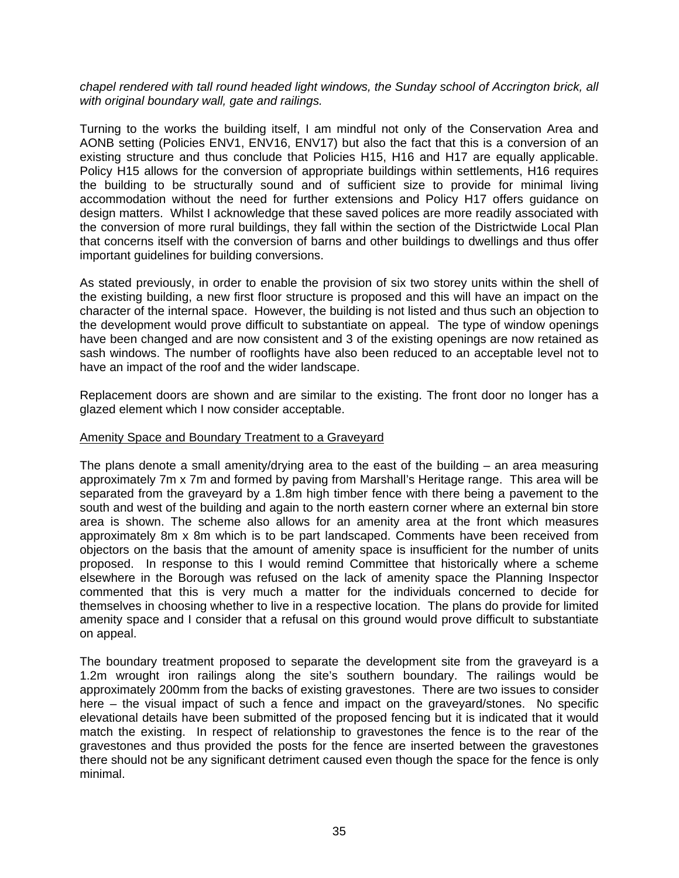*chapel rendered with tall round headed light windows, the Sunday school of Accrington brick, all with original boundary wall, gate and railings.*

Turning to the works the building itself, I am mindful not only of the Conservation Area and AONB setting (Policies ENV1, ENV16, ENV17) but also the fact that this is a conversion of an existing structure and thus conclude that Policies H15, H16 and H17 are equally applicable. Policy H15 allows for the conversion of appropriate buildings within settlements, H16 requires the building to be structurally sound and of sufficient size to provide for minimal living accommodation without the need for further extensions and Policy H17 offers guidance on design matters. Whilst I acknowledge that these saved polices are more readily associated with the conversion of more rural buildings, they fall within the section of the Districtwide Local Plan that concerns itself with the conversion of barns and other buildings to dwellings and thus offer important guidelines for building conversions.

As stated previously, in order to enable the provision of six two storey units within the shell of the existing building, a new first floor structure is proposed and this will have an impact on the character of the internal space. However, the building is not listed and thus such an objection to the development would prove difficult to substantiate on appeal. The type of window openings have been changed and are now consistent and 3 of the existing openings are now retained as sash windows. The number of rooflights have also been reduced to an acceptable level not to have an impact of the roof and the wider landscape.

Replacement doors are shown and are similar to the existing. The front door no longer has a glazed element which I now consider acceptable.

<u>Amenity Space and Boundary Treatment to a Graveyard</u>

The plans denote a small amenity/drying area to the east of the building – an area measuring approximately 7m x 7m and formed by paving from Marshall's Heritage range. This area will be separated from the graveyard by a 1.8m high timber fence with there being a pavement to the south and west of the building and again to the north eastern corner where an external bin store area is shown. The scheme also allows for an amenity area at the front which measures approximately 8m x 8m which is to be part landscaped. Comments have been received from objectors on the basis that the amount of amenity space is insufficient for the number of units proposed. In response to this I would remind Committee that historically where a scheme elsewhere in the Borough was refused on the lack of amenity space the Planning Inspector commented that this is very much a matter for the individuals concerned to decide for themselves in choosing whether to live in a respective location. The plans do provide for limited amenity space and I consider that a refusal on this ground would prove difficult to substantiate on appeal.

The boundary treatment proposed to separate the development site from the graveyard is a 1.2m wrought iron railings along the site's southern boundary. The railings would be approximately 200mm from the backs of existing gravestones. There are two issues to consider here – the visual impact of such a fence and impact on the graveyard/stones. No specific elevational details have been submitted of the proposed fencing but it is indicated that it would match the existing. In respect of relationship to gravestones the fence is to the rear of the gravestones and thus provided the posts for the fence are inserted between the gravestones there should not be any significant detriment caused even though the space for the fence is only minimal.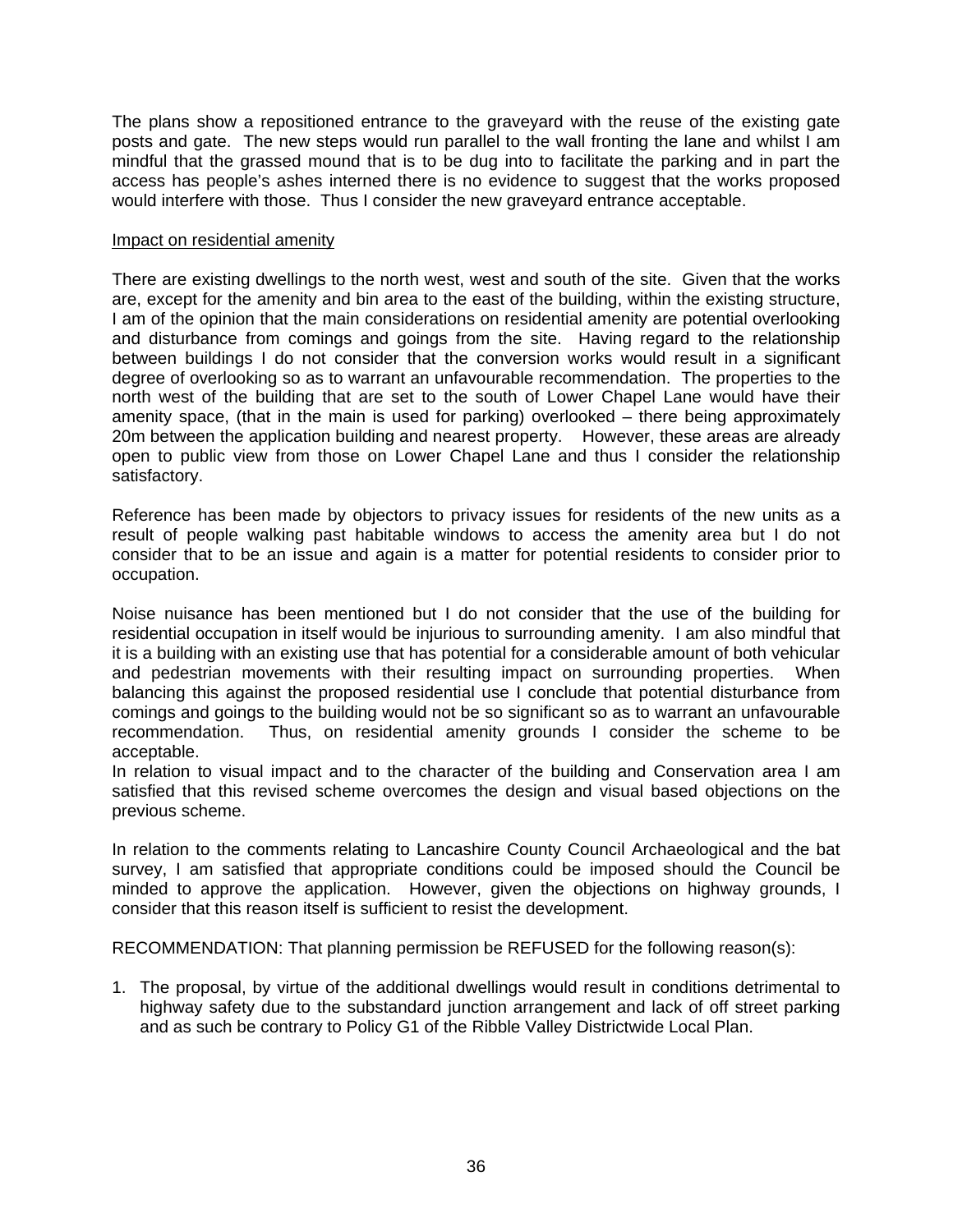The plans show a repositioned entrance to the graveyard with the reuse of the existing gate posts and gate. The new steps would run parallel to the wall fronting the lane and whilst I am mindful that the grassed mound that is to be dug into to facilitate the parking and in part the access has people's ashes interned there is no evidence to suggest that the works proposed would interfere with those. Thus I consider the new graveyard entrance acceptable.

Impact on residential amenity

There are existing dwellings to the north west, west and south of the site. Given that the works are, except for the amenity and bin area to the east of the building, within the existing structure, I am of the opinion that the main considerations on residential amenity are potential overlooking and disturbance from comings and goings from the site. Having regard to the relationship between buildings I do not consider that the conversion works would result in a significant degree of overlooking so as to warrant an unfavourable recommendation. The properties to the north west of the building that are set to the south of Lower Chapel Lane would have their amenity space, (that in the main is used for parking) overlooked – there being approximately 20m between the application building and nearest property. However, these areas are already open to public view from those on Lower Chapel Lane and thus I consider the relationship satisfactory.

Reference has been made by objectors to privacy issues for residents of the new units as a result of people walking past habitable windows to access the amenity area but I do not consider that to be an issue and again is a matter for potential residents to consider prior to occupation.

Noise nuisance has been mentioned but I do not consider that the use of the building for residential occupation in itself would be injurious to surrounding amenity. I am also mindful that it is a building with an existing use that has potential for a considerable amount of both vehicular and pedestrian movements with their resulting impact on surrounding properties. When balancing this against the proposed residential use I conclude that potential disturbance from comings and goings to the building would not be so significant so as to warrant an unfavourable recommendation. Thus, on residential amenity grounds I consider the scheme to be acceptable.
In relation to visual impact and to the character of the building and Conservation area I am satisfied that this revised scheme overcomes the design and visual based objections on the previous scheme.

In relation to the comments relating to Lancashire County Council Archaeological and the bat survey, I am satisfied that appropriate conditions could be imposed should the Council be minded to approve the application. However, given the objections on highway grounds, I consider that this reason itself is sufficient to resist the development.

RECOMMENDATION: That planning permission be REFUSED for the following reason(s):

1. The proposal, by virtue of the additional dwellings would result in conditions detrimental to highway safety due to the substandard junction arrangement and lack of off street parking and as such be contrary to Policy G1 of the Ribble Valley Districtwide Local Plan.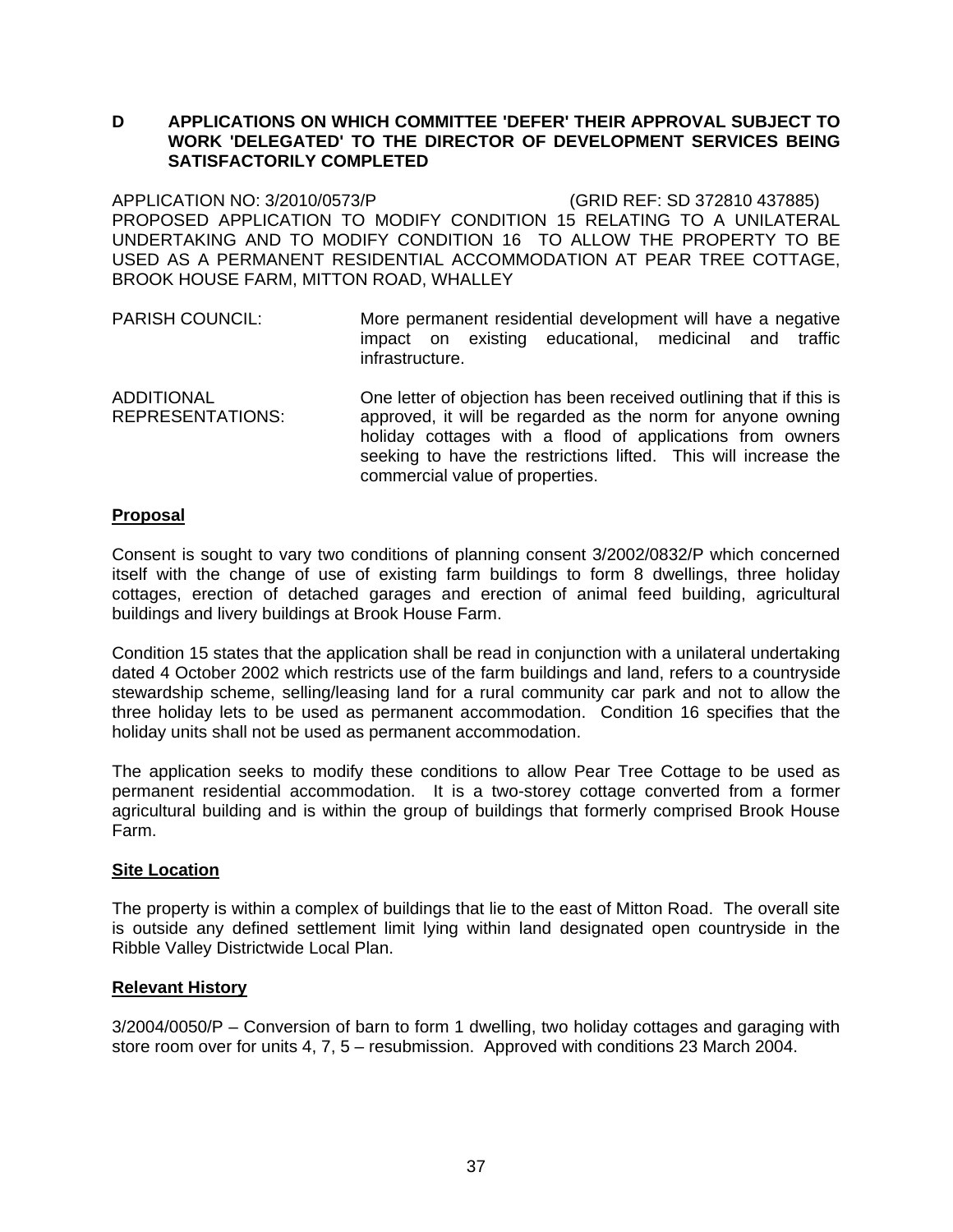## D APPLICATIONS ON WHICH COMMITTEE 'DEFER' THEIR APPROVAL SUBJECT TO WORK 'DELEGATED' TO THE DIRECTOR OF DEVELOPMENT SERVICES BEING SATISFACTORILY COMPLETED

APPLICATION NO: 3/2010/0573/P (GRID REF: SD 372810 437885)
PROPOSED APPLICATION TO MODIFY CONDITION 15 RELATING TO A UNILATERAL UNDERTAKING AND TO MODIFY CONDITION 16 TO ALLOW THE PROPERTY TO BE USED AS A PERMANENT RESIDENTIAL ACCOMMODATION AT PEAR TREE COTTAGE, BROOK HOUSE FARM, MITTON ROAD, WHALLEY

PARISH COUNCIL: More permanent residential development will have a negative impact on existing educational, medicinal and traffic infrastructure.

ADDITIONAL REPRESENTATIONS: One letter of objection has been received outlining that if this is approved, it will be regarded as the norm for anyone owning holiday cottages with a flood of applications from owners seeking to have the restrictions lifted. This will increase the commercial value of properties.

**Proposal**

Consent is sought to vary two conditions of planning consent 3/2002/0832/P which concerned itself with the change of use of existing farm buildings to form 8 dwellings, three holiday cottages, erection of detached garages and erection of animal feed building, agricultural buildings and livery buildings at Brook House Farm.

Condition 15 states that the application shall be read in conjunction with a unilateral undertaking dated 4 October 2002 which restricts use of the farm buildings and land, refers to a countryside stewardship scheme, selling/leasing land for a rural community car park and not to allow the three holiday lets to be used as permanent accommodation. Condition 16 specifies that the holiday units shall not be used as permanent accommodation.

The application seeks to modify these conditions to allow Pear Tree Cottage to be used as permanent residential accommodation. It is a two-storey cottage converted from a former agricultural building and is within the group of buildings that formerly comprised Brook House Farm.

**Site Location**

The property is within a complex of buildings that lie to the east of Mitton Road. The overall site is outside any defined settlement limit lying within land designated open countryside in the Ribble Valley Districtwide Local Plan.

**Relevant History**

3/2004/0050/P – Conversion of barn to form 1 dwelling, two holiday cottages and garaging with store room over for units 4, 7, 5 – resubmission. Approved with conditions 23 March 2004.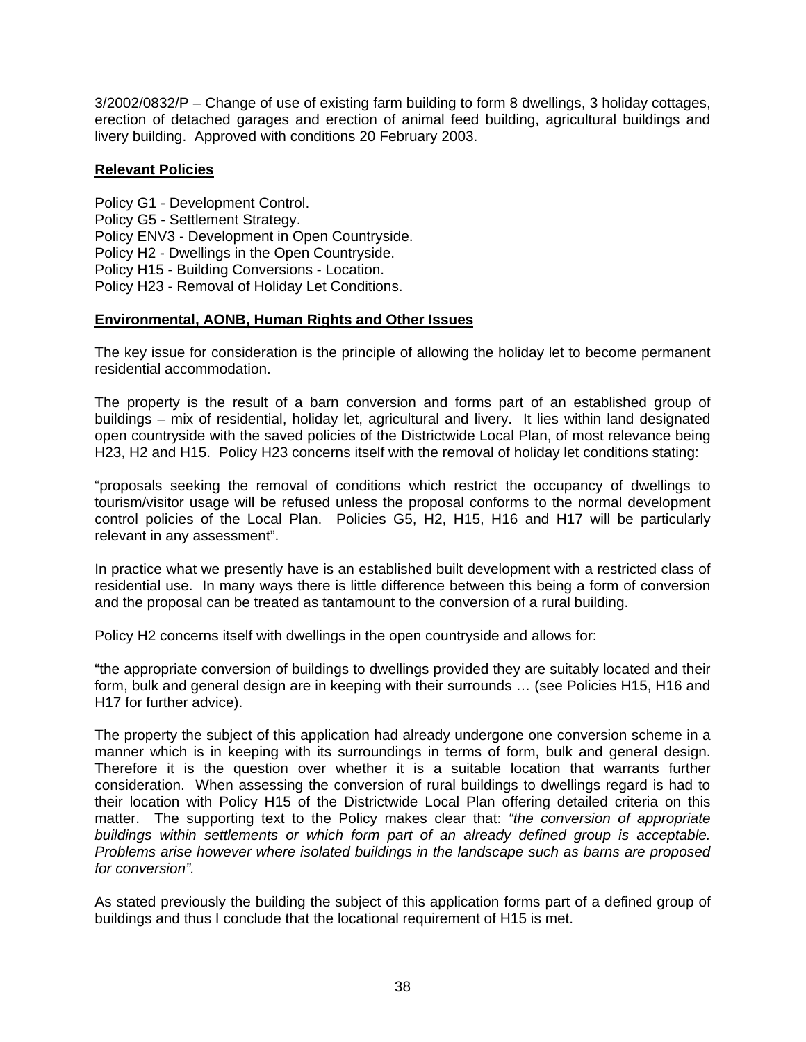3/2002/0832/P – Change of use of existing farm building to form 8 dwellings, 3 holiday cottages, erection of detached garages and erection of animal feed building, agricultural buildings and livery building. Approved with conditions 20 February 2003.

**Relevant Policies**

Policy G1 - Development Control.
Policy G5 - Settlement Strategy.
Policy ENV3 - Development in Open Countryside.
Policy H2 - Dwellings in the Open Countryside.
Policy H15 - Building Conversions - Location.
Policy H23 - Removal of Holiday Let Conditions.

**Environmental, AONB, Human Rights and Other Issues**

The key issue for consideration is the principle of allowing the holiday let to become permanent residential accommodation.

The property is the result of a barn conversion and forms part of an established group of buildings – mix of residential, holiday let, agricultural and livery. It lies within land designated open countryside with the saved policies of the Districtwide Local Plan, of most relevance being H23, H2 and H15. Policy H23 concerns itself with the removal of holiday let conditions stating:

"proposals seeking the removal of conditions which restrict the occupancy of dwellings to tourism/visitor usage will be refused unless the proposal conforms to the normal development control policies of the Local Plan. Policies G5, H2, H15, H16 and H17 will be particularly relevant in any assessment".

In practice what we presently have is an established built development with a restricted class of residential use. In many ways there is little difference between this being a form of conversion and the proposal can be treated as tantamount to the conversion of a rural building.

Policy H2 concerns itself with dwellings in the open countryside and allows for:

"the appropriate conversion of buildings to dwellings provided they are suitably located and their form, bulk and general design are in keeping with their surrounds … (see Policies H15, H16 and H17 for further advice).

The property the subject of this application had already undergone one conversion scheme in a manner which is in keeping with its surroundings in terms of form, bulk and general design. Therefore it is the question over whether it is a suitable location that warrants further consideration. When assessing the conversion of rural buildings to dwellings regard is had to their location with Policy H15 of the Districtwide Local Plan offering detailed criteria on this matter. The supporting text to the Policy makes clear that: *"the conversion of appropriate buildings within settlements or which form part of an already defined group is acceptable. Problems arise however where isolated buildings in the landscape such as barns are proposed for conversion".*

As stated previously the building the subject of this application forms part of a defined group of buildings and thus I conclude that the locational requirement of H15 is met.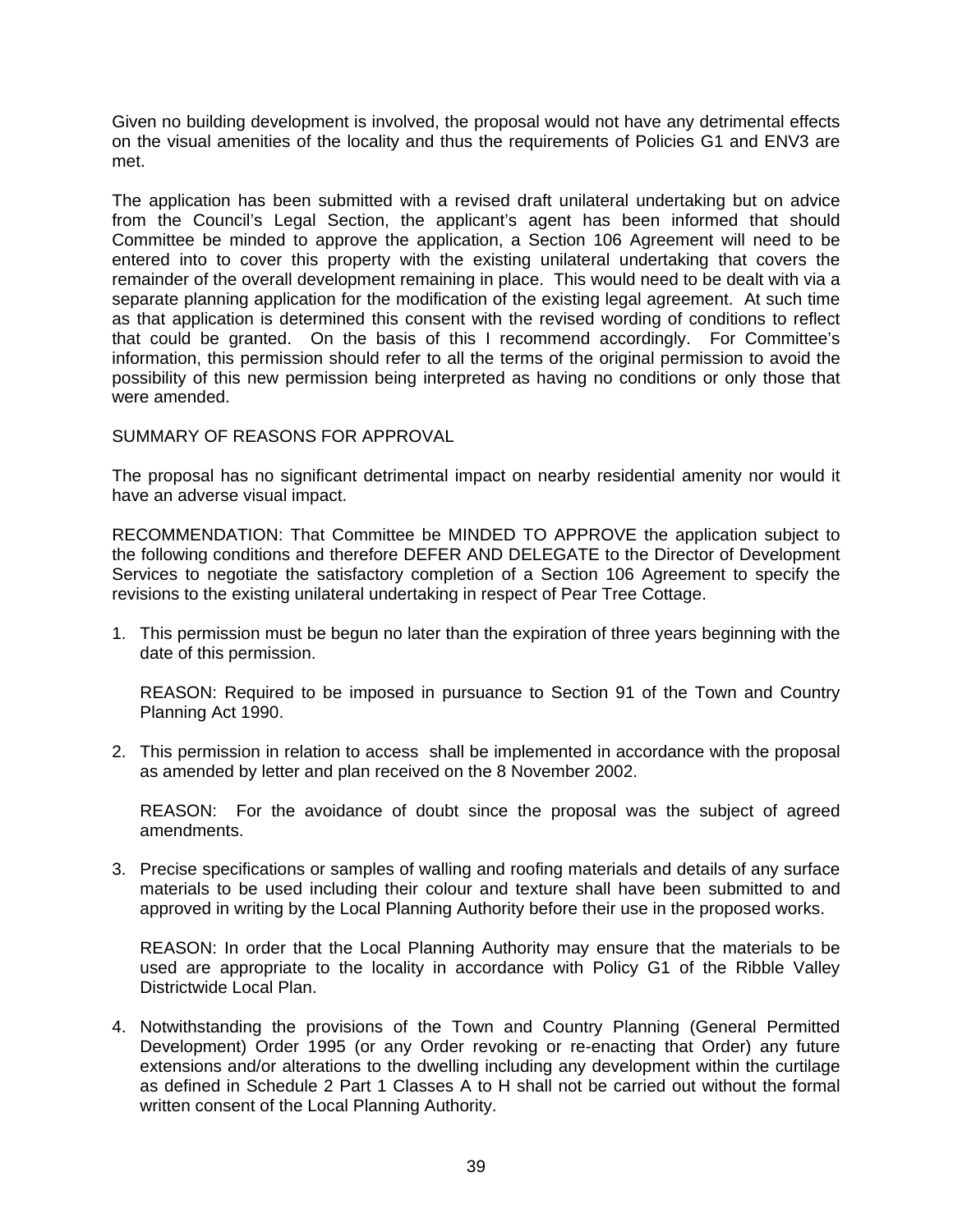Given no building development is involved, the proposal would not have any detrimental effects on the visual amenities of the locality and thus the requirements of Policies G1 and ENV3 are met.

The application has been submitted with a revised draft unilateral undertaking but on advice from the Council's Legal Section, the applicant's agent has been informed that should Committee be minded to approve the application, a Section 106 Agreement will need to be entered into to cover this property with the existing unilateral undertaking that covers the remainder of the overall development remaining in place. This would need to be dealt with via a separate planning application for the modification of the existing legal agreement. At such time as that application is determined this consent with the revised wording of conditions to reflect that could be granted. On the basis of this I recommend accordingly. For Committee's information, this permission should refer to all the terms of the original permission to avoid the possibility of this new permission being interpreted as having no conditions or only those that were amended.

SUMMARY OF REASONS FOR APPROVAL

The proposal has no significant detrimental impact on nearby residential amenity nor would it have an adverse visual impact.

RECOMMENDATION: That Committee be MINDED TO APPROVE the application subject to the following conditions and therefore DEFER AND DELEGATE to the Director of Development Services to negotiate the satisfactory completion of a Section 106 Agreement to specify the revisions to the existing unilateral undertaking in respect of Pear Tree Cottage.

1. This permission must be begun no later than the expiration of three years beginning with the date of this permission.

   REASON: Required to be imposed in pursuance to Section 91 of the Town and Country Planning Act 1990.

2. This permission in relation to access shall be implemented in accordance with the proposal as amended by letter and plan received on the 8 November 2002.

   REASON: For the avoidance of doubt since the proposal was the subject of agreed amendments.

3. Precise specifications or samples of walling and roofing materials and details of any surface materials to be used including their colour and texture shall have been submitted to and approved in writing by the Local Planning Authority before their use in the proposed works.

   REASON: In order that the Local Planning Authority may ensure that the materials to be used are appropriate to the locality in accordance with Policy G1 of the Ribble Valley Districtwide Local Plan.

4. Notwithstanding the provisions of the Town and Country Planning (General Permitted Development) Order 1995 (or any Order revoking or re-enacting that Order) any future extensions and/or alterations to the dwelling including any development within the curtilage as defined in Schedule 2 Part 1 Classes A to H shall not be carried out without the formal written consent of the Local Planning Authority.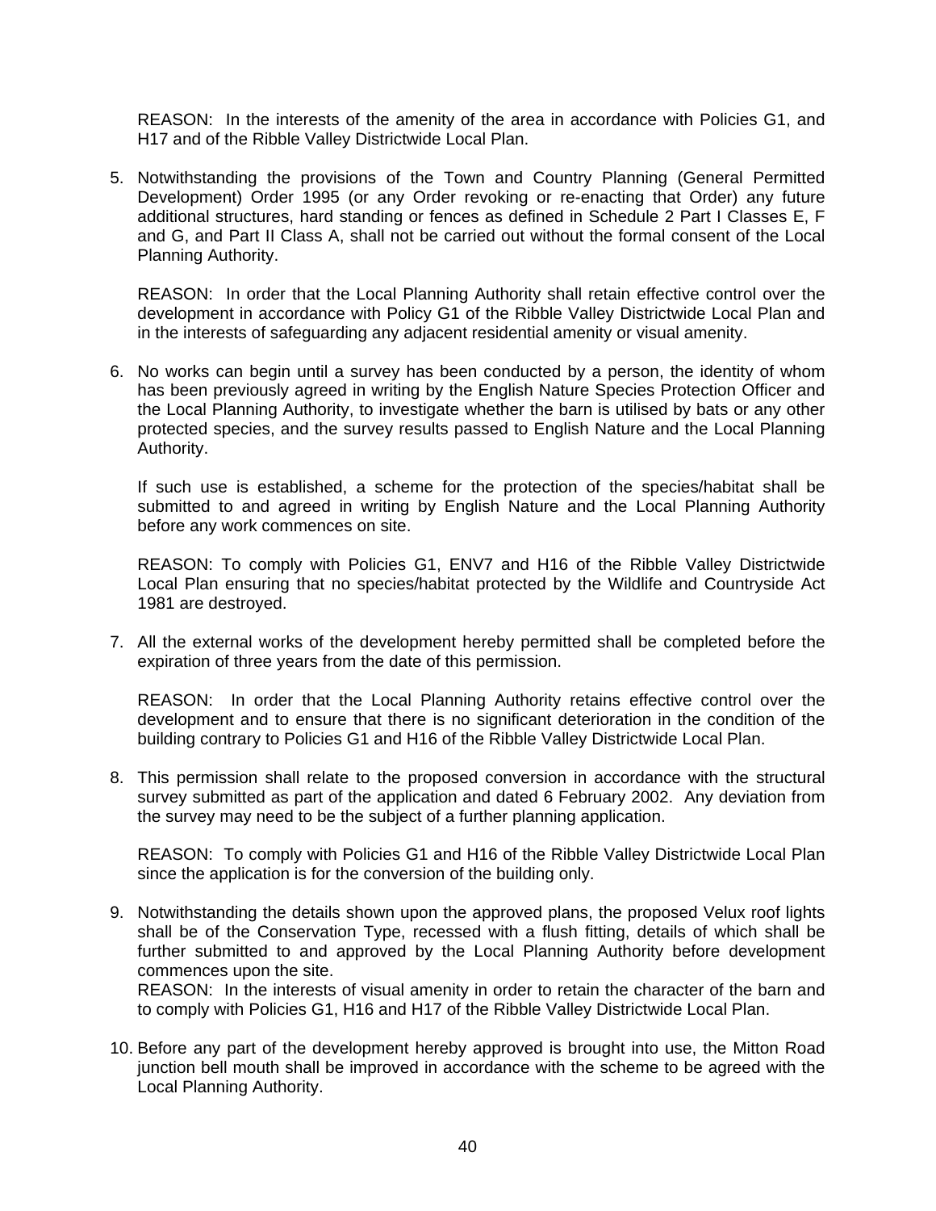REASON: In the interests of the amenity of the area in accordance with Policies G1, and H17 and of the Ribble Valley Districtwide Local Plan.

5. Notwithstanding the provisions of the Town and Country Planning (General Permitted Development) Order 1995 (or any Order revoking or re-enacting that Order) any future additional structures, hard standing or fences as defined in Schedule 2 Part I Classes E, F and G, and Part II Class A, shall not be carried out without the formal consent of the Local Planning Authority.

   REASON: In order that the Local Planning Authority shall retain effective control over the development in accordance with Policy G1 of the Ribble Valley Districtwide Local Plan and in the interests of safeguarding any adjacent residential amenity or visual amenity.

6. No works can begin until a survey has been conducted by a person, the identity of whom has been previously agreed in writing by the English Nature Species Protection Officer and the Local Planning Authority, to investigate whether the barn is utilised by bats or any other protected species, and the survey results passed to English Nature and the Local Planning Authority.

   If such use is established, a scheme for the protection of the species/habitat shall be submitted to and agreed in writing by English Nature and the Local Planning Authority before any work commences on site.

   REASON: To comply with Policies G1, ENV7 and H16 of the Ribble Valley Districtwide Local Plan ensuring that no species/habitat protected by the Wildlife and Countryside Act 1981 are destroyed.

7. All the external works of the development hereby permitted shall be completed before the expiration of three years from the date of this permission.

   REASON: In order that the Local Planning Authority retains effective control over the development and to ensure that there is no significant deterioration in the condition of the building contrary to Policies G1 and H16 of the Ribble Valley Districtwide Local Plan.

8. This permission shall relate to the proposed conversion in accordance with the structural survey submitted as part of the application and dated 6 February 2002. Any deviation from the survey may need to be the subject of a further planning application.

   REASON: To comply with Policies G1 and H16 of the Ribble Valley Districtwide Local Plan since the application is for the conversion of the building only.

9. Notwithstanding the details shown upon the approved plans, the proposed Velux roof lights shall be of the Conservation Type, recessed with a flush fitting, details of which shall be further submitted to and approved by the Local Planning Authority before development commences upon the site.
   REASON: In the interests of visual amenity in order to retain the character of the barn and to comply with Policies G1, H16 and H17 of the Ribble Valley Districtwide Local Plan.

10. Before any part of the development hereby approved is brought into use, the Mitton Road junction bell mouth shall be improved in accordance with the scheme to be agreed with the Local Planning Authority.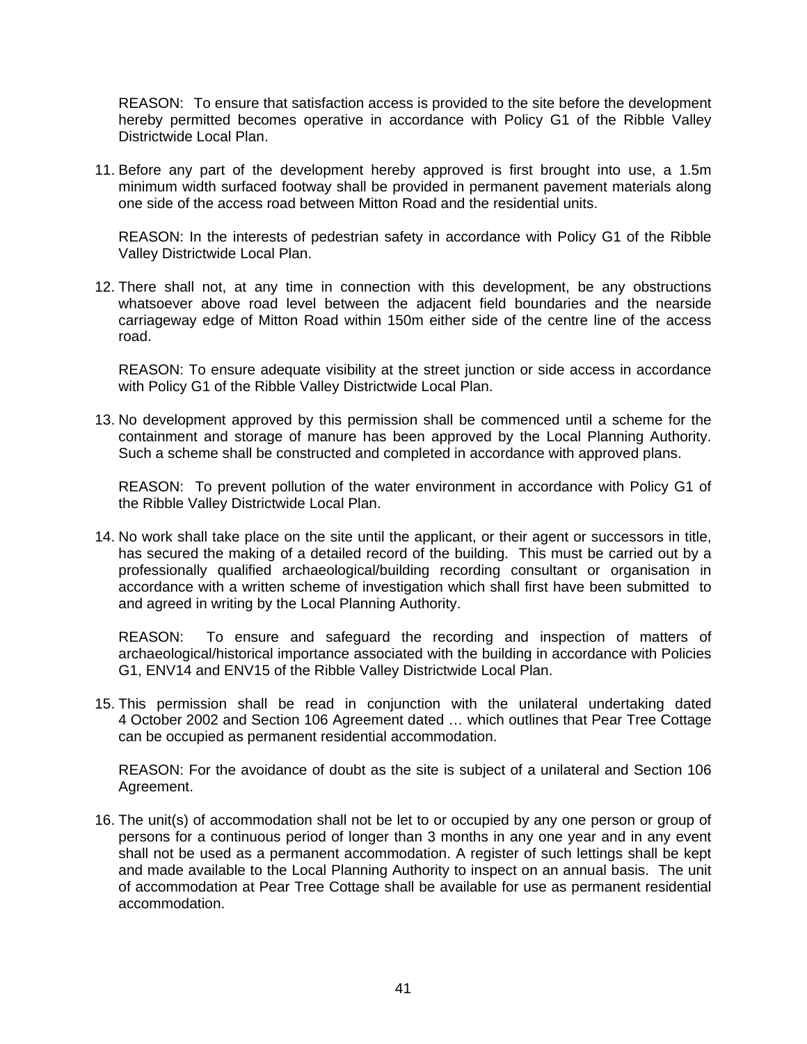REASON: To ensure that satisfaction access is provided to the site before the development hereby permitted becomes operative in accordance with Policy G1 of the Ribble Valley Districtwide Local Plan.

11. Before any part of the development hereby approved is first brought into use, a 1.5m minimum width surfaced footway shall be provided in permanent pavement materials along one side of the access road between Mitton Road and the residential units.

    REASON: In the interests of pedestrian safety in accordance with Policy G1 of the Ribble Valley Districtwide Local Plan.

12. There shall not, at any time in connection with this development, be any obstructions whatsoever above road level between the adjacent field boundaries and the nearside carriageway edge of Mitton Road within 150m either side of the centre line of the access road.

    REASON: To ensure adequate visibility at the street junction or side access in accordance with Policy G1 of the Ribble Valley Districtwide Local Plan.

13. No development approved by this permission shall be commenced until a scheme for the containment and storage of manure has been approved by the Local Planning Authority. Such a scheme shall be constructed and completed in accordance with approved plans.

    REASON: To prevent pollution of the water environment in accordance with Policy G1 of the Ribble Valley Districtwide Local Plan.

14. No work shall take place on the site until the applicant, or their agent or successors in title, has secured the making of a detailed record of the building. This must be carried out by a professionally qualified archaeological/building recording consultant or organisation in accordance with a written scheme of investigation which shall first have been submitted to and agreed in writing by the Local Planning Authority.

    REASON: To ensure and safeguard the recording and inspection of matters of archaeological/historical importance associated with the building in accordance with Policies G1, ENV14 and ENV15 of the Ribble Valley Districtwide Local Plan.

15. This permission shall be read in conjunction with the unilateral undertaking dated 4 October 2002 and Section 106 Agreement dated … which outlines that Pear Tree Cottage can be occupied as permanent residential accommodation.

    REASON: For the avoidance of doubt as the site is subject of a unilateral and Section 106 Agreement.

16. The unit(s) of accommodation shall not be let to or occupied by any one person or group of persons for a continuous period of longer than 3 months in any one year and in any event shall not be used as a permanent accommodation. A register of such lettings shall be kept and made available to the Local Planning Authority to inspect on an annual basis. The unit of accommodation at Pear Tree Cottage shall be available for use as permanent residential accommodation.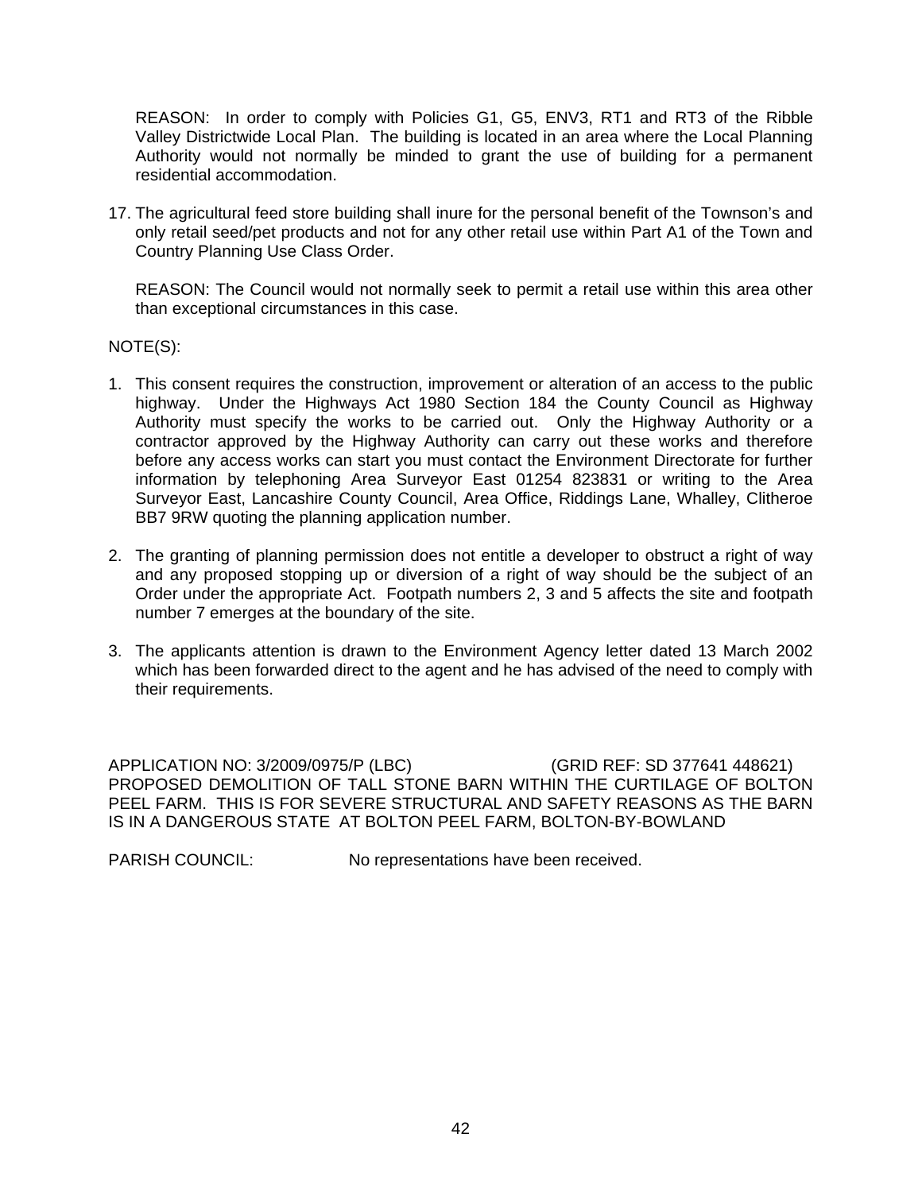REASON: In order to comply with Policies G1, G5, ENV3, RT1 and RT3 of the Ribble Valley Districtwide Local Plan. The building is located in an area where the Local Planning Authority would not normally be minded to grant the use of building for a permanent residential accommodation.

17. The agricultural feed store building shall inure for the personal benefit of the Townson's and only retail seed/pet products and not for any other retail use within Part A1 of the Town and Country Planning Use Class Order.

    REASON: The Council would not normally seek to permit a retail use within this area other than exceptional circumstances in this case.

NOTE(S):

1. This consent requires the construction, improvement or alteration of an access to the public highway. Under the Highways Act 1980 Section 184 the County Council as Highway Authority must specify the works to be carried out. Only the Highway Authority or a contractor approved by the Highway Authority can carry out these works and therefore before any access works can start you must contact the Environment Directorate for further information by telephoning Area Surveyor East 01254 823831 or writing to the Area Surveyor East, Lancashire County Council, Area Office, Riddings Lane, Whalley, Clitheroe BB7 9RW quoting the planning application number.

2. The granting of planning permission does not entitle a developer to obstruct a right of way and any proposed stopping up or diversion of a right of way should be the subject of an Order under the appropriate Act. Footpath numbers 2, 3 and 5 affects the site and footpath number 7 emerges at the boundary of the site.

3. The applicants attention is drawn to the Environment Agency letter dated 13 March 2002 which has been forwarded direct to the agent and he has advised of the need to comply with their requirements.

APPLICATION NO: 3/2009/0975/P (LBC) (GRID REF: SD 377641 448621)
PROPOSED DEMOLITION OF TALL STONE BARN WITHIN THE CURTILAGE OF BOLTON PEEL FARM. THIS IS FOR SEVERE STRUCTURAL AND SAFETY REASONS AS THE BARN IS IN A DANGEROUS STATE AT BOLTON PEEL FARM, BOLTON-BY-BOWLAND

PARISH COUNCIL: No representations have been received.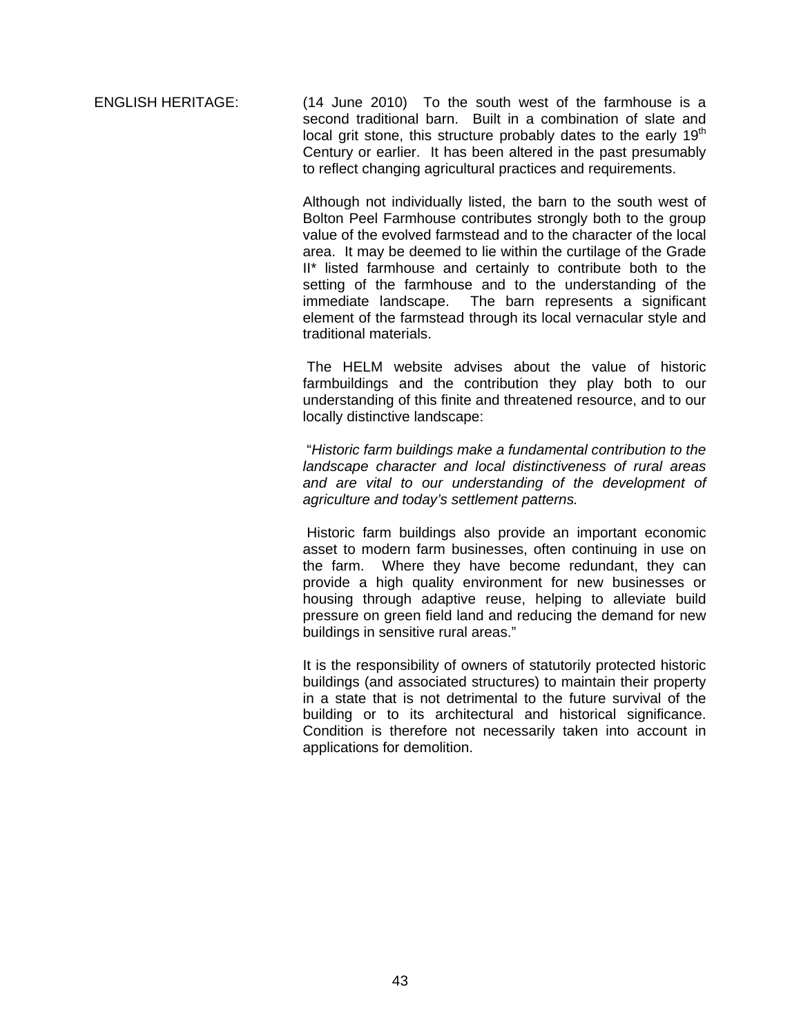ENGLISH HERITAGE: (14 June 2010) To the south west of the farmhouse is a second traditional barn. Built in a combination of slate and local grit stone, this structure probably dates to the early 19th Century or earlier. It has been altered in the past presumably to reflect changing agricultural practices and requirements.

Although not individually listed, the barn to the south west of Bolton Peel Farmhouse contributes strongly both to the group value of the evolved farmstead and to the character of the local area. It may be deemed to lie within the curtilage of the Grade II* listed farmhouse and certainly to contribute both to the setting of the farmhouse and to the understanding of the immediate landscape. The barn represents a significant element of the farmstead through its local vernacular style and traditional materials.

The HELM website advises about the value of historic farmbuildings and the contribution they play both to our understanding of this finite and threatened resource, and to our locally distinctive landscape:

"*Historic farm buildings make a fundamental contribution to the landscape character and local distinctiveness of rural areas and are vital to our understanding of the development of agriculture and today's settlement patterns.*

Historic farm buildings also provide an important economic asset to modern farm businesses, often continuing in use on the farm. Where they have become redundant, they can provide a high quality environment for new businesses or housing through adaptive reuse, helping to alleviate build pressure on green field land and reducing the demand for new buildings in sensitive rural areas."

It is the responsibility of owners of statutorily protected historic buildings (and associated structures) to maintain their property in a state that is not detrimental to the future survival of the building or to its architectural and historical significance. Condition is therefore not necessarily taken into account in applications for demolition.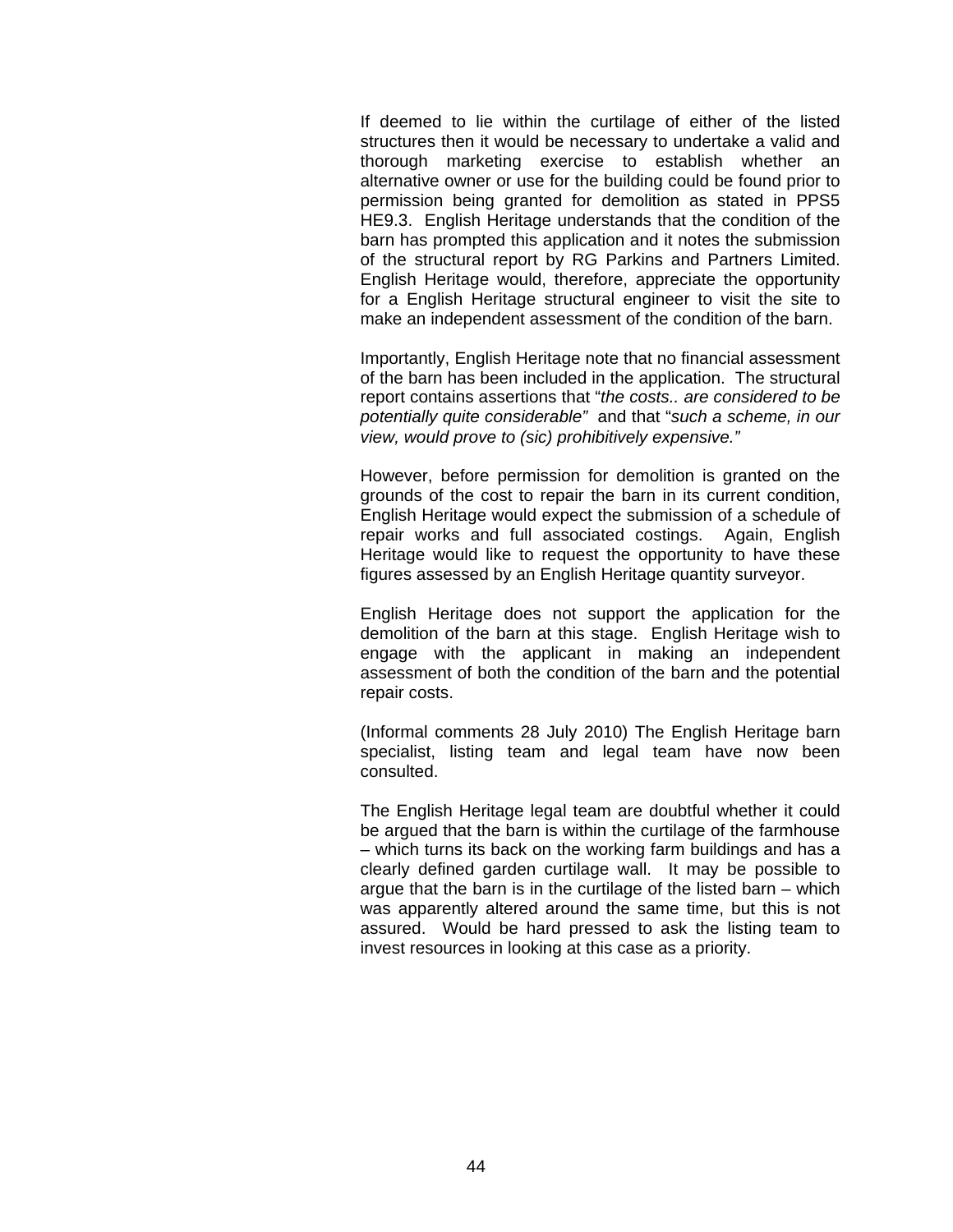If deemed to lie within the curtilage of either of the listed structures then it would be necessary to undertake a valid and thorough marketing exercise to establish whether an alternative owner or use for the building could be found prior to permission being granted for demolition as stated in PPS5 HE9.3. English Heritage understands that the condition of the barn has prompted this application and it notes the submission of the structural report by RG Parkins and Partners Limited. English Heritage would, therefore, appreciate the opportunity for a English Heritage structural engineer to visit the site to make an independent assessment of the condition of the barn.

Importantly, English Heritage note that no financial assessment of the barn has been included in the application. The structural report contains assertions that "*the costs.. are considered to be potentially quite considerable"* and that "*such a scheme, in our view, would prove to (sic) prohibitively expensive."*

However, before permission for demolition is granted on the grounds of the cost to repair the barn in its current condition, English Heritage would expect the submission of a schedule of repair works and full associated costings. Again, English Heritage would like to request the opportunity to have these figures assessed by an English Heritage quantity surveyor.

English Heritage does not support the application for the demolition of the barn at this stage. English Heritage wish to engage with the applicant in making an independent assessment of both the condition of the barn and the potential repair costs.

(Informal comments 28 July 2010) The English Heritage barn specialist, listing team and legal team have now been consulted.

The English Heritage legal team are doubtful whether it could be argued that the barn is within the curtilage of the farmhouse – which turns its back on the working farm buildings and has a clearly defined garden curtilage wall. It may be possible to argue that the barn is in the curtilage of the listed barn – which was apparently altered around the same time, but this is not assured. Would be hard pressed to ask the listing team to invest resources in looking at this case as a priority.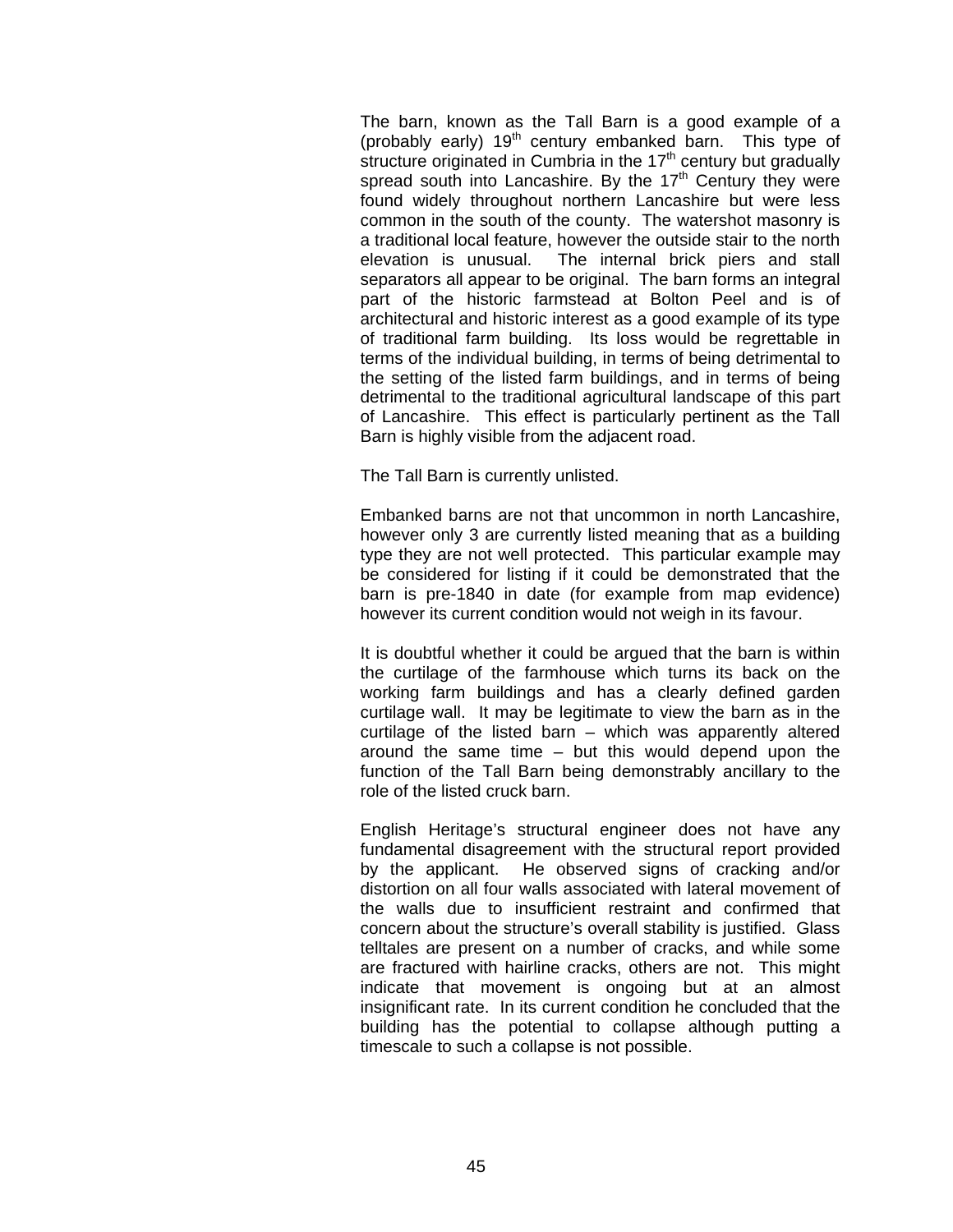The barn, known as the Tall Barn is a good example of a (probably early) 19th century embanked barn. This type of structure originated in Cumbria in the 17th century but gradually spread south into Lancashire. By the 17th Century they were found widely throughout northern Lancashire but were less common in the south of the county. The watershot masonry is a traditional local feature, however the outside stair to the north elevation is unusual. The internal brick piers and stall separators all appear to be original. The barn forms an integral part of the historic farmstead at Bolton Peel and is of architectural and historic interest as a good example of its type of traditional farm building. Its loss would be regrettable in terms of the individual building, in terms of being detrimental to the setting of the listed farm buildings, and in terms of being detrimental to the traditional agricultural landscape of this part of Lancashire. This effect is particularly pertinent as the Tall Barn is highly visible from the adjacent road.

The Tall Barn is currently unlisted.

Embanked barns are not that uncommon in north Lancashire, however only 3 are currently listed meaning that as a building type they are not well protected. This particular example may be considered for listing if it could be demonstrated that the barn is pre-1840 in date (for example from map evidence) however its current condition would not weigh in its favour.

It is doubtful whether it could be argued that the barn is within the curtilage of the farmhouse which turns its back on the working farm buildings and has a clearly defined garden curtilage wall. It may be legitimate to view the barn as in the curtilage of the listed barn – which was apparently altered around the same time – but this would depend upon the function of the Tall Barn being demonstrably ancillary to the role of the listed cruck barn.

English Heritage's structural engineer does not have any fundamental disagreement with the structural report provided by the applicant. He observed signs of cracking and/or distortion on all four walls associated with lateral movement of the walls due to insufficient restraint and confirmed that concern about the structure's overall stability is justified. Glass telltales are present on a number of cracks, and while some are fractured with hairline cracks, others are not. This might indicate that movement is ongoing but at an almost insignificant rate. In its current condition he concluded that the building has the potential to collapse although putting a timescale to such a collapse is not possible.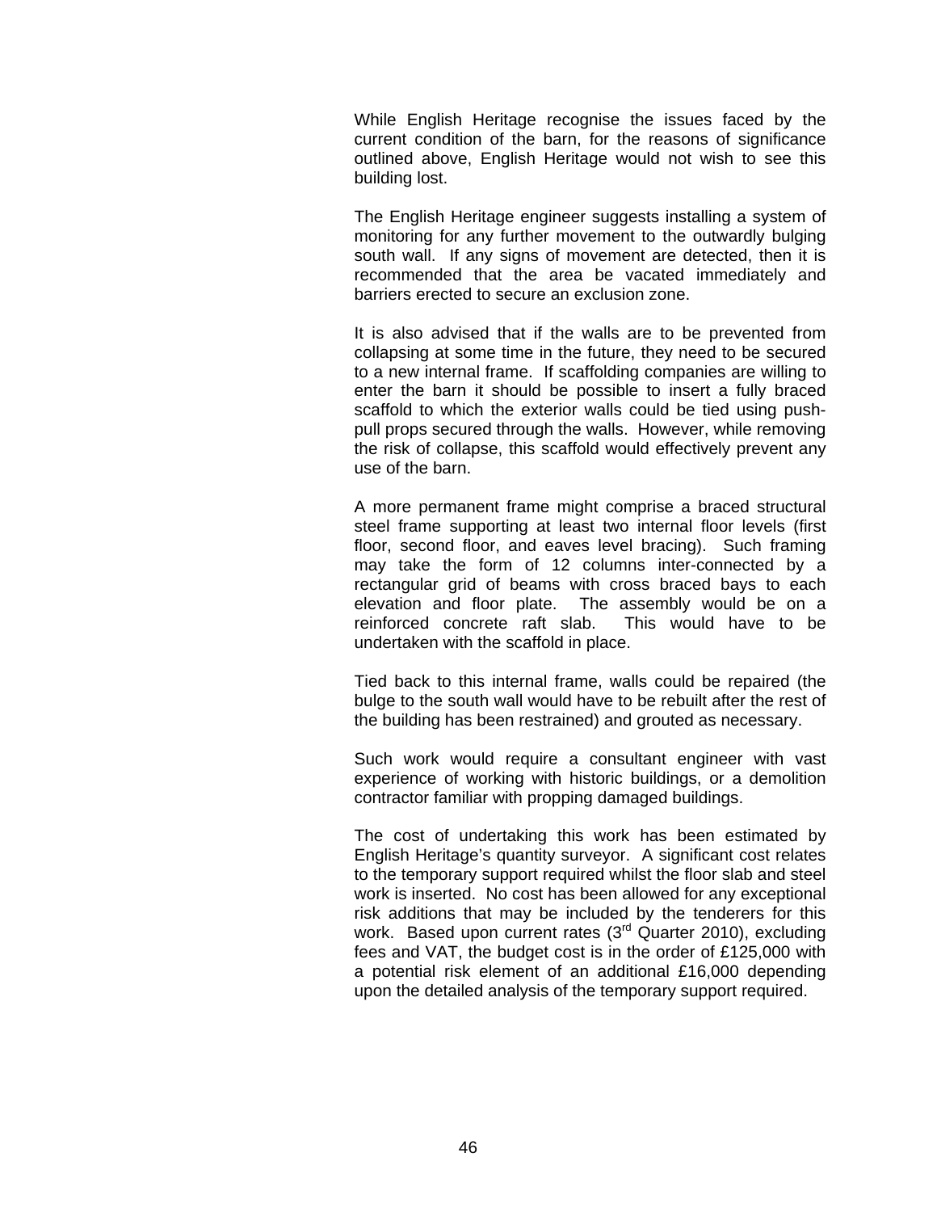While English Heritage recognise the issues faced by the current condition of the barn, for the reasons of significance outlined above, English Heritage would not wish to see this building lost.

The English Heritage engineer suggests installing a system of monitoring for any further movement to the outwardly bulging south wall. If any signs of movement are detected, then it is recommended that the area be vacated immediately and barriers erected to secure an exclusion zone.

It is also advised that if the walls are to be prevented from collapsing at some time in the future, they need to be secured to a new internal frame. If scaffolding companies are willing to enter the barn it should be possible to insert a fully braced scaffold to which the exterior walls could be tied using push-pull props secured through the walls. However, while removing the risk of collapse, this scaffold would effectively prevent any use of the barn.

A more permanent frame might comprise a braced structural steel frame supporting at least two internal floor levels (first floor, second floor, and eaves level bracing). Such framing may take the form of 12 columns inter-connected by a rectangular grid of beams with cross braced bays to each elevation and floor plate. The assembly would be on a reinforced concrete raft slab. This would have to be undertaken with the scaffold in place.

Tied back to this internal frame, walls could be repaired (the bulge to the south wall would have to be rebuilt after the rest of the building has been restrained) and grouted as necessary.

Such work would require a consultant engineer with vast experience of working with historic buildings, or a demolition contractor familiar with propping damaged buildings.

The cost of undertaking this work has been estimated by English Heritage's quantity surveyor. A significant cost relates to the temporary support required whilst the floor slab and steel work is inserted. No cost has been allowed for any exceptional risk additions that may be included by the tenderers for this work. Based upon current rates (3rd Quarter 2010), excluding fees and VAT, the budget cost is in the order of £125,000 with a potential risk element of an additional £16,000 depending upon the detailed analysis of the temporary support required.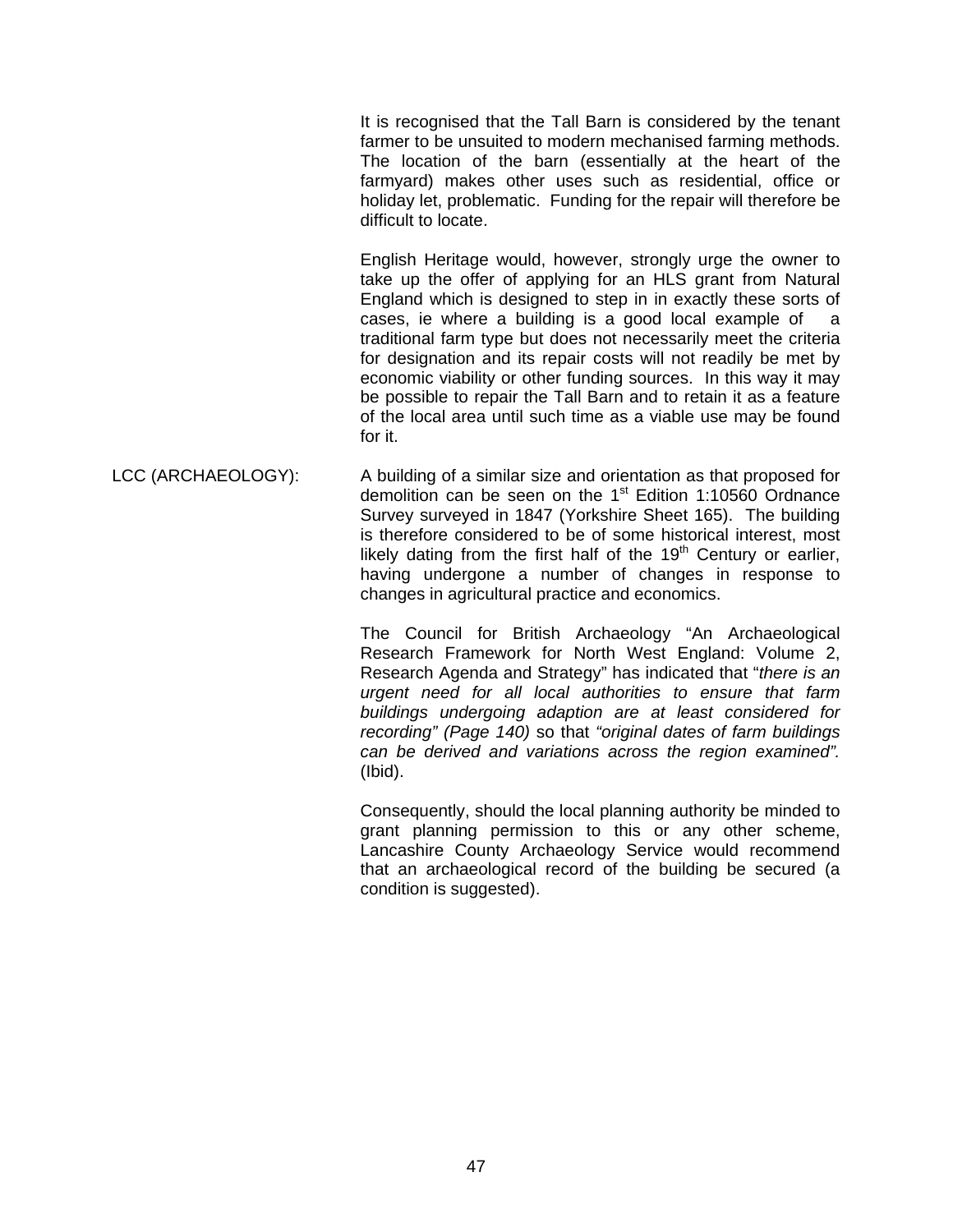It is recognised that the Tall Barn is considered by the tenant farmer to be unsuited to modern mechanised farming methods. The location of the barn (essentially at the heart of the farmyard) makes other uses such as residential, office or holiday let, problematic. Funding for the repair will therefore be difficult to locate.

English Heritage would, however, strongly urge the owner to take up the offer of applying for an HLS grant from Natural England which is designed to step in in exactly these sorts of cases, ie where a building is a good local example of a traditional farm type but does not necessarily meet the criteria for designation and its repair costs will not readily be met by economic viability or other funding sources. In this way it may be possible to repair the Tall Barn and to retain it as a feature of the local area until such time as a viable use may be found for it.

LCC (ARCHAEOLOGY): A building of a similar size and orientation as that proposed for demolition can be seen on the 1st Edition 1:10560 Ordnance Survey surveyed in 1847 (Yorkshire Sheet 165). The building is therefore considered to be of some historical interest, most likely dating from the first half of the 19th Century or earlier, having undergone a number of changes in response to changes in agricultural practice and economics.

The Council for British Archaeology "An Archaeological Research Framework for North West England: Volume 2, Research Agenda and Strategy" has indicated that "*there is an urgent need for all local authorities to ensure that farm buildings undergoing adaption are at least considered for recording" (Page 140)* so that *"original dates of farm buildings can be derived and variations across the region examined".* (Ibid).

Consequently, should the local planning authority be minded to grant planning permission to this or any other scheme, Lancashire County Archaeology Service would recommend that an archaeological record of the building be secured (a condition is suggested).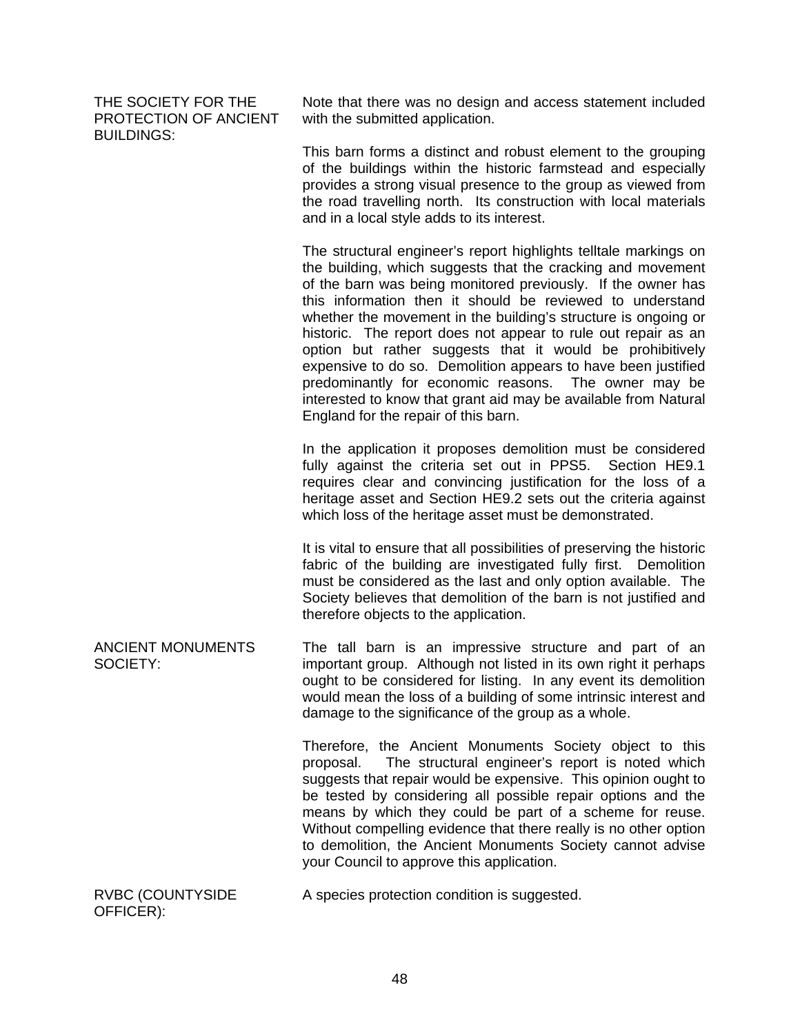**THE SOCIETY FOR THE PROTECTION OF ANCIENT BUILDINGS:**

Note that there was no design and access statement included with the submitted application.

This barn forms a distinct and robust element to the grouping of the buildings within the historic farmstead and especially provides a strong visual presence to the group as viewed from the road travelling north. Its construction with local materials and in a local style adds to its interest.

The structural engineer's report highlights telltale markings on the building, which suggests that the cracking and movement of the barn was being monitored previously. If the owner has this information then it should be reviewed to understand whether the movement in the building's structure is ongoing or historic. The report does not appear to rule out repair as an option but rather suggests that it would be prohibitively expensive to do so. Demolition appears to have been justified predominantly for economic reasons. The owner may be interested to know that grant aid may be available from Natural England for the repair of this barn.

In the application it proposes demolition must be considered fully against the criteria set out in PPS5. Section HE9.1 requires clear and convincing justification for the loss of a heritage asset and Section HE9.2 sets out the criteria against which loss of the heritage asset must be demonstrated.

It is vital to ensure that all possibilities of preserving the historic fabric of the building are investigated fully first. Demolition must be considered as the last and only option available. The Society believes that demolition of the barn is not justified and therefore objects to the application.

**ANCIENT MONUMENTS SOCIETY:**

The tall barn is an impressive structure and part of an important group. Although not listed in its own right it perhaps ought to be considered for listing. In any event its demolition would mean the loss of a building of some intrinsic interest and damage to the significance of the group as a whole.

Therefore, the Ancient Monuments Society object to this proposal. The structural engineer's report is noted which suggests that repair would be expensive. This opinion ought to be tested by considering all possible repair options and the means by which they could be part of a scheme for reuse. Without compelling evidence that there really is no other option to demolition, the Ancient Monuments Society cannot advise your Council to approve this application.

**RVBC (COUNTYSIDE OFFICER):**

A species protection condition is suggested.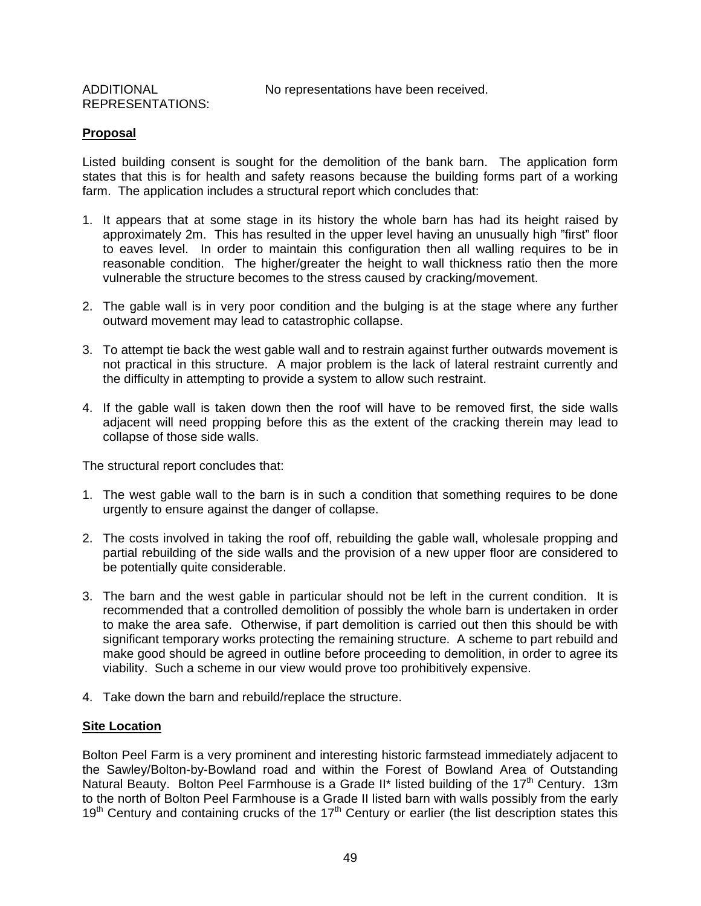ADDITIONAL REPRESENTATIONS: No representations have been received.

**Proposal**

Listed building consent is sought for the demolition of the bank barn. The application form states that this is for health and safety reasons because the building forms part of a working farm. The application includes a structural report which concludes that:

1. It appears that at some stage in its history the whole barn has had its height raised by approximately 2m. This has resulted in the upper level having an unusually high "first" floor to eaves level. In order to maintain this configuration then all walling requires to be in reasonable condition. The higher/greater the height to wall thickness ratio then the more vulnerable the structure becomes to the stress caused by cracking/movement.
2. The gable wall is in very poor condition and the bulging is at the stage where any further outward movement may lead to catastrophic collapse.
3. To attempt tie back the west gable wall and to restrain against further outwards movement is not practical in this structure. A major problem is the lack of lateral restraint currently and the difficulty in attempting to provide a system to allow such restraint.
4. If the gable wall is taken down then the roof will have to be removed first, the side walls adjacent will need propping before this as the extent of the cracking therein may lead to collapse of those side walls.

The structural report concludes that:

1. The west gable wall to the barn is in such a condition that something requires to be done urgently to ensure against the danger of collapse.
2. The costs involved in taking the roof off, rebuilding the gable wall, wholesale propping and partial rebuilding of the side walls and the provision of a new upper floor are considered to be potentially quite considerable.
3. The barn and the west gable in particular should not be left in the current condition. It is recommended that a controlled demolition of possibly the whole barn is undertaken in order to make the area safe. Otherwise, if part demolition is carried out then this should be with significant temporary works protecting the remaining structure. A scheme to part rebuild and make good should be agreed in outline before proceeding to demolition, in order to agree its viability. Such a scheme in our view would prove too prohibitively expensive.
4. Take down the barn and rebuild/replace the structure.

**Site Location**

Bolton Peel Farm is a very prominent and interesting historic farmstead immediately adjacent to the Sawley/Bolton-by-Bowland road and within the Forest of Bowland Area of Outstanding Natural Beauty. Bolton Peel Farmhouse is a Grade II* listed building of the 17th Century. 13m to the north of Bolton Peel Farmhouse is a Grade II listed barn with walls possibly from the early 19th Century and containing crucks of the 17th Century or earlier (the list description states this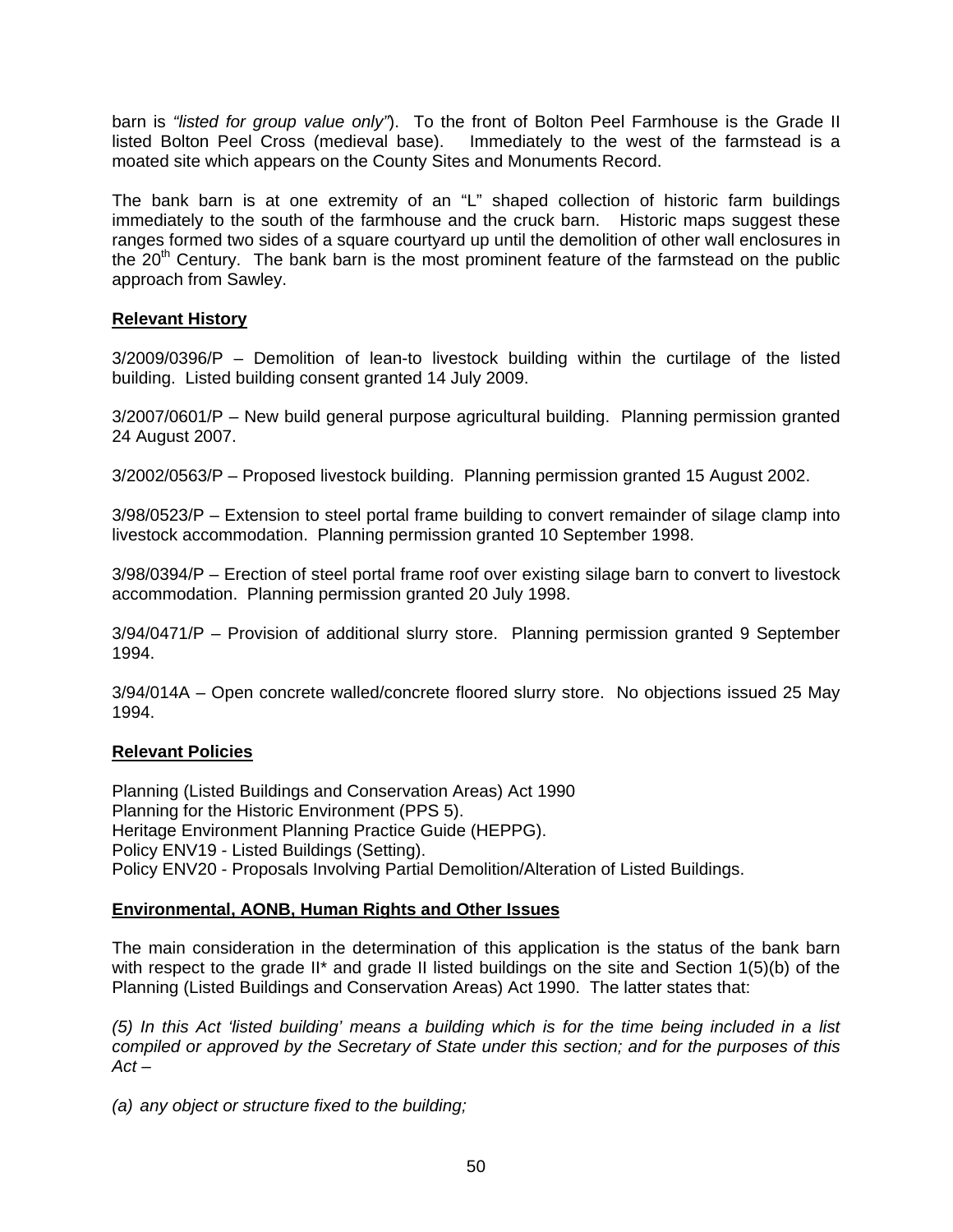barn is *"listed for group value only"*). To the front of Bolton Peel Farmhouse is the Grade II listed Bolton Peel Cross (medieval base). Immediately to the west of the farmstead is a moated site which appears on the County Sites and Monuments Record.

The bank barn is at one extremity of an "L" shaped collection of historic farm buildings immediately to the south of the farmhouse and the cruck barn. Historic maps suggest these ranges formed two sides of a square courtyard up until the demolition of other wall enclosures in the 20th Century. The bank barn is the most prominent feature of the farmstead on the public approach from Sawley.

**Relevant History**

3/2009/0396/P – Demolition of lean-to livestock building within the curtilage of the listed building. Listed building consent granted 14 July 2009.

3/2007/0601/P – New build general purpose agricultural building. Planning permission granted 24 August 2007.

3/2002/0563/P – Proposed livestock building. Planning permission granted 15 August 2002.

3/98/0523/P – Extension to steel portal frame building to convert remainder of silage clamp into livestock accommodation. Planning permission granted 10 September 1998.

3/98/0394/P – Erection of steel portal frame roof over existing silage barn to convert to livestock accommodation. Planning permission granted 20 July 1998.

3/94/0471/P – Provision of additional slurry store. Planning permission granted 9 September 1994.

3/94/014A – Open concrete walled/concrete floored slurry store. No objections issued 25 May 1994.

**Relevant Policies**

Planning (Listed Buildings and Conservation Areas) Act 1990
Planning for the Historic Environment (PPS 5).
Heritage Environment Planning Practice Guide (HEPPG).
Policy ENV19 - Listed Buildings (Setting).
Policy ENV20 - Proposals Involving Partial Demolition/Alteration of Listed Buildings.

**Environmental, AONB, Human Rights and Other Issues**

The main consideration in the determination of this application is the status of the bank barn with respect to the grade II* and grade II listed buildings on the site and Section 1(5)(b) of the Planning (Listed Buildings and Conservation Areas) Act 1990. The latter states that:

*(5) In this Act 'listed building' means a building which is for the time being included in a list compiled or approved by the Secretary of State under this section; and for the purposes of this Act –*

*(a) any object or structure fixed to the building;*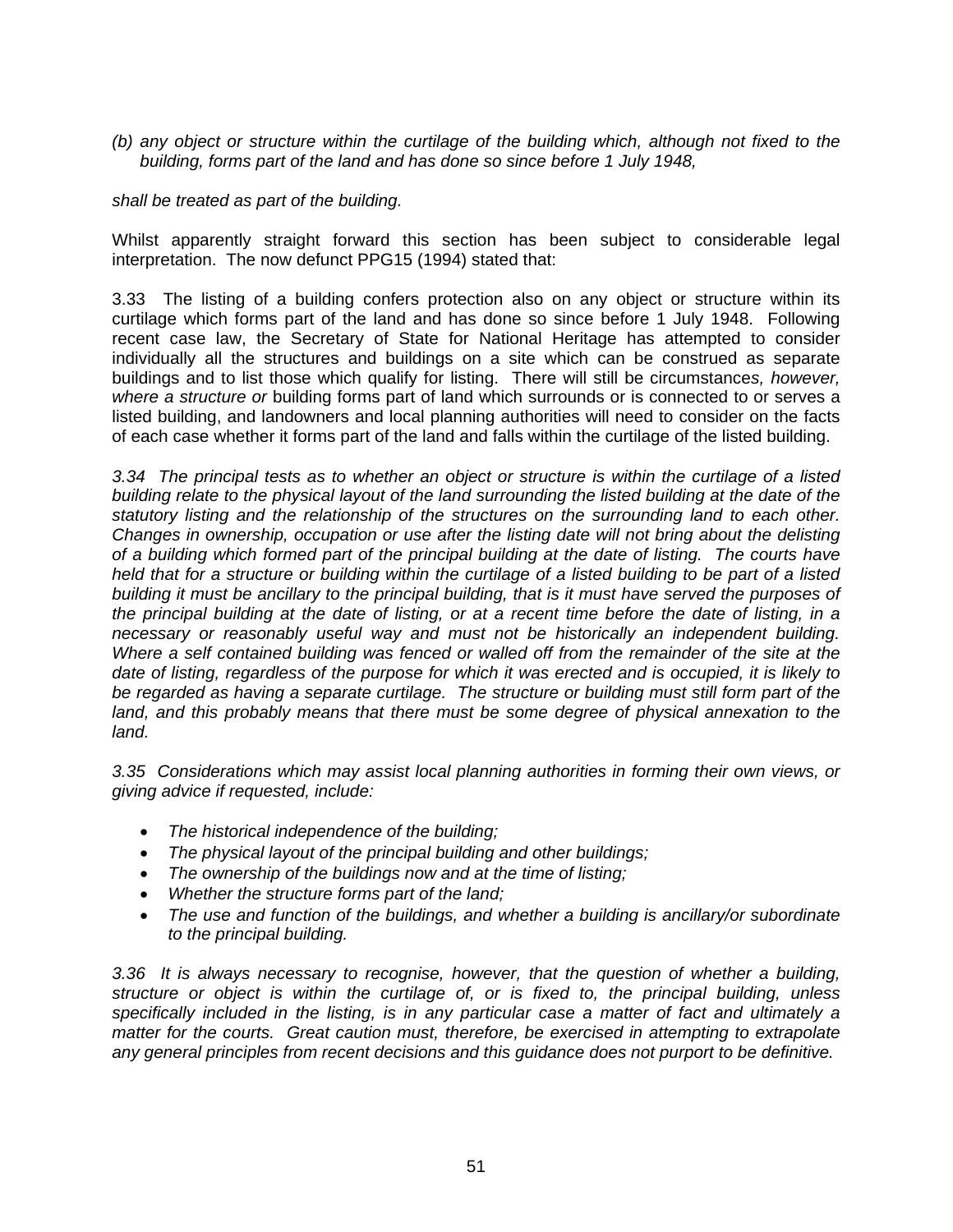*(b) any object or structure within the curtilage of the building which, although not fixed to the building, forms part of the land and has done so since before 1 July 1948,*

*shall be treated as part of the building.*

Whilst apparently straight forward this section has been subject to considerable legal interpretation. The now defunct PPG15 (1994) stated that:

3.33 The listing of a building confers protection also on any object or structure within its curtilage which forms part of the land and has done so since before 1 July 1948. Following recent case law, the Secretary of State for National Heritage has attempted to consider individually all the structures and buildings on a site which can be construed as separate buildings and to list those which qualify for listing. There will still be circumstance*s, however, where a structure or* building forms part of land which surrounds or is connected to or serves a listed building, and landowners and local planning authorities will need to consider on the facts of each case whether it forms part of the land and falls within the curtilage of the listed building.

*3.34 The principal tests as to whether an object or structure is within the curtilage of a listed building relate to the physical layout of the land surrounding the listed building at the date of the statutory listing and the relationship of the structures on the surrounding land to each other. Changes in ownership, occupation or use after the listing date will not bring about the delisting of a building which formed part of the principal building at the date of listing. The courts have held that for a structure or building within the curtilage of a listed building to be part of a listed building it must be ancillary to the principal building, that is it must have served the purposes of the principal building at the date of listing, or at a recent time before the date of listing, in a necessary or reasonably useful way and must not be historically an independent building. Where a self contained building was fenced or walled off from the remainder of the site at the date of listing, regardless of the purpose for which it was erected and is occupied, it is likely to be regarded as having a separate curtilage. The structure or building must still form part of the land, and this probably means that there must be some degree of physical annexation to the land.*

*3.35 Considerations which may assist local planning authorities in forming their own views, or giving advice if requested, include:*

- *The historical independence of the building;*
- *The physical layout of the principal building and other buildings;*
- *The ownership of the buildings now and at the time of listing;*
- *Whether the structure forms part of the land;*
- *The use and function of the buildings, and whether a building is ancillary/or subordinate to the principal building.*

*3.36 It is always necessary to recognise, however, that the question of whether a building, structure or object is within the curtilage of, or is fixed to, the principal building, unless specifically included in the listing, is in any particular case a matter of fact and ultimately a matter for the courts. Great caution must, therefore, be exercised in attempting to extrapolate any general principles from recent decisions and this guidance does not purport to be definitive.*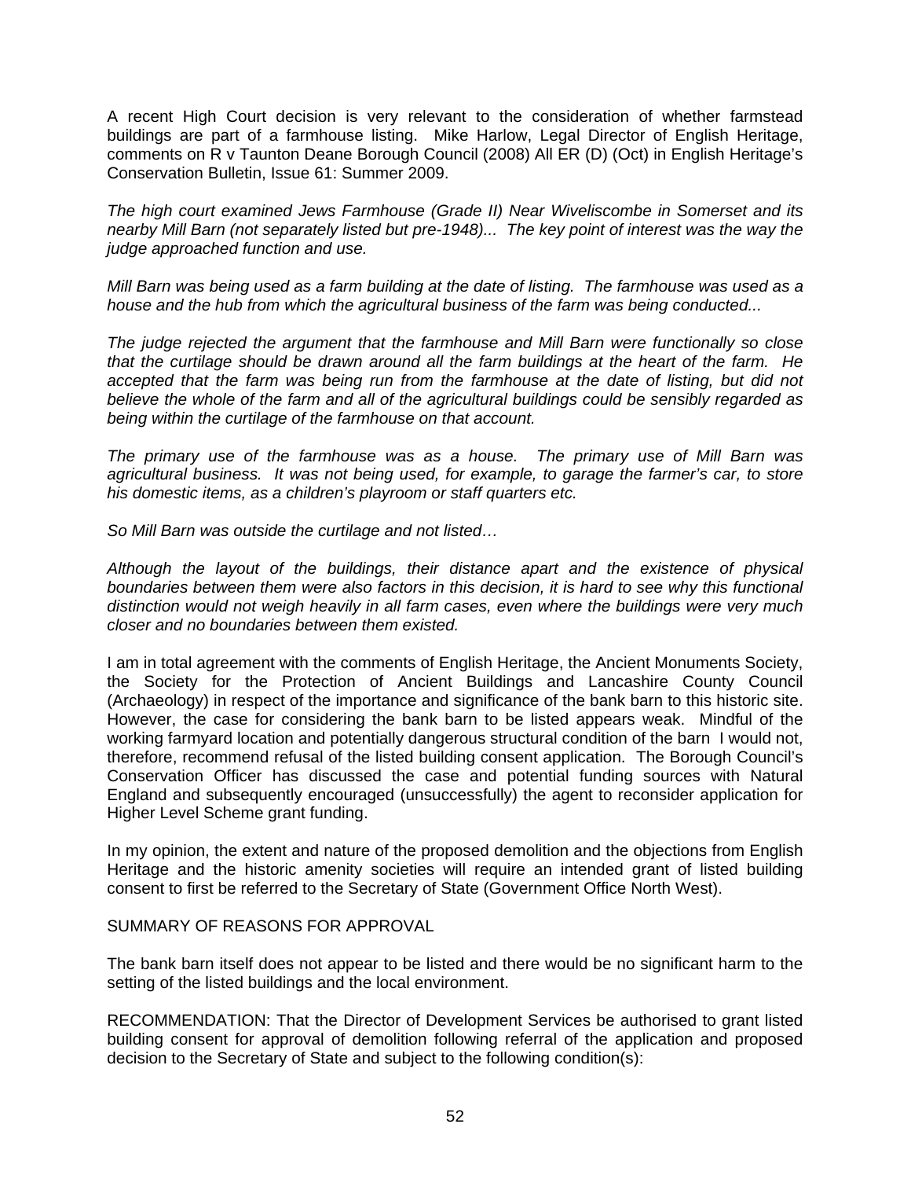A recent High Court decision is very relevant to the consideration of whether farmstead buildings are part of a farmhouse listing. Mike Harlow, Legal Director of English Heritage, comments on R v Taunton Deane Borough Council (2008) All ER (D) (Oct) in English Heritage's Conservation Bulletin, Issue 61: Summer 2009.

*The high court examined Jews Farmhouse (Grade II) Near Wiveliscombe in Somerset and its nearby Mill Barn (not separately listed but pre-1948)... The key point of interest was the way the judge approached function and use.*

*Mill Barn was being used as a farm building at the date of listing. The farmhouse was used as a house and the hub from which the agricultural business of the farm was being conducted...*

*The judge rejected the argument that the farmhouse and Mill Barn were functionally so close that the curtilage should be drawn around all the farm buildings at the heart of the farm. He accepted that the farm was being run from the farmhouse at the date of listing, but did not believe the whole of the farm and all of the agricultural buildings could be sensibly regarded as being within the curtilage of the farmhouse on that account.*

*The primary use of the farmhouse was as a house. The primary use of Mill Barn was agricultural business. It was not being used, for example, to garage the farmer's car, to store his domestic items, as a children's playroom or staff quarters etc.*

*So Mill Barn was outside the curtilage and not listed…*

*Although the layout of the buildings, their distance apart and the existence of physical boundaries between them were also factors in this decision, it is hard to see why this functional distinction would not weigh heavily in all farm cases, even where the buildings were very much closer and no boundaries between them existed.*

I am in total agreement with the comments of English Heritage, the Ancient Monuments Society, the Society for the Protection of Ancient Buildings and Lancashire County Council (Archaeology) in respect of the importance and significance of the bank barn to this historic site. However, the case for considering the bank barn to be listed appears weak. Mindful of the working farmyard location and potentially dangerous structural condition of the barn I would not, therefore, recommend refusal of the listed building consent application. The Borough Council's Conservation Officer has discussed the case and potential funding sources with Natural England and subsequently encouraged (unsuccessfully) the agent to reconsider application for Higher Level Scheme grant funding.

In my opinion, the extent and nature of the proposed demolition and the objections from English Heritage and the historic amenity societies will require an intended grant of listed building consent to first be referred to the Secretary of State (Government Office North West).

SUMMARY OF REASONS FOR APPROVAL

The bank barn itself does not appear to be listed and there would be no significant harm to the setting of the listed buildings and the local environment.

RECOMMENDATION: That the Director of Development Services be authorised to grant listed building consent for approval of demolition following referral of the application and proposed decision to the Secretary of State and subject to the following condition(s):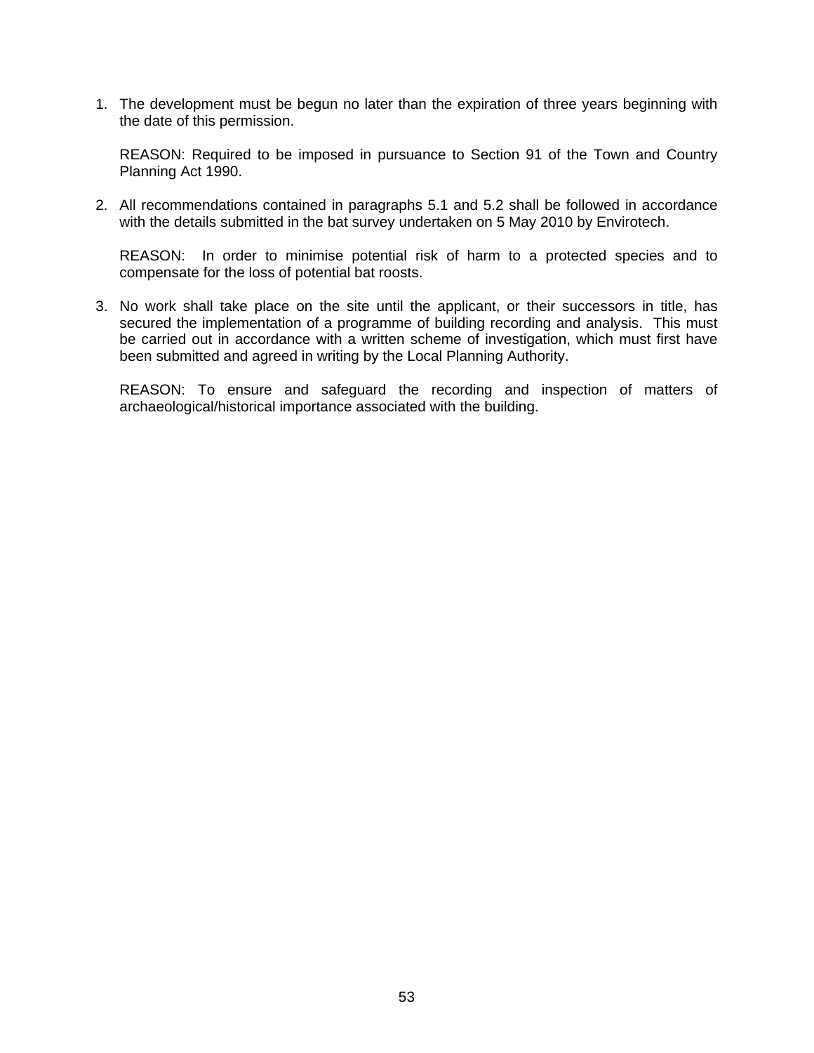1. The development must be begun no later than the expiration of three years beginning with the date of this permission.

   REASON: Required to be imposed in pursuance to Section 91 of the Town and Country Planning Act 1990.

2. All recommendations contained in paragraphs 5.1 and 5.2 shall be followed in accordance with the details submitted in the bat survey undertaken on 5 May 2010 by Envirotech.

   REASON: In order to minimise potential risk of harm to a protected species and to compensate for the loss of potential bat roosts.

3. No work shall take place on the site until the applicant, or their successors in title, has secured the implementation of a programme of building recording and analysis. This must be carried out in accordance with a written scheme of investigation, which must first have been submitted and agreed in writing by the Local Planning Authority.

   REASON: To ensure and safeguard the recording and inspection of matters of archaeological/historical importance associated with the building.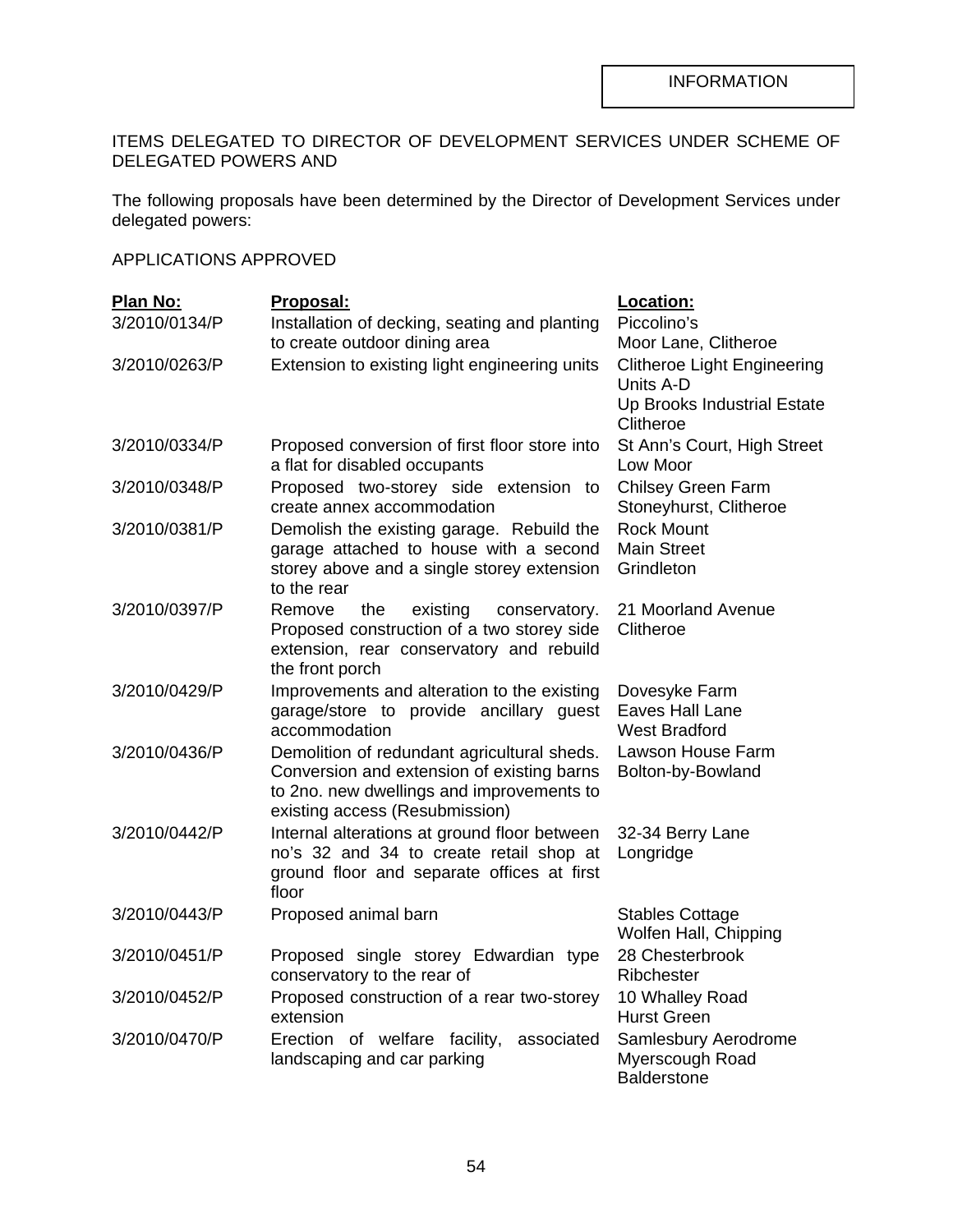INFORMATION

ITEMS DELEGATED TO DIRECTOR OF DEVELOPMENT SERVICES UNDER SCHEME OF DELEGATED POWERS AND

The following proposals have been determined by the Director of Development Services under delegated powers:

APPLICATIONS APPROVED

| **Plan No:** | **Proposal:** | **Location:** |
|---|---|---|
| 3/2010/0134/P | Installation of decking, seating and planting to create outdoor dining area | Piccolino's Moor Lane, Clitheroe |
| 3/2010/0263/P | Extension to existing light engineering units | Clitheroe Light Engineering Units A-D Up Brooks Industrial Estate Clitheroe |
| 3/2010/0334/P | Proposed conversion of first floor store into a flat for disabled occupants | St Ann's Court, High Street Low Moor |
| 3/2010/0348/P | Proposed two-storey side extension to create annex accommodation | Chilsey Green Farm Stoneyhurst, Clitheroe |
| 3/2010/0381/P | Demolish the existing garage. Rebuild the garage attached to house with a second storey above and a single storey extension to the rear | Rock Mount Main Street Grindleton |
| 3/2010/0397/P | Remove the existing conservatory. Proposed construction of a two storey side extension, rear conservatory and rebuild the front porch | 21 Moorland Avenue Clitheroe |
| 3/2010/0429/P | Improvements and alteration to the existing garage/store to provide ancillary guest accommodation | Dovesyke Farm Eaves Hall Lane West Bradford |
| 3/2010/0436/P | Demolition of redundant agricultural sheds. Conversion and extension of existing barns to 2no. new dwellings and improvements to existing access (Resubmission) | Lawson House Farm Bolton-by-Bowland |
| 3/2010/0442/P | Internal alterations at ground floor between no's 32 and 34 to create retail shop at ground floor and separate offices at first floor | 32-34 Berry Lane Longridge |
| 3/2010/0443/P | Proposed animal barn | Stables Cottage Wolfen Hall, Chipping |
| 3/2010/0451/P | Proposed single storey Edwardian type conservatory to the rear of | 28 Chesterbrook Ribchester |
| 3/2010/0452/P | Proposed construction of a rear two-storey extension | 10 Whalley Road Hurst Green |
| 3/2010/0470/P | Erection of welfare facility, associated landscaping and car parking | Samlesbury Aerodrome Myerscough Road Balderstone |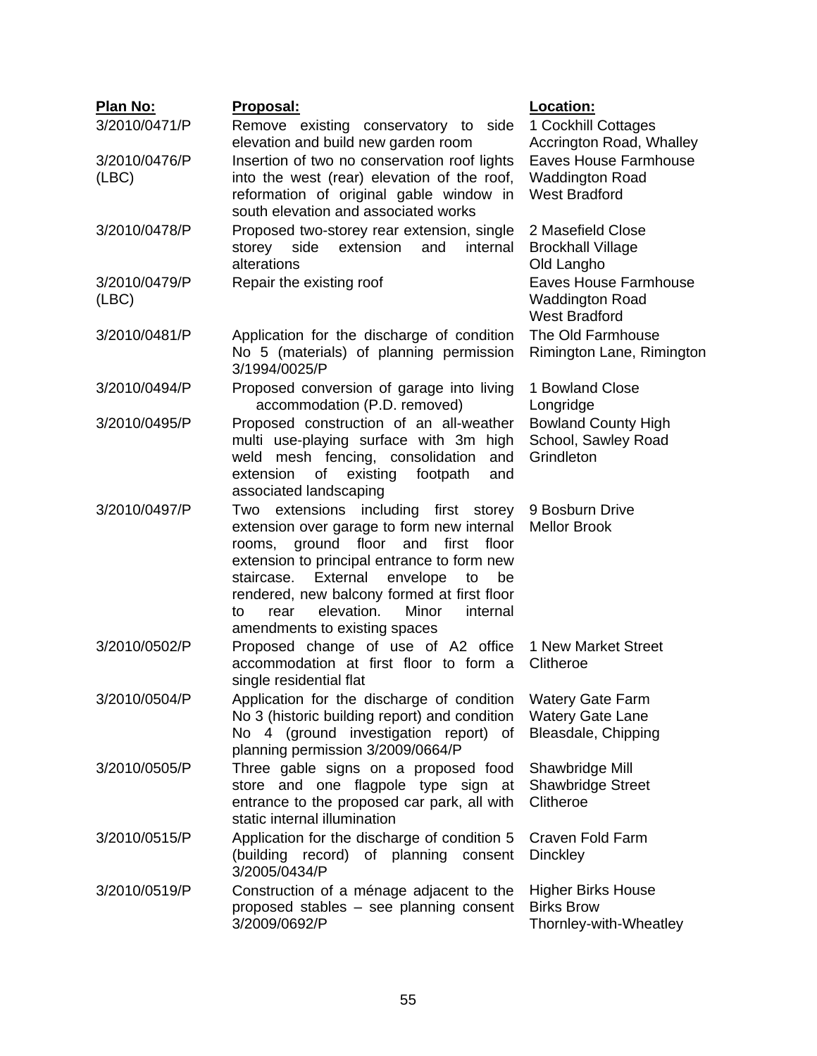| Plan No: | Proposal: | Location: |
|---|---|---|
| 3/2010/0471/P | Remove existing conservatory to side elevation and build new garden room | 1 Cockhill Cottages Accrington Road, Whalley |
| 3/2010/0476/P (LBC) | Insertion of two no conservation roof lights into the west (rear) elevation of the roof, reformation of original gable window in south elevation and associated works | Eaves House Farmhouse Waddington Road West Bradford |
| 3/2010/0478/P | Proposed two-storey rear extension, single storey side extension and internal alterations | 2 Masefield Close Brockhall Village Old Langho |
| 3/2010/0479/P (LBC) | Repair the existing roof | Eaves House Farmhouse Waddington Road West Bradford |
| 3/2010/0481/P | Application for the discharge of condition No 5 (materials) of planning permission 3/1994/0025/P | The Old Farmhouse Rimington Lane, Rimington |
| 3/2010/0494/P | Proposed conversion of garage into living accommodation (P.D. removed) | 1 Bowland Close Longridge |
| 3/2010/0495/P | Proposed construction of an all-weather multi use-playing surface with 3m high weld mesh fencing, consolidation and extension of existing footpath and associated landscaping | Bowland County High School, Sawley Road Grindleton |
| 3/2010/0497/P | Two extensions including first storey extension over garage to form new internal rooms, ground floor and first floor extension to principal entrance to form new staircase. External envelope to be rendered, new balcony formed at first floor to rear elevation. Minor internal amendments to existing spaces | 9 Bosburn Drive Mellor Brook |
| 3/2010/0502/P | Proposed change of use of A2 office accommodation at first floor to form a single residential flat | 1 New Market Street Clitheroe |
| 3/2010/0504/P | Application for the discharge of condition No 3 (historic building report) and condition No 4 (ground investigation report) of planning permission 3/2009/0664/P | Watery Gate Farm Watery Gate Lane Bleasdale, Chipping |
| 3/2010/0505/P | Three gable signs on a proposed food store and one flagpole type sign at entrance to the proposed car park, all with static internal illumination | Shawbridge Mill Shawbridge Street Clitheroe |
| 3/2010/0515/P | Application for the discharge of condition 5 (building record) of planning consent 3/2005/0434/P | Craven Fold Farm Dinckley |
| 3/2010/0519/P | Construction of a ménage adjacent to the proposed stables – see planning consent 3/2009/0692/P | Higher Birks House Birks Brow Thornley-with-Wheatley |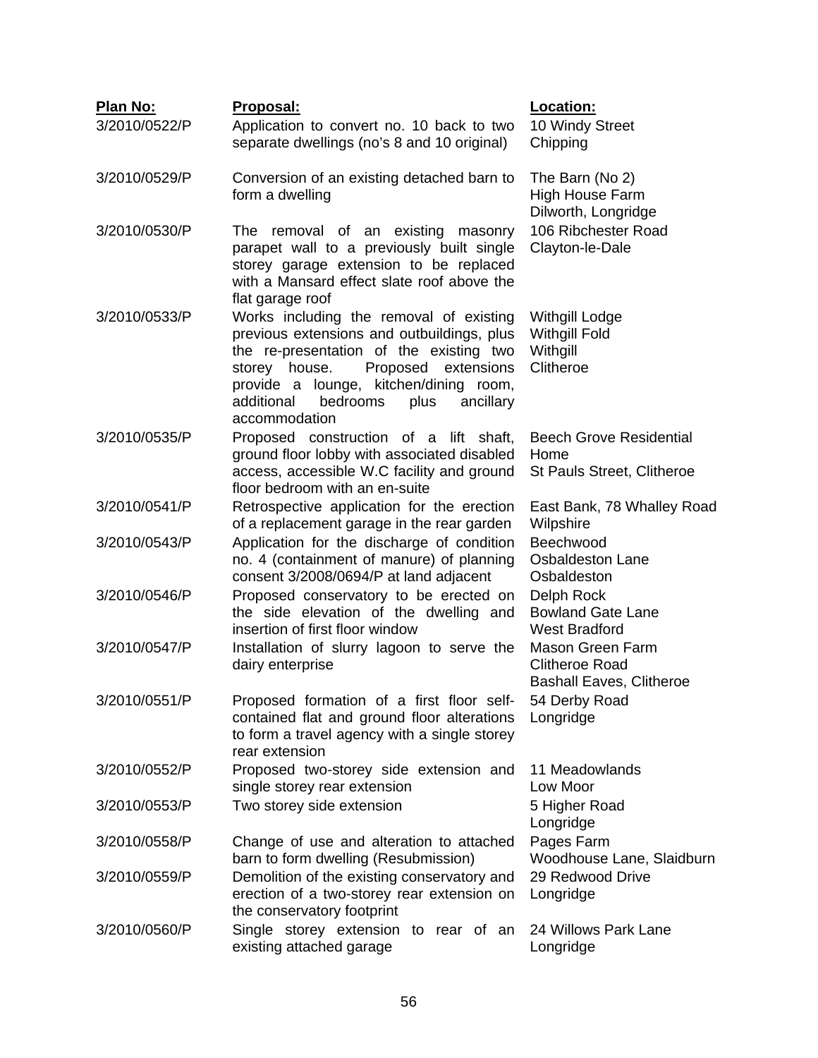| Plan No: | Proposal: | Location: |
|---|---|---|
| 3/2010/0522/P | Application to convert no. 10 back to two separate dwellings (no's 8 and 10 original) | 10 Windy Street Chipping |
| 3/2010/0529/P | Conversion of an existing detached barn to form a dwelling | The Barn (No 2) High House Farm Dilworth, Longridge |
| 3/2010/0530/P | The removal of an existing masonry parapet wall to a previously built single storey garage extension to be replaced with a Mansard effect slate roof above the flat garage roof | 106 Ribchester Road Clayton-le-Dale |
| 3/2010/0533/P | Works including the removal of existing previous extensions and outbuildings, plus the re-presentation of the existing two storey house. Proposed extensions provide a lounge, kitchen/dining room, additional bedrooms plus ancillary accommodation | Withgill Lodge Withgill Fold Withgill Clitheroe |
| 3/2010/0535/P | Proposed construction of a lift shaft, ground floor lobby with associated disabled access, accessible W.C facility and ground floor bedroom with an en-suite | Beech Grove Residential Home St Pauls Street, Clitheroe |
| 3/2010/0541/P | Retrospective application for the erection of a replacement garage in the rear garden | East Bank, 78 Whalley Road Wilpshire |
| 3/2010/0543/P | Application for the discharge of condition no. 4 (containment of manure) of planning consent 3/2008/0694/P at land adjacent | Beechwood Osbaldeston Lane Osbaldeston |
| 3/2010/0546/P | Proposed conservatory to be erected on the side elevation of the dwelling and insertion of first floor window | Delph Rock Bowland Gate Lane West Bradford |
| 3/2010/0547/P | Installation of slurry lagoon to serve the dairy enterprise | Mason Green Farm Clitheroe Road Bashall Eaves, Clitheroe |
| 3/2010/0551/P | Proposed formation of a first floor self-contained flat and ground floor alterations to form a travel agency with a single storey rear extension | 54 Derby Road Longridge |
| 3/2010/0552/P | Proposed two-storey side extension and single storey rear extension | 11 Meadowlands Low Moor |
| 3/2010/0553/P | Two storey side extension | 5 Higher Road Longridge |
| 3/2010/0558/P | Change of use and alteration to attached barn to form dwelling (Resubmission) | Pages Farm Woodhouse Lane, Slaidburn |
| 3/2010/0559/P | Demolition of the existing conservatory and erection of a two-storey rear extension on the conservatory footprint | 29 Redwood Drive Longridge |
| 3/2010/0560/P | Single storey extension to rear of an existing attached garage | 24 Willows Park Lane Longridge |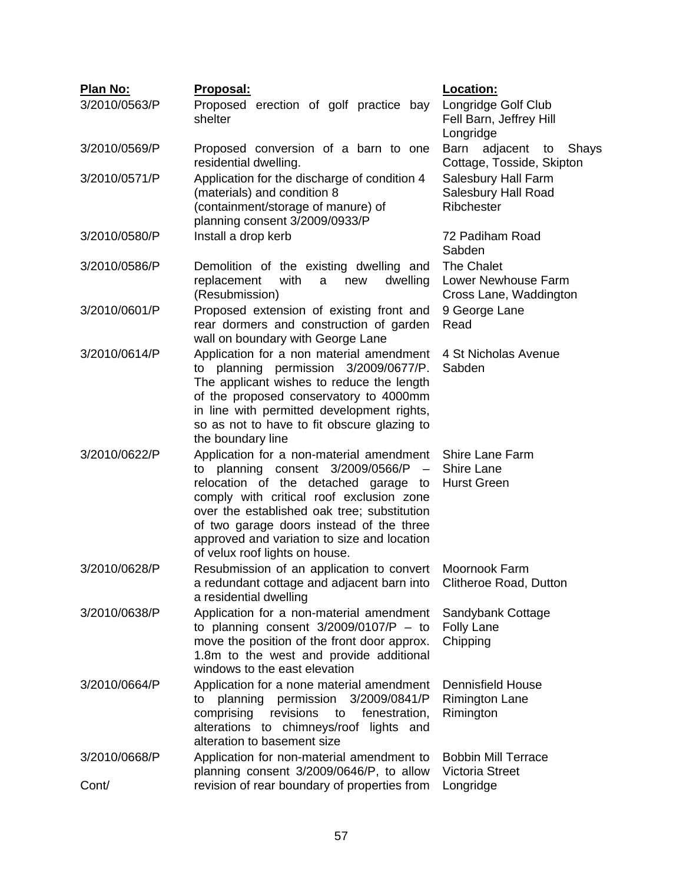| **Plan No:** | **Proposal:** | **Location:** |
|---|---|---|
| 3/2010/0563/P | Proposed erection of golf practice bay shelter | Longridge Golf Club Fell Barn, Jeffrey Hill Longridge |
| 3/2010/0569/P | Proposed conversion of a barn to one residential dwelling. | Barn adjacent to Shays Cottage, Tosside, Skipton |
| 3/2010/0571/P | Application for the discharge of condition 4 (materials) and condition 8 (containment/storage of manure) of planning consent 3/2009/0933/P | Salesbury Hall Farm Salesbury Hall Road Ribchester |
| 3/2010/0580/P | Install a drop kerb | 72 Padiham Road Sabden |
| 3/2010/0586/P | Demolition of the existing dwelling and replacement with a new dwelling (Resubmission) | The Chalet Lower Newhouse Farm Cross Lane, Waddington |
| 3/2010/0601/P | Proposed extension of existing front and rear dormers and construction of garden wall on boundary with George Lane | 9 George Lane Read |
| 3/2010/0614/P | Application for a non material amendment to planning permission 3/2009/0677/P. The applicant wishes to reduce the length of the proposed conservatory to 4000mm in line with permitted development rights, so as not to have to fit obscure glazing to the boundary line | 4 St Nicholas Avenue Sabden |
| 3/2010/0622/P | Application for a non-material amendment to planning consent 3/2009/0566/P – relocation of the detached garage to comply with critical roof exclusion zone over the established oak tree; substitution of two garage doors instead of the three approved and variation to size and location of velux roof lights on house. | Shire Lane Farm Shire Lane Hurst Green |
| 3/2010/0628/P | Resubmission of an application to convert a redundant cottage and adjacent barn into a residential dwelling | Moornook Farm Clitheroe Road, Dutton |
| 3/2010/0638/P | Application for a non-material amendment to planning consent 3/2009/0107/P – to move the position of the front door approx. 1.8m to the west and provide additional windows to the east elevation | Sandybank Cottage Folly Lane Chipping |
| 3/2010/0664/P | Application for a none material amendment to planning permission 3/2009/0841/P comprising revisions to fenestration, alterations to chimneys/roof lights and alteration to basement size | Dennisfield House Rimington Lane Rimington |
| 3/2010/0668/P<br><br>Cont/ | Application for non-material amendment to planning consent 3/2009/0646/P, to allow revision of rear boundary of properties from | Bobbin Mill Terrace Victoria Street Longridge |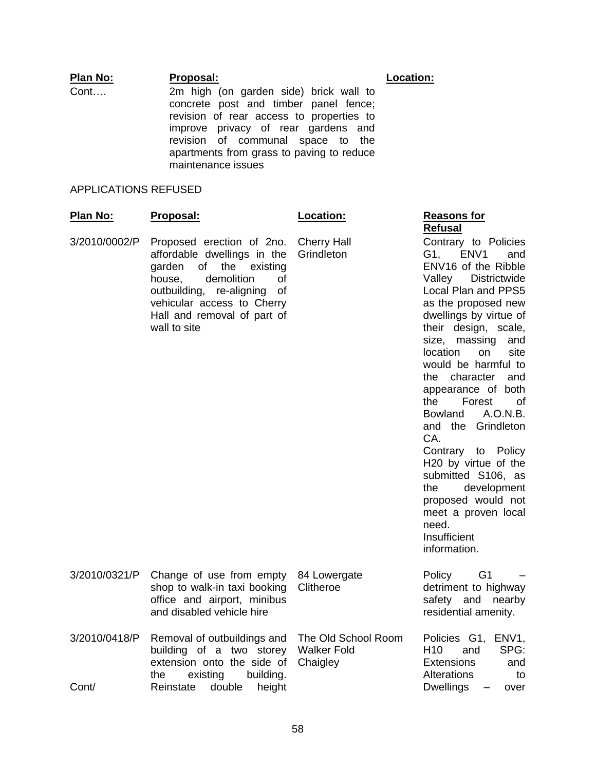| Plan No: | Proposal: | Location: |
|---|---|---|
| Cont…. | 2m high (on garden side) brick wall to concrete post and timber panel fence; revision of rear access to properties to improve privacy of rear gardens and revision of communal space to the apartments from grass to paving to reduce maintenance issues | |

APPLICATIONS REFUSED

| Plan No: | Proposal: | Location: | Reasons for Refusal |
|---|---|---|---|
| 3/2010/0002/P | Proposed erection of 2no. affordable dwellings in the garden of the existing house, demolition of outbuilding, re-aligning of vehicular access to Cherry Hall and removal of part of wall to site | Cherry Hall Grindleton | Contrary to Policies G1, ENV1 and ENV16 of the Ribble Valley Districtwide Local Plan and PPS5 as the proposed new dwellings by virtue of their design, scale, size, massing and location on site would be harmful to the character and appearance of both the Forest of Bowland A.O.N.B. and the Grindleton CA. Contrary to Policy H20 by virtue of the submitted S106, as the development proposed would not meet a proven local need. Insufficient information. |
| 3/2010/0321/P | Change of use from empty shop to walk-in taxi booking office and airport, minibus and disabled vehicle hire | 84 Lowergate Clitheroe | Policy G1 – detriment to highway safety and nearby residential amenity. |
| 3/2010/0418/P<br>Cont/ | Removal of outbuildings and building of a two storey extension onto the side of the existing building. Reinstate double height | The Old School Room Walker Fold Chaigley | Policies G1, ENV1, H10 and SPG: Extensions and Alterations to Dwellings – over |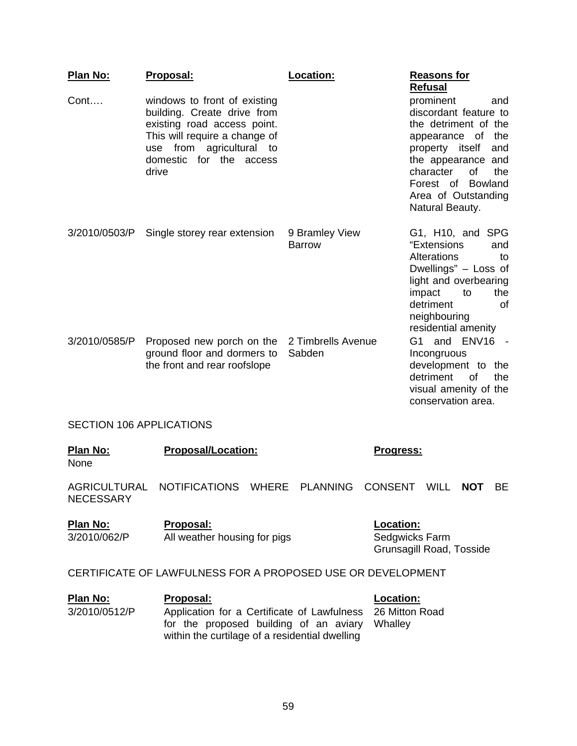| Plan No: | Proposal: | Location: | Reasons for Refusal |
|---|---|---|---|
| Cont…. | windows to front of existing building. Create drive from existing road access point. This will require a change of use from agricultural to domestic for the access drive | | prominent and discordant feature to the detriment of the appearance of the property itself and the appearance and character of the Forest of Bowland Area of Outstanding Natural Beauty. |
| 3/2010/0503/P | Single storey rear extension | 9 Bramley View Barrow | G1, H10, and SPG "Extensions and Alterations to Dwellings" – Loss of light and overbearing impact to the detriment of neighbouring residential amenity |
| 3/2010/0585/P | Proposed new porch on the ground floor and dormers to the front and rear roofslope | 2 Timbrells Avenue Sabden | G1 and ENV16 - Incongruous development to the detriment of the visual amenity of the conservation area. |

SECTION 106 APPLICATIONS

| Plan No: | Proposal/Location: | Progress: |
|---|---|---|
| None | | |

AGRICULTURAL NOTIFICATIONS WHERE PLANNING CONSENT WILL **NOT** BE NECESSARY

| Plan No: | Proposal: | Location: |
|---|---|---|
| 3/2010/062/P | All weather housing for pigs | Sedgwicks Farm Grunsagill Road, Tosside |

CERTIFICATE OF LAWFULNESS FOR A PROPOSED USE OR DEVELOPMENT

| Plan No: | Proposal: | Location: |
|---|---|---|
| 3/2010/0512/P | Application for a Certificate of Lawfulness for the proposed building of an aviary within the curtilage of a residential dwelling | 26 Mitton Road Whalley |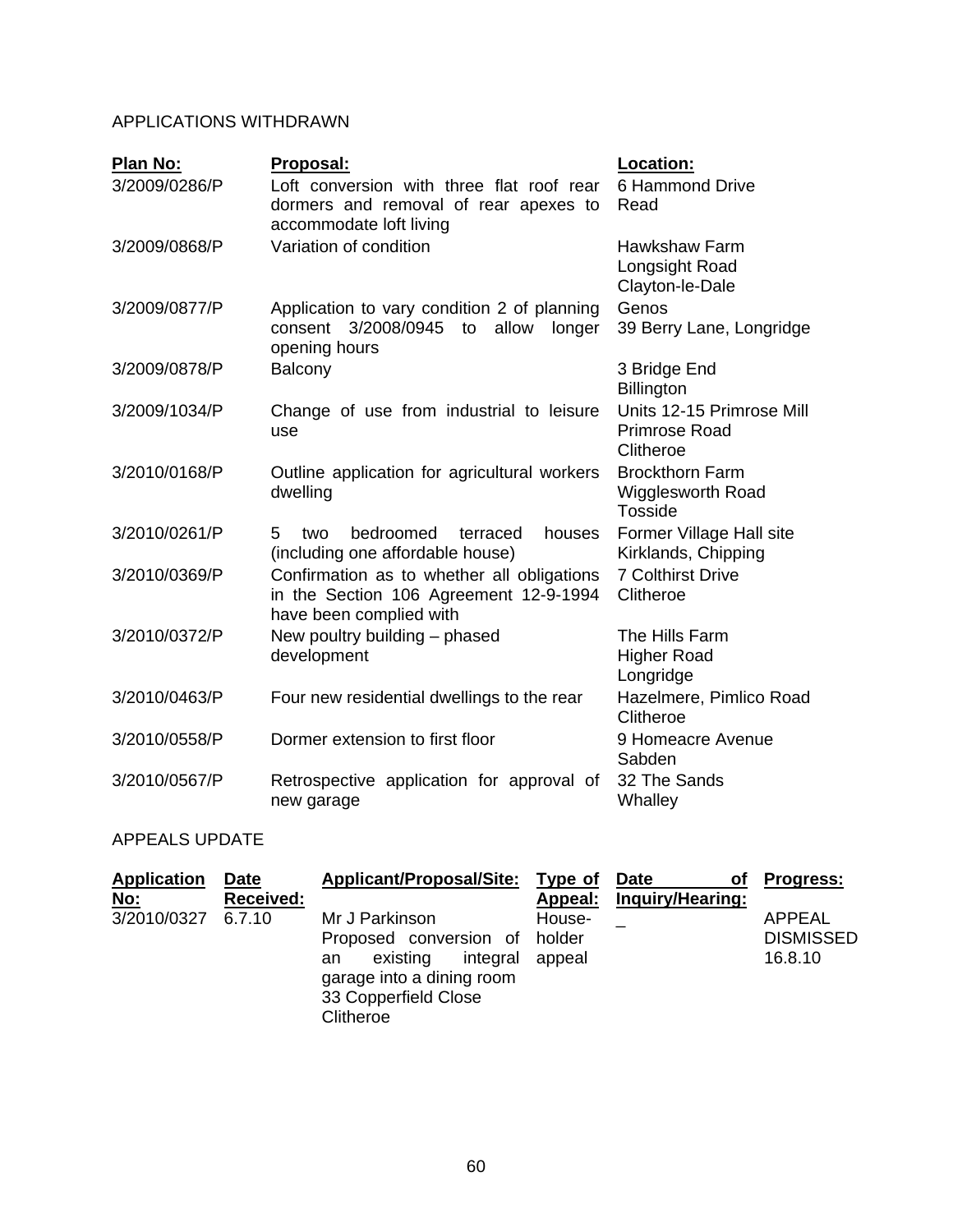## APPLICATIONS WITHDRAWN

| Plan No: | Proposal: | Location: |
|---|---|---|
| 3/2009/0286/P | Loft conversion with three flat roof rear dormers and removal of rear apexes to accommodate loft living | 6 Hammond Drive Read |
| 3/2009/0868/P | Variation of condition | Hawkshaw Farm Longsight Road Clayton-le-Dale |
| 3/2009/0877/P | Application to vary condition 2 of planning consent 3/2008/0945 to allow longer opening hours | Genos 39 Berry Lane, Longridge |
| 3/2009/0878/P | Balcony | 3 Bridge End Billington |
| 3/2009/1034/P | Change of use from industrial to leisure use | Units 12-15 Primrose Mill Primrose Road Clitheroe |
| 3/2010/0168/P | Outline application for agricultural workers dwelling | Brockthorn Farm Wigglesworth Road Tosside |
| 3/2010/0261/P | 5 two bedroomed terraced houses (including one affordable house) | Former Village Hall site Kirklands, Chipping |
| 3/2010/0369/P | Confirmation as to whether all obligations in the Section 106 Agreement 12-9-1994 have been complied with | 7 Colthirst Drive Clitheroe |
| 3/2010/0372/P | New poultry building – phased development | The Hills Farm Higher Road Longridge |
| 3/2010/0463/P | Four new residential dwellings to the rear | Hazelmere, Pimlico Road Clitheroe |
| 3/2010/0558/P | Dormer extension to first floor | 9 Homeacre Avenue Sabden |
| 3/2010/0567/P | Retrospective application for approval of new garage | 32 The Sands Whalley |

## APPEALS UPDATE

| Application No: | Date Received: | Applicant/Proposal/Site: | Type of Appeal: | Date of Inquiry/Hearing: | Progress: |
|---|---|---|---|---|---|
| 3/2010/0327 | 6.7.10 | Mr J Parkinson Proposed conversion of an existing integral garage into a dining room 33 Copperfield Close Clitheroe | House-holder appeal | _ | APPEAL DISMISSED 16.8.10 |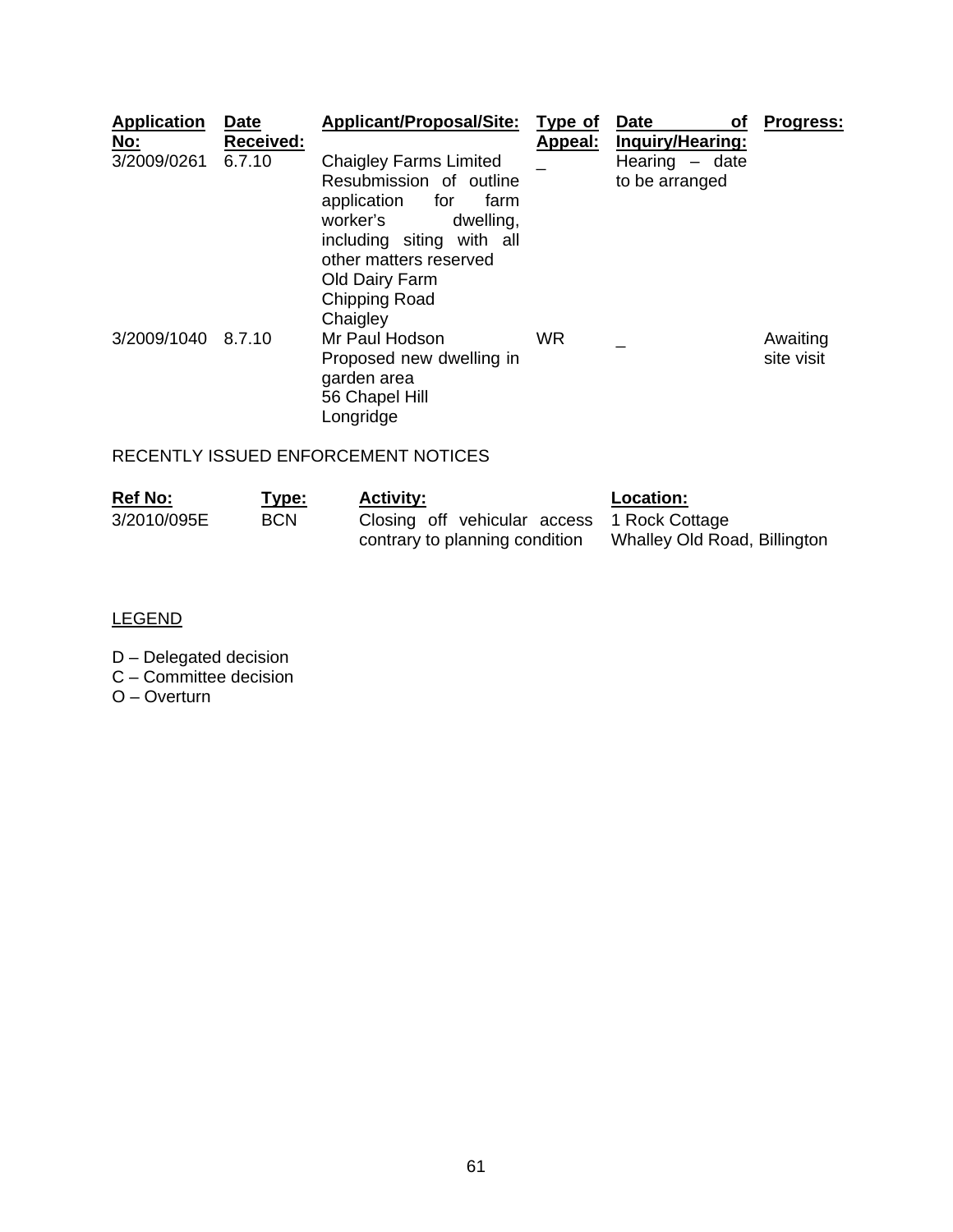| Application No: | Date Received: | Applicant/Proposal/Site: | Type of Appeal: | Date of Inquiry/Hearing: | Progress: |
|---|---|---|---|---|---|
| 3/2009/0261 | 6.7.10 | Chaigley Farms Limited<br>Resubmission of outline application for farm worker's dwelling, including siting with all other matters reserved<br>Old Dairy Farm<br>Chipping Road<br>Chaigley | _ | Hearing – date to be arranged | |
| 3/2009/1040 | 8.7.10 | Mr Paul Hodson<br>Proposed new dwelling in garden area<br>56 Chapel Hill<br>Longridge | WR | _ | Awaiting site visit |

RECENTLY ISSUED ENFORCEMENT NOTICES

| Ref No: | Type: | Activity: | Location: |
|---|---|---|---|
| 3/2010/095E | BCN | Closing off vehicular access contrary to planning condition | 1 Rock Cottage<br>Whalley Old Road, Billington |

LEGEND

D – Delegated decision
C – Committee decision
O – Overturn